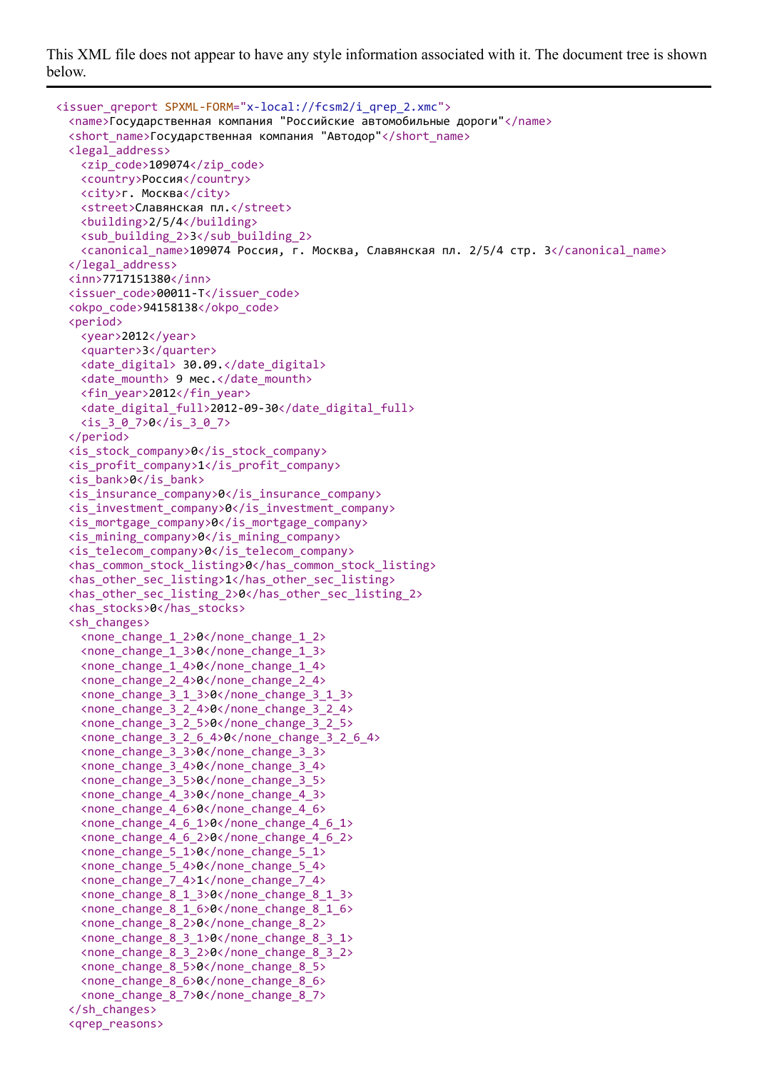This XML file does not appear to have any style information associated with it. The document tree is shown below.

```
<issuer_qreport SPXML-FORM="x-local://fcsm2/i_qrep_2.xmc">
  <name>Государственная компания "Российские автомобильные дороги"</name>
  <short_name>Государственная компания "Автодор"</short_name>
  <legal_address>
    <zip_code>109074</zip_code>
    <country>Россия</country>
    <city>г. Москва</city>
    <street>Славянская пл.</street>
    <building>2/5/4</building>
    <sub_building_2>3</sub_building_2>
    <canonical_name>109074 Россия, г. Москва, Славянская пл. 2/5/4 стр. 3</canonical_name>
  </legal_address>
  <inn>7717151380</inn>
  <issuer_code>00011-T</issuer_code>
  <okpo_code>94158138</okpo_code>
  <period>
    <year>2012</year>
    <quarter>3</quarter>
    <date_digital> 30.09.</date_digital>
    <date_mounth> 9 мес.</date_mounth>
    <fin_year>2012</fin_year>
    <date_digital_full>2012-09-30</date_digital_full>
    <is_3_0_7>0</is_3_0_7>
  </period>
  <is_stock_company>0</is_stock_company>
  <is_profit_company>1</is_profit_company>
  <is_bank>0</is_bank>
  <is_insurance_company>0</is_insurance_company>
  <is_investment_company>0</is_investment_company>
  <is_mortgage_company>0</is_mortgage_company>
  <is_mining_company>0</is_mining_company>
  <is_telecom_company>0</is_telecom_company>
  <has_common_stock_listing>0</has_common_stock_listing>
  <has_other_sec_listing>1</has_other_sec_listing>
  <has_other_sec_listing_2>0</has_other_sec_listing_2>
  <has_stocks>0</has_stocks>
  <sh_changes>
    <none_change_1_2>0</none_change_1_2>
    <none_change_1_3>0</none_change_1_3>
    <none_change_1_4>0</none_change_1_4>
    <none_change_2_4>0</none_change_2_4>
    <none_change_3_1_3>0</none_change_3_1_3>
    <none_change_3_2_4>0</none_change_3_2_4>
    <none_change_3_2_5>0</none_change_3_2_5>
    <none_change_3_2_6_4>0</none_change_3_2_6_4>
    <none_change_3_3>0</none_change_3_3>
    <none_change_3_4>0</none_change_3_4>
    <none_change_3_5>0</none_change_3_5>
    <none_change_4_3>0</none_change_4_3>
    <none_change_4_6>0</none_change_4_6>
    <none_change_4_6_1>0</none_change_4_6_1>
    <none_change_4_6_2>0</none_change_4_6_2>
    <none_change_5_1>0</none_change_5_1>
    <none_change_5_4>0</none_change_5_4>
    <none_change_7_4>1</none_change_7_4>
    <none_change_8_1_3>0</none_change_8_1_3>
    <none_change_8_1_6>0</none_change_8_1_6>
    <none_change_8_2>0</none_change_8_2>
    <none_change_8_3_1>0</none_change_8_3_1>
    <none_change_8_3_2>0</none_change_8_3_2>
    <none_change_8_5>0</none_change_8_5>
    <none_change_8_6>0</none_change_8_6>
    <none_change_8_7>0</none_change_8_7>
  </sh_changes>
  <qrep_reasons>
```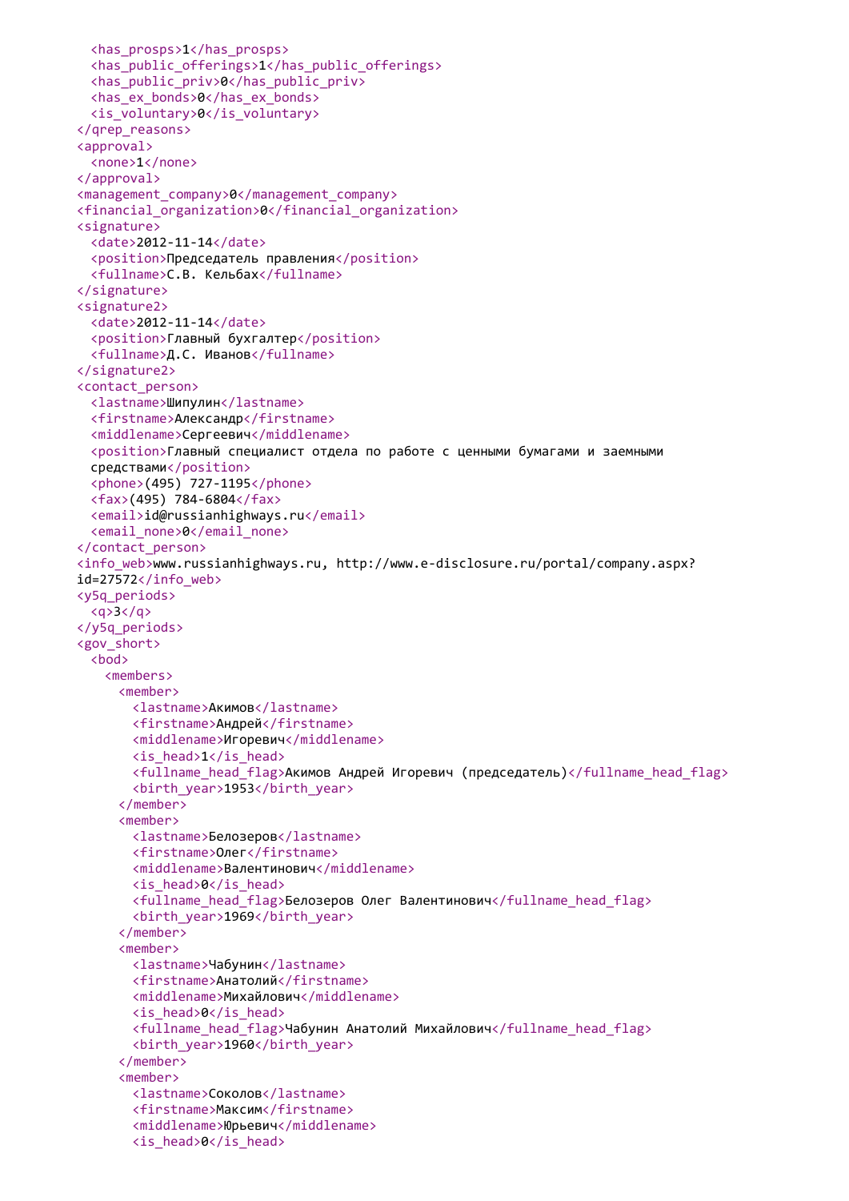```xml
    <has_prosps>1</has_prosps>
    <has_public_offerings>1</has_public_offerings>
    <has_public_priv>0</has_public_priv>
    <has_ex_bonds>0</has_ex_bonds>
    <is_voluntary>0</is_voluntary>
  </qrep_reasons>
  <approval>
    <none>1</none>
  </approval>
  <management_company>0</management_company>
  <financial_organization>0</financial_organization>
  <signature>
    <date>2012-11-14</date>
    <position>Председатель правления</position>
    <fullname>С.В. Кельбах</fullname>
  </signature>
  <signature2>
    <date>2012-11-14</date>
    <position>Главный бухгалтер</position>
    <fullname>Д.С. Иванов</fullname>
  </signature2>
  <contact_person>
    <lastname>Шипулин</lastname>
    <firstname>Александр</firstname>
    <middlename>Сергеевич</middlename>
    <position>Главный специалист отдела по работе с ценными бумагами и заемными
    средствами</position>
    <phone>(495) 727-1195</phone>
    <fax>(495) 784-6804</fax>
    <email>id@russianhighways.ru</email>
    <email_none>0</email_none>
  </contact_person>
  <info_web>www.russianhighways.ru, http://www.e-disclosure.ru/portal/company.aspx?
id=27572</info_web>
  <y5q_periods>
    <q>3</q>
  </y5q_periods>
  <gov_short>
    <bod>
      <members>
        <member>
          <lastname>Акимов</lastname>
          <firstname>Андрей</firstname>
          <middlename>Игоревич</middlename>
          <is_head>1</is_head>
          <fullname_head_flag>Акимов Андрей Игоревич (председатель)</fullname_head_flag>
          <birth_year>1953</birth_year>
        </member>
        <member>
          <lastname>Белозеров</lastname>
          <firstname>Олег</firstname>
          <middlename>Валентинович</middlename>
          <is_head>0</is_head>
          <fullname_head_flag>Белозеров Олег Валентинович</fullname_head_flag>
          <birth_year>1969</birth_year>
        </member>
        <member>
          <lastname>Чабунин</lastname>
          <firstname>Анатолий</firstname>
          <middlename>Михайлович</middlename>
          <is_head>0</is_head>
          <fullname_head_flag>Чабунин Анатолий Михайлович</fullname_head_flag>
          <birth_year>1960</birth_year>
        </member>
        <member>
          <lastname>Соколов</lastname>
          <firstname>Максим</firstname>
          <middlename>Юрьевич</middlename>
          <is_head>0</is_head>
```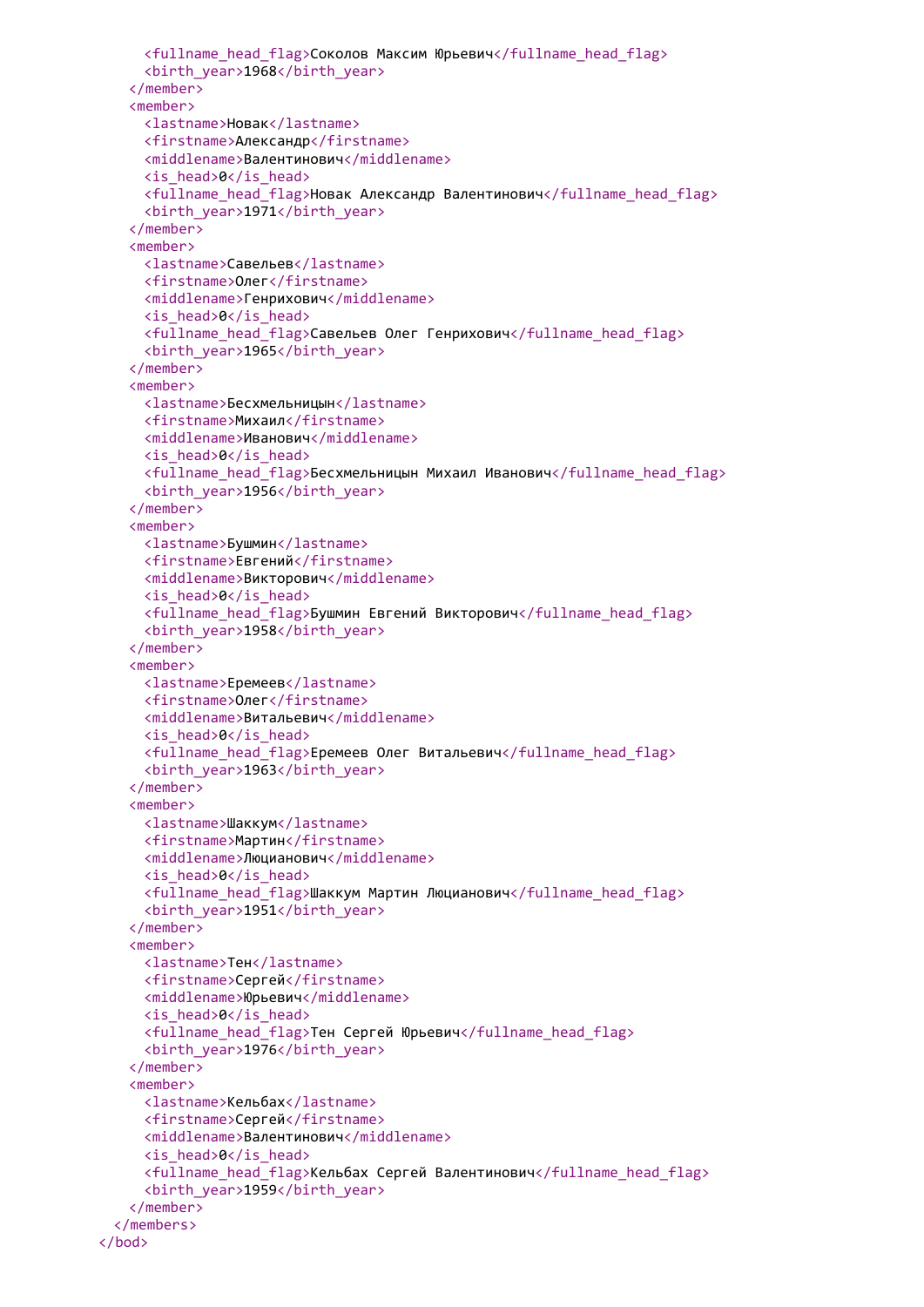```
      <fullname_head_flag>Соколов Максим Юрьевич</fullname_head_flag>
      <birth_year>1968</birth_year>
    </member>
    <member>
      <lastname>Новак</lastname>
      <firstname>Александр</firstname>
      <middlename>Валентинович</middlename>
      <is_head>0</is_head>
      <fullname_head_flag>Новак Александр Валентинович</fullname_head_flag>
      <birth_year>1971</birth_year>
    </member>
    <member>
      <lastname>Савельев</lastname>
      <firstname>Олег</firstname>
      <middlename>Генрихович</middlename>
      <is_head>0</is_head>
      <fullname_head_flag>Савельев Олег Генрихович</fullname_head_flag>
      <birth_year>1965</birth_year>
    </member>
    <member>
      <lastname>Бесхмельницын</lastname>
      <firstname>Михаил</firstname>
      <middlename>Иванович</middlename>
      <is_head>0</is_head>
      <fullname_head_flag>Бесхмельницын Михаил Иванович</fullname_head_flag>
      <birth_year>1956</birth_year>
    </member>
    <member>
      <lastname>Бушмин</lastname>
      <firstname>Евгений</firstname>
      <middlename>Викторович</middlename>
      <is_head>0</is_head>
      <fullname_head_flag>Бушмин Евгений Викторович</fullname_head_flag>
      <birth_year>1958</birth_year>
    </member>
    <member>
      <lastname>Еремеев</lastname>
      <firstname>Олег</firstname>
      <middlename>Витальевич</middlename>
      <is_head>0</is_head>
      <fullname_head_flag>Еремеев Олег Витальевич</fullname_head_flag>
      <birth_year>1963</birth_year>
    </member>
    <member>
      <lastname>Шаккум</lastname>
      <firstname>Мартин</firstname>
      <middlename>Люцианович</middlename>
      <is_head>0</is_head>
      <fullname_head_flag>Шаккум Мартин Люцианович</fullname_head_flag>
      <birth_year>1951</birth_year>
    </member>
    <member>
      <lastname>Тен</lastname>
      <firstname>Сергей</firstname>
      <middlename>Юрьевич</middlename>
      <is_head>0</is_head>
      <fullname_head_flag>Тен Сергей Юрьевич</fullname_head_flag>
      <birth_year>1976</birth_year>
    </member>
    <member>
      <lastname>Кельбах</lastname>
      <firstname>Сергей</firstname>
      <middlename>Валентинович</middlename>
      <is_head>0</is_head>
      <fullname_head_flag>Кельбах Сергей Валентинович</fullname_head_flag>
      <birth_year>1959</birth_year>
    </member>
  </members>
</bod>
```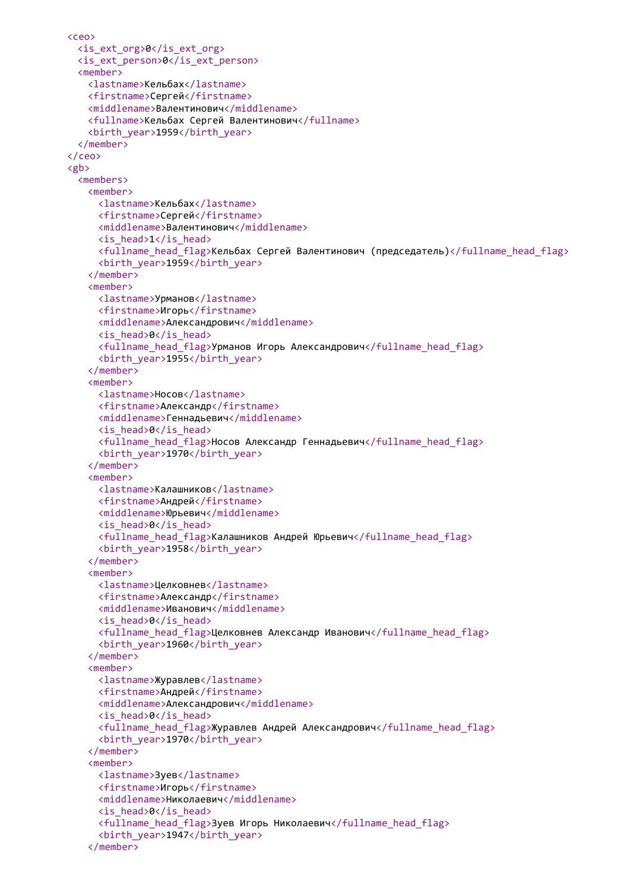```xml
<ceo>
  <is_ext_org>0</is_ext_org>
  <is_ext_person>0</is_ext_person>
  <member>
    <lastname>Кельбах</lastname>
    <firstname>Сергей</firstname>
    <middlename>Валентинович</middlename>
    <fullname>Кельбах Сергей Валентинович</fullname>
    <birth_year>1959</birth_year>
  </member>
</ceo>
<gb>
  <members>
    <member>
      <lastname>Кельбах</lastname>
      <firstname>Сергей</firstname>
      <middlename>Валентинович</middlename>
      <is_head>1</is_head>
      <fullname_head_flag>Кельбах Сергей Валентинович (председатель)</fullname_head_flag>
      <birth_year>1959</birth_year>
    </member>
    <member>
      <lastname>Урманов</lastname>
      <firstname>Игорь</firstname>
      <middlename>Александрович</middlename>
      <is_head>0</is_head>
      <fullname_head_flag>Урманов Игорь Александрович</fullname_head_flag>
      <birth_year>1955</birth_year>
    </member>
    <member>
      <lastname>Носов</lastname>
      <firstname>Александр</firstname>
      <middlename>Геннадьевич</middlename>
      <is_head>0</is_head>
      <fullname_head_flag>Носов Александр Геннадьевич</fullname_head_flag>
      <birth_year>1970</birth_year>
    </member>
    <member>
      <lastname>Калашников</lastname>
      <firstname>Андрей</firstname>
      <middlename>Юрьевич</middlename>
      <is_head>0</is_head>
      <fullname_head_flag>Калашников Андрей Юрьевич</fullname_head_flag>
      <birth_year>1958</birth_year>
    </member>
    <member>
      <lastname>Целковнев</lastname>
      <firstname>Александр</firstname>
      <middlename>Иванович</middlename>
      <is_head>0</is_head>
      <fullname_head_flag>Целковнев Александр Иванович</fullname_head_flag>
      <birth_year>1960</birth_year>
    </member>
    <member>
      <lastname>Журавлев</lastname>
      <firstname>Андрей</firstname>
      <middlename>Александрович</middlename>
      <is_head>0</is_head>
      <fullname_head_flag>Журавлев Андрей Александрович</fullname_head_flag>
      <birth_year>1970</birth_year>
    </member>
    <member>
      <lastname>Зуев</lastname>
      <firstname>Игорь</firstname>
      <middlename>Николаевич</middlename>
      <is_head>0</is_head>
      <fullname_head_flag>Зуев Игорь Николаевич</fullname_head_flag>
      <birth_year>1947</birth_year>
    </member>
```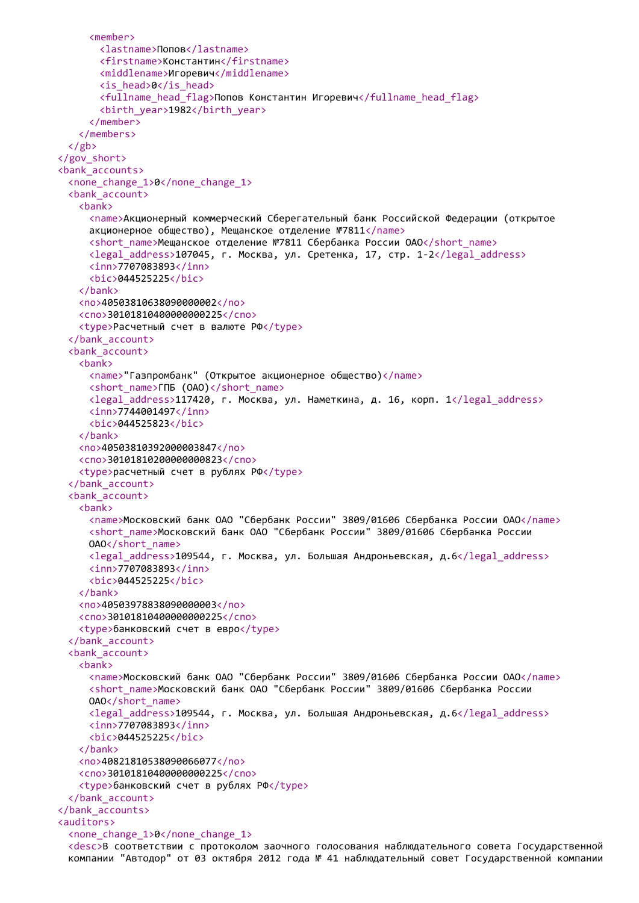```xml
      <member>
        <lastname>Попов</lastname>
        <firstname>Константин</firstname>
        <middlename>Игоревич</middlename>
        <is_head>0</is_head>
        <fullname_head_flag>Попов Константин Игоревич</fullname_head_flag>
        <birth_year>1982</birth_year>
      </member>
    </members>
  </gb>
</gov_short>
<bank_accounts>
  <none_change_1>0</none_change_1>
  <bank_account>
    <bank>
      <name>Акционерный коммерческий Сберегательный банк Российской Федерации (открытое
      акционерное общество), Мещанское отделение №7811</name>
      <short_name>Мещанское отделение №7811 Сбербанка России ОАО</short_name>
      <legal_address>107045, г. Москва, ул. Сретенка, 17, стр. 1-2</legal_address>
      <inn>7707083893</inn>
      <bic>044525225</bic>
    </bank>
    <no>40503810638090000002</no>
    <cno>30101810400000000225</cno>
    <type>Расчетный счет в валюте РФ</type>
  </bank_account>
  <bank_account>
    <bank>
      <name>"Газпромбанк" (Открытое акционерное общество)</name>
      <short_name>ГПБ (ОАО)</short_name>
      <legal_address>117420, г. Москва, ул. Наметкина, д. 16, корп. 1</legal_address>
      <inn>7744001497</inn>
      <bic>044525823</bic>
    </bank>
    <no>40503810392000003847</no>
    <cno>30101810200000000823</cno>
    <type>расчетный счет в рублях РФ</type>
  </bank_account>
  <bank_account>
    <bank>
      <name>Московский банк ОАО "Сбербанк России" 3809/01606 Сбербанка России ОАО</name>
      <short_name>Московский банк ОАО "Сбербанк России" 3809/01606 Сбербанка России
      ОАО</short_name>
      <legal_address>109544, г. Москва, ул. Большая Андроньевская, д.6</legal_address>
      <inn>7707083893</inn>
      <bic>044525225</bic>
    </bank>
    <no>40503978838090000003</no>
    <cno>30101810400000000225</cno>
    <type>банковский счет в евро</type>
  </bank_account>
  <bank_account>
    <bank>
      <name>Московский банк ОАО "Сбербанк России" 3809/01606 Сбербанка России ОАО</name>
      <short_name>Московский банк ОАО "Сбербанк России" 3809/01606 Сбербанка России
      ОАО</short_name>
      <legal_address>109544, г. Москва, ул. Большая Андроньевская, д.6</legal_address>
      <inn>7707083893</inn>
      <bic>044525225</bic>
    </bank>
    <no>40821810538090066077</no>
    <cno>30101810400000000225</cno>
    <type>банковский счет в рублях РФ</type>
  </bank_account>
</bank_accounts>
<auditors>
  <none_change_1>0</none_change_1>
  <desc>В соответствии с протоколом заочного голосования наблюдательного совета Государственной
  компании "Автодор" от 03 октября 2012 года № 41 наблюдательный совет Государственной компании
```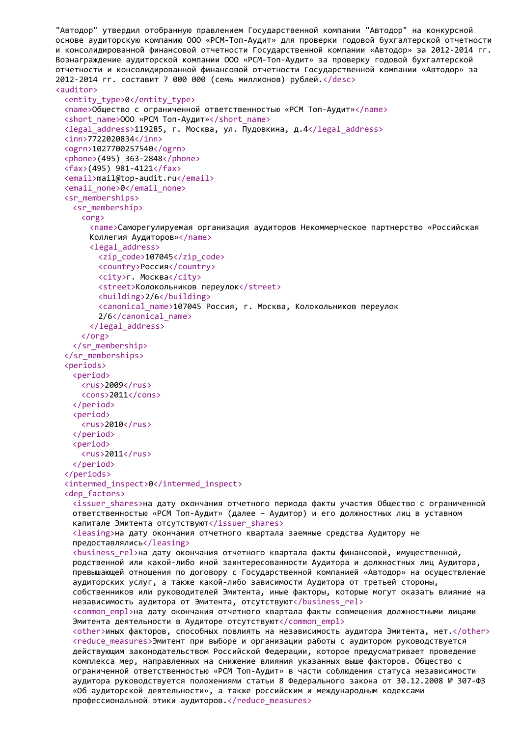"Автодор" утвердил отобранную правлением Государственной компании "Автодор" на конкурсной основе аудиторскую компанию ООО «РСМ-Топ-Аудит» для проверки годовой бухгалтерской отчетности и консолидированной финансовой отчетности Государственной компании «Автодор» за 2012-2014 гг. Вознаграждение аудиторской компании ООО «РСМ-Топ-Аудит» за проверку годовой бухгалтерской отчетности и консолидированной финансовой отчетности Государственной компании «Автодор» за 2012-2014 гг. составит 7 000 000 (семь миллионов) рублей.</desc>

```
<auditor>
  <entity_type>0</entity_type>
  <name>Общество с ограниченной ответственностью «РСМ Топ-Аудит»</name>
  <short_name>ООО «РСМ Топ-Аудит»</short_name>
  <legal_address>119285, г. Москва, ул. Пудовкина, д.4</legal_address>
  <inn>7722020834</inn>
  <ogrn>1027700257540</ogrn>
  <phone>(495) 363-2848</phone>
  <fax>(495) 981-4121</fax>
  <email>mail@top-audit.ru</email>
  <email_none>0</email_none>
  <sr_memberships>
    <sr_membership>
      <org>
        <name>Саморегулируемая организация аудиторов Некоммерческое партнерство «Российская
        Коллегия Аудиторов»</name>
        <legal_address>
          <zip_code>107045</zip_code>
          <country>Россия</country>
          <city>г. Москва</city>
          <street>Колокольников переулок</street>
          <building>2/6</building>
          <canonical_name>107045 Россия, г. Москва, Колокольников переулок
          2/6</canonical_name>
        </legal_address>
      </org>
    </sr_membership>
  </sr_memberships>
  <periods>
    <period>
      <rus>2009</rus>
      <cons>2011</cons>
    </period>
    <period>
      <rus>2010</rus>
    </period>
    <period>
      <rus>2011</rus>
    </period>
  </periods>
  <intermed_inspect>0</intermed_inspect>
  <dep_factors>
    <issuer_shares>на дату окончания отчетного периода факты участия Общество с ограниченной
    ответственностью «РСМ Топ-Аудит» (далее – Аудитор) и его должностных лиц в уставном
    капитале Эмитента отсутствуют</issuer_shares>
    <leasing>на дату окончания отчетного квартала заемные средства Аудитору не
    предоставлялись</leasing>
    <business_rel>на дату окончания отчетного квартала факты финансовой, имущественной,
    родственной или какой-либо иной заинтересованности Аудитора и должностных лиц Аудитора,
    превышающей отношения по договору с Государственной компанией «Автодор» на осуществление
    аудиторских услуг, а также какой-либо зависимости Аудитора от третьей стороны,
    собственников или руководителей Эмитента, иные факторы, которые могут оказать влияние на
    независимость аудитора от Эмитента, отсутствуют</business_rel>
    <common_empl>на дату окончания отчетного квартала факты совмещения должностными лицами
    Эмитента деятельности в Аудиторе отсутствуют</common_empl>
    <other>иных факторов, способных повлиять на независимость аудитора Эмитента, нет.</other>
    <reduce_measures>Эмитент при выборе и организации работы с аудитором руководствуется
    действующим законодательством Российской Федерации, которое предусматривает проведение
    комплекса мер, направленных на снижение влияния указанных выше факторов. Общество с
    ограниченной ответственностью «РСМ Топ-Аудит» в части соблюдения статуса независимости
    аудитора руководствуется положениями статьи 8 Федерального закона от 30.12.2008 № 307-ФЗ
    «Об аудиторской деятельности», а также российским и международным кодексами
    профессиональной этики аудиторов.</reduce_measures>
```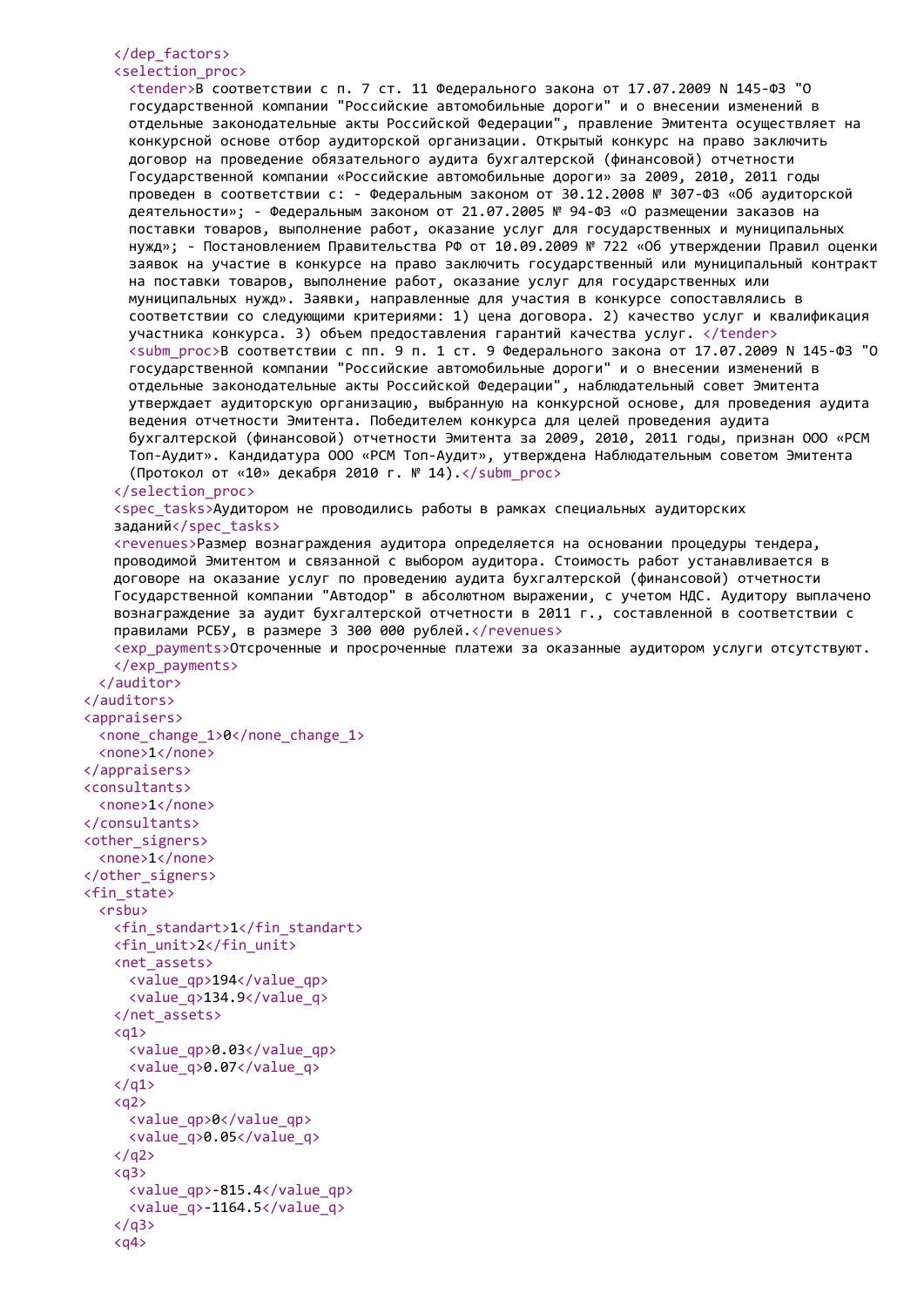```xml
      </dep_factors>
      <selection_proc>
        <tender>В соответствии с п. 7 ст. 11 Федерального закона от 17.07.2009 N 145-ФЗ "О
        государственной компании "Российские автомобильные дороги" и о внесении изменений в
        отдельные законодательные акты Российской Федерации", правление Эмитента осуществляет на
        конкурсной основе отбор аудиторской организации. Открытый конкурс на право заключить
        договор на проведение обязательного аудита бухгалтерской (финансовой) отчетности
        Государственной компании «Российские автомобильные дороги» за 2009, 2010, 2011 годы
        проведен в соответствии с: - Федеральным законом от 30.12.2008 № 307-ФЗ «Об аудиторской
        деятельности»; - Федеральным законом от 21.07.2005 № 94-ФЗ «О размещении заказов на
        поставки товаров, выполнение работ, оказание услуг для государственных и муниципальных
        нужд»; - Постановлением Правительства РФ от 10.09.2009 № 722 «Об утверждении Правил оценки
        заявок на участие в конкурсе на право заключить государственный или муниципальный контракт
        на поставки товаров, выполнение работ, оказание услуг для государственных или
        муниципальных нужд». Заявки, направленные для участия в конкурсе сопоставлялись в
        соответствии со следующими критериями: 1) цена договора. 2) качество услуг и квалификация
        участника конкурса. 3) объем предоставления гарантий качества услуг. </tender>
        <subm_proc>В соответствии с пп. 9 п. 1 ст. 9 Федерального закона от 17.07.2009 N 145-ФЗ "О
        государственной компании "Российские автомобильные дороги" и о внесении изменений в
        отдельные законодательные акты Российской Федерации", наблюдательный совет Эмитента
        утверждает аудиторскую организацию, выбранную на конкурсной основе, для проведения аудита
        ведения отчетности Эмитента. Победителем конкурса для целей проведения аудита
        бухгалтерской (финансовой) отчетности Эмитента за 2009, 2010, 2011 годы, признан ООО «РСМ
        Топ-Аудит». Кандидатура ООО «РСМ Топ-Аудит», утверждена Наблюдательным советом Эмитента
        (Протокол от «10» декабря 2010 г. № 14).</subm_proc>
      </selection_proc>
      <spec_tasks>Аудитором не проводились работы в рамках специальных аудиторских
      заданий</spec_tasks>
      <revenues>Размер вознаграждения аудитора определяется на основании процедуры тендера,
      проводимой Эмитентом и связанной с выбором аудитора. Стоимость работ устанавливается в
      договоре на оказание услуг по проведению аудита бухгалтерской (финансовой) отчетности
      Государственной компании "Автодор" в абсолютном выражении, с учетом НДС. Аудитору выплачено
      вознаграждение за аудит бухгалтерской отчетности в 2011 г., составленной в соответствии с
      правилами РСБУ, в размере 3 300 000 рублей.</revenues>
      <exp_payments>Отсроченные и просроченные платежи за оказанные аудитором услуги отсутствуют.
      </exp_payments>
    </auditor>
  </auditors>
  <appraisers>
    <none_change_1>0</none_change_1>
    <none>1</none>
  </appraisers>
  <consultants>
    <none>1</none>
  </consultants>
  <other_signers>
    <none>1</none>
  </other_signers>
  <fin_state>
    <rsbu>
      <fin_standart>1</fin_standart>
      <fin_unit>2</fin_unit>
      <net_assets>
        <value_qp>194</value_qp>
        <value_q>134.9</value_q>
      </net_assets>
      <q1>
        <value_qp>0.03</value_qp>
        <value_q>0.07</value_q>
      </q1>
      <q2>
        <value_qp>0</value_qp>
        <value_q>0.05</value_q>
      </q2>
      <q3>
        <value_qp>-815.4</value_qp>
        <value_q>-1164.5</value_q>
      </q3>
      <q4>
```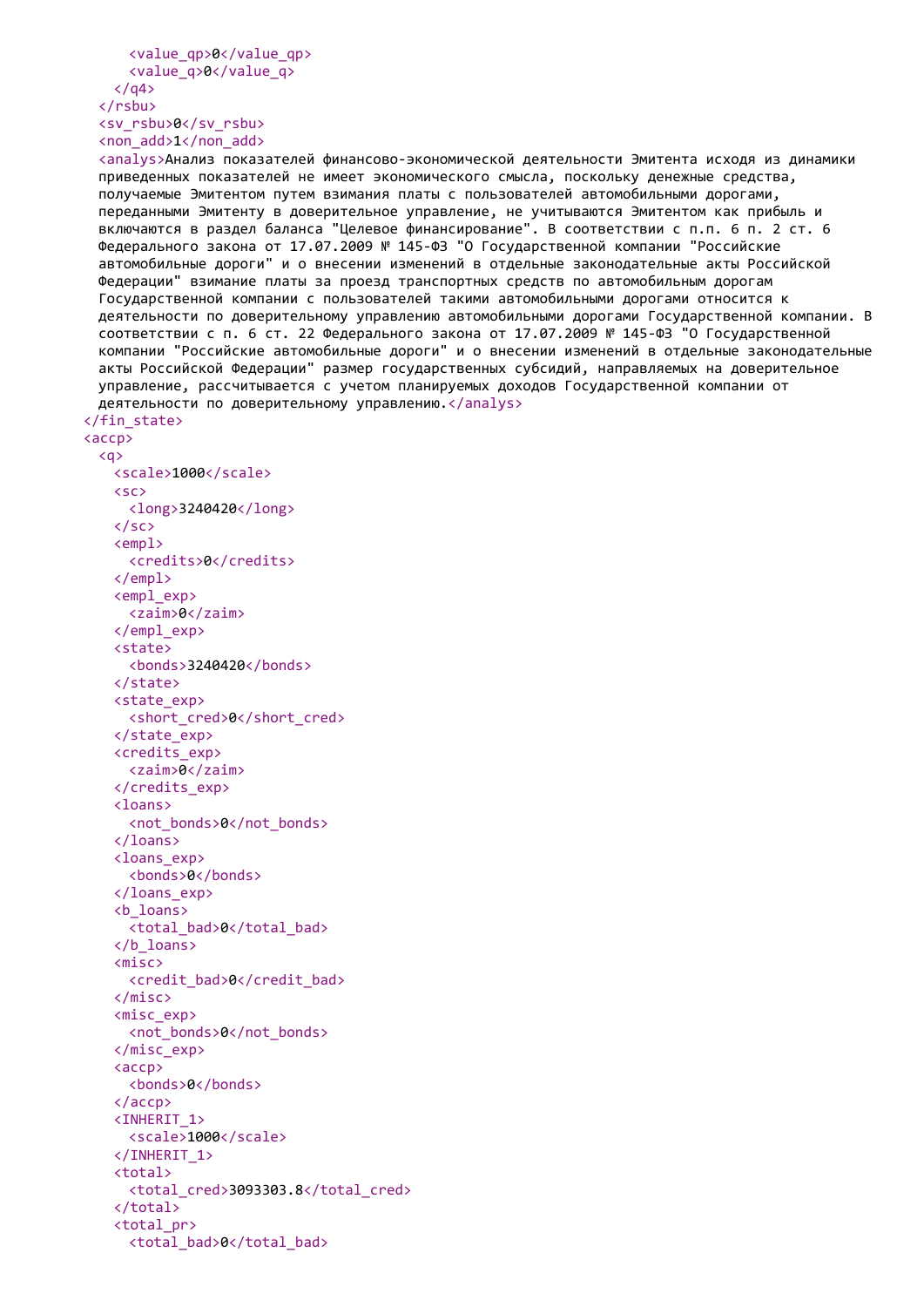```xml
      <value_qp>0</value_qp>
      <value_q>0</value_q>
    </q4>
  </rsbu>
  <sv_rsbu>0</sv_rsbu>
  <non_add>1</non_add>
  <analys>Анализ показателей финансово-экономической деятельности Эмитента исходя из динамики
  приведенных показателей не имеет экономического смысла, поскольку денежные средства,
  получаемые Эмитентом путем взимания платы с пользователей автомобильными дорогами,
  переданными Эмитенту в доверительное управление, не учитываются Эмитентом как прибыль и
  включаются в раздел баланса "Целевое финансирование". В соответствии с п.п. 6 п. 2 ст. 6
  Федерального закона от 17.07.2009 № 145-ФЗ "О Государственной компании "Российские
  автомобильные дороги" и о внесении изменений в отдельные законодательные акты Российской
  Федерации" взимание платы за проезд транспортных средств по автомобильным дорогам
  Государственной компании с пользователей такими автомобильными дорогами относится к
  деятельности по доверительному управлению автомобильными дорогами Государственной компании. В
  соответствии с п. 6 ст. 22 Федерального закона от 17.07.2009 № 145-ФЗ "О Государственной
  компании "Российские автомобильные дороги" и о внесении изменений в отдельные законодательные
  акты Российской Федерации" размер государственных субсидий, направляемых на доверительное
  управление, рассчитывается с учетом планируемых доходов Государственной компании от
  деятельности по доверительному управлению.</analys>
</fin_state>
<accp>
  <q>
    <scale>1000</scale>
    <sc>
      <long>3240420</long>
    </sc>
    <empl>
      <credits>0</credits>
    </empl>
    <empl_exp>
      <zaim>0</zaim>
    </empl_exp>
    <state>
      <bonds>3240420</bonds>
    </state>
    <state_exp>
      <short_cred>0</short_cred>
    </state_exp>
    <credits_exp>
      <zaim>0</zaim>
    </credits_exp>
    <loans>
      <not_bonds>0</not_bonds>
    </loans>
    <loans_exp>
      <bonds>0</bonds>
    </loans_exp>
    <b_loans>
      <total_bad>0</total_bad>
    </b_loans>
    <misc>
      <credit_bad>0</credit_bad>
    </misc>
    <misc_exp>
      <not_bonds>0</not_bonds>
    </misc_exp>
    <accp>
      <bonds>0</bonds>
    </accp>
    <INHERIT_1>
      <scale>1000</scale>
    </INHERIT_1>
    <total>
      <total_cred>3093303.8</total_cred>
    </total>
    <total_pr>
      <total_bad>0</total_bad>
```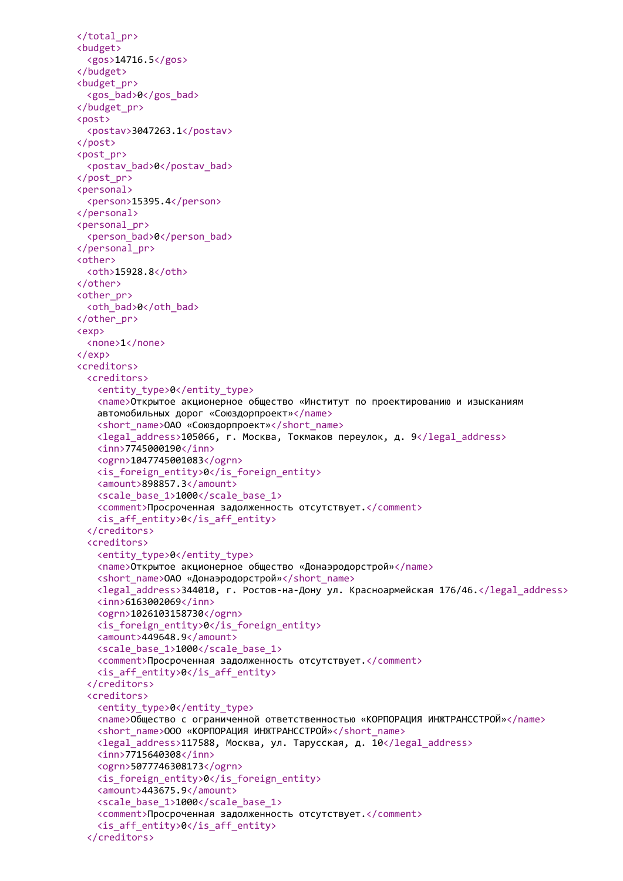```xml
          </total_pr>
          <budget>
            <gos>14716.5</gos>
          </budget>
          <budget_pr>
            <gos_bad>0</gos_bad>
          </budget_pr>
          <post>
            <postav>3047263.1</postav>
          </post>
          <post_pr>
            <postav_bad>0</postav_bad>
          </post_pr>
          <personal>
            <person>15395.4</person>
          </personal>
          <personal_pr>
            <person_bad>0</person_bad>
          </personal_pr>
          <other>
            <oth>15928.8</oth>
          </other>
          <other_pr>
            <oth_bad>0</oth_bad>
          </other_pr>
          <exp>
            <none>1</none>
          </exp>
          <creditors>
            <creditors>
              <entity_type>0</entity_type>
              <name>Открытое акционерное общество «Институт по проектированию и изысканиям
              автомобильных дорог «Союздорпроект»</name>
              <short_name>ОАО «Союздорпроект»</short_name>
              <legal_address>105066, г. Москва, Токмаков переулок, д. 9</legal_address>
              <inn>7745000190</inn>
              <ogrn>1047745001083</ogrn>
              <is_foreign_entity>0</is_foreign_entity>
              <amount>898857.3</amount>
              <scale_base_1>1000</scale_base_1>
              <comment>Просроченная задолженность отсутствует.</comment>
              <is_aff_entity>0</is_aff_entity>
            </creditors>
            <creditors>
              <entity_type>0</entity_type>
              <name>Открытое акционерное общество «Донаэродорстрой»</name>
              <short_name>ОАО «Донаэродорстрой»</short_name>
              <legal_address>344010, г. Ростов-на-Дону ул. Красноармейская 176/46.</legal_address>
              <inn>6163002069</inn>
              <ogrn>1026103158730</ogrn>
              <is_foreign_entity>0</is_foreign_entity>
              <amount>449648.9</amount>
              <scale_base_1>1000</scale_base_1>
              <comment>Просроченная задолженность отсутствует.</comment>
              <is_aff_entity>0</is_aff_entity>
            </creditors>
            <creditors>
              <entity_type>0</entity_type>
              <name>Общество с ограниченной ответственностью «КОРПОРАЦИЯ ИНЖТРАНССТРОЙ»</name>
              <short_name>ООО «КОРПОРАЦИЯ ИНЖТРАНССТРОЙ»</short_name>
              <legal_address>117588, Москва, ул. Тарусская, д. 10</legal_address>
              <inn>7715640308</inn>
              <ogrn>5077746308173</ogrn>
              <is_foreign_entity>0</is_foreign_entity>
              <amount>443675.9</amount>
              <scale_base_1>1000</scale_base_1>
              <comment>Просроченная задолженность отсутствует.</comment>
              <is_aff_entity>0</is_aff_entity>
            </creditors>
```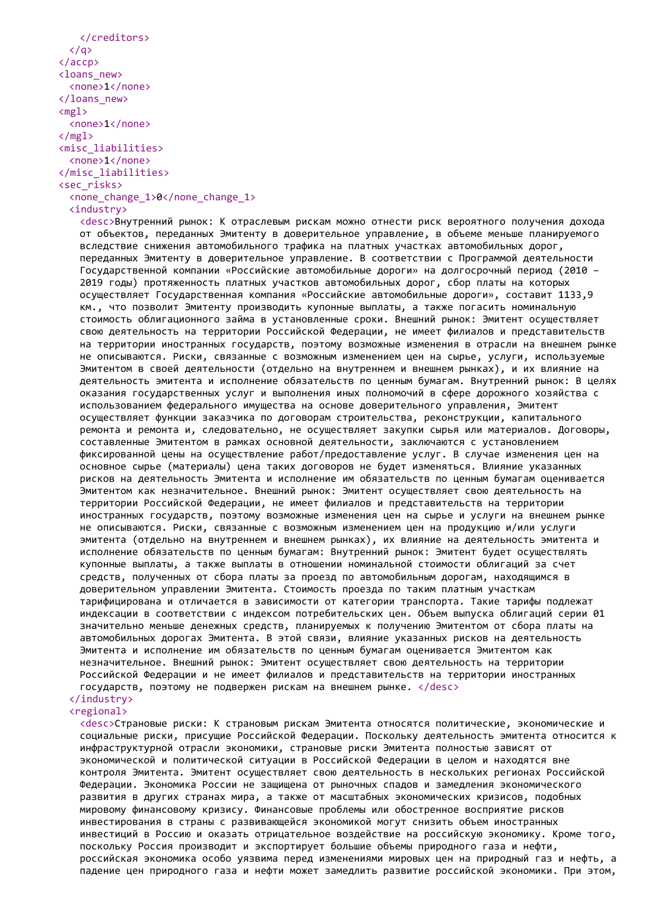```
    </creditors>
  </q>
</accp>
<loans_new>
  <none>1</none>
</loans_new>
<mgl>
  <none>1</none>
</mgl>
<misc_liabilities>
  <none>1</none>
</misc_liabilities>
<sec_risks>
  <none_change_1>0</none_change_1>
  <industry>
    <desc>Внутренний рынок: К отраслевым рискам можно отнести риск вероятного получения дохода от объектов, переданных Эмитенту в доверительное управление, в объеме меньше планируемого вследствие снижения автомобильного трафика на платных участках автомобильных дорог, переданных Эмитенту в доверительное управление. В соответствии с Программой деятельности Государственной компании «Российские автомобильные дороги» на долгосрочный период (2010 – 2019 годы) протяженность платных участков автомобильных дорог, сбор платы на которых осуществляет Государственная компания «Российские автомобильные дороги», составит 1133,9 км., что позволит Эмитенту производить купонные выплаты, а также погасить номинальную стоимость облигационного займа в установленные сроки. Внешний рынок: Эмитент осуществляет свою деятельность на территории Российской Федерации, не имеет филиалов и представительств на территории иностранных государств, поэтому возможные изменения в отрасли на внешнем рынке не описываются. Риски, связанные с возможным изменением цен на сырье, услуги, используемые Эмитентом в своей деятельности (отдельно на внутреннем и внешнем рынках), и их влияние на деятельность эмитента и исполнение обязательств по ценным бумагам. Внутренний рынок: В целях оказания государственных услуг и выполнения иных полномочий в сфере дорожного хозяйства с использованием федерального имущества на основе доверительного управления, Эмитент осуществляет функции заказчика по договорам строительства, реконструкции, капитального ремонта и ремонта и, следовательно, не осуществляет закупки сырья или материалов. Договоры, составленные Эмитентом в рамках основной деятельности, заключаются с установлением фиксированной цены на осуществление работ/предоставление услуг. В случае изменения цен на основное сырье (материалы) цена таких договоров не будет изменяться. Влияние указанных рисков на деятельность Эмитента и исполнение им обязательств по ценным бумагам оценивается Эмитентом как незначительное. Внешний рынок: Эмитент осуществляет свою деятельность на территории Российской Федерации, не имеет филиалов и представительств на территории иностранных государств, поэтому возможные изменения цен на сырье и услуги на внешнем рынке не описываются. Риски, связанные с возможным изменением цен на продукцию и/или услуги эмитента (отдельно на внутреннем и внешнем рынках), их влияние на деятельность эмитента и исполнение обязательств по ценным бумагам: Внутренний рынок: Эмитент будет осуществлять купонные выплаты, а также выплаты в отношении номинальной стоимости облигаций за счет средств, полученных от сбора платы за проезд по автомобильным дорогам, находящимся в доверительном управлении Эмитента. Стоимость проезда по таким платным участкам тарифицирована и отличается в зависимости от категории транспорта. Такие тарифы подлежат индексации в соответствии с индексом потребительских цен. Объем выпуска облигаций серии 01 значительно меньше денежных средств, планируемых к получению Эмитентом от сбора платы на автомобильных дорогах Эмитента. В этой связи, влияние указанных рисков на деятельность Эмитента и исполнение им обязательств по ценным бумагам оценивается Эмитентом как незначительное. Внешний рынок: Эмитент осуществляет свою деятельность на территории Российской Федерации и не имеет филиалов и представительств на территории иностранных государств, поэтому не подвержен рискам на внешнем рынке. </desc>
  </industry>
  <regional>
    <desc>Страновые риски: К страновым рискам Эмитента относятся политические, экономические и социальные риски, присущие Российской Федерации. Поскольку деятельность эмитента относится к инфраструктурной отрасли экономики, страновые риски Эмитента полностью зависят от экономической и политической ситуации в Российской Федерации в целом и находятся вне контроля Эмитента. Эмитент осуществляет свою деятельность в нескольких регионах Российской Федерации. Экономика России не защищена от рыночных спадов и замедления экономического развития в других странах мира, а также от масштабных экономических кризисов, подобных мировому финансовому кризису. Финансовые проблемы или обостренное восприятие рисков инвестирования в страны с развивающейся экономикой могут снизить объем иностранных инвестиций в Россию и оказать отрицательное воздействие на российскую экономику. Кроме того, поскольку Россия производит и экспортирует большие объемы природного газа и нефти, российская экономика особо уязвима перед изменениями мировых цен на природный газ и нефть, а падение цен природного газа и нефти может замедлить развитие российской экономики. При этом,
```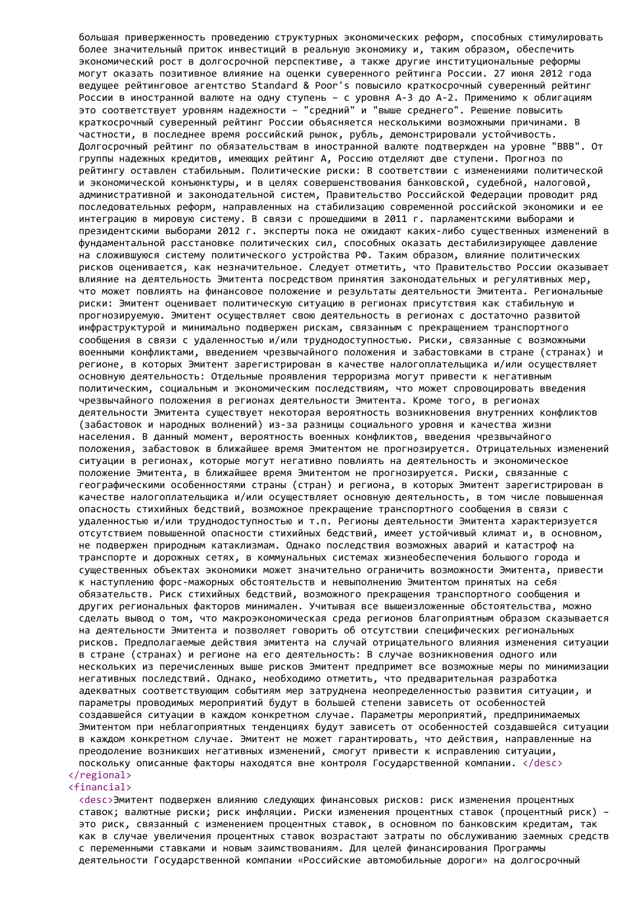большая приверженность проведению структурных экономических реформ, способных стимулировать более значительный приток инвестиций в реальную экономику и, таким образом, обеспечить экономический рост в долгосрочной перспективе, а также другие институциональные реформы могут оказать позитивное влияние на оценки суверенного рейтинга России. 27 июня 2012 года ведущее рейтинговое агентство Standard & Poor's повысило краткосрочный суверенный рейтинг России в иностранной валюте на одну ступень - с уровня A-3 до A-2. Применимо к облигациям это соответствует уровням надежности - "средний" и "выше среднего". Решение повысить краткосрочный суверенный рейтинг России объясняется несколькими возможными причинами. В частности, в последнее время российский рынок, рубль, демонстрировали устойчивость. Долгосрочный рейтинг по обязательствам в иностранной валюте подтвержден на уровне "BBB". От группы надежных кредитов, имеющих рейтинг A, Россию отделяют две ступени. Прогноз по рейтингу оставлен стабильным. Политические риски: В соответствии с изменениями политической и экономической конъюнктуры, и в целях совершенствования банковской, судебной, налоговой, административной и законодательной систем, Правительство Российской Федерации проводит ряд последовательных реформ, направленных на стабилизацию современной российской экономики и ее интеграцию в мировую систему. В связи с прошедшими в 2011 г. парламентскими выборами и президентскими выборами 2012 г. эксперты пока не ожидают каких-либо существенных изменений в фундаментальной расстановке политических сил, способных оказать дестабилизирующее давление на сложившуюся систему политического устройства РФ. Таким образом, влияние политических рисков оценивается, как незначительное. Следует отметить, что Правительство России оказывает влияние на деятельность Эмитента посредством принятия законодательных и регулятивных мер, что может повлиять на финансовое положение и результаты деятельности Эмитента. Региональные риски: Эмитент оценивает политическую ситуацию в регионах присутствия как стабильную и прогнозируемую. Эмитент осуществляет свою деятельность в регионах с достаточно развитой инфраструктурой и минимально подвержен рискам, связанным с прекращением транспортного сообщения в связи с удаленностью и/или труднодоступностью. Риски, связанные с возможными военными конфликтами, введением чрезвычайного положения и забастовками в стране (странах) и регионе, в которых Эмитент зарегистрирован в качестве налогоплательщика и/или осуществляет основную деятельность: Отдельные проявления терроризма могут привести к негативным политическим, социальным и экономическим последствиям, что может спровоцировать введения чрезвычайного положения в регионах деятельности Эмитента. Кроме того, в регионах деятельности Эмитента существует некоторая вероятность возникновения внутренних конфликтов (забастовок и народных волнений) из-за разницы социального уровня и качества жизни населения. В данный момент, вероятность военных конфликтов, введения чрезвычайного положения, забастовок в ближайшее время Эмитентом не прогнозируется. Отрицательных изменений ситуации в регионах, которые могут негативно повлиять на деятельность и экономическое положение Эмитента, в ближайшее время Эмитентом не прогнозируется. Риски, связанные с географическими особенностями страны (стран) и региона, в которых Эмитент зарегистрирован в качестве налогоплательщика и/или осуществляет основную деятельность, в том числе повышенная опасность стихийных бедствий, возможное прекращение транспортного сообщения в связи с удаленностью и/или труднодоступностью и т.п. Регионы деятельности Эмитента характеризуется отсутствием повышенной опасности стихийных бедствий, имеет устойчивый климат и, в основном, не подвержен природным катаклизмам. Однако последствия возможных аварий и катастроф на транспорте и дорожных сетях, в коммунальных системах жизнеобеспечения большого города и существенных объектах экономики может значительно ограничить возможности Эмитента, привести к наступлению форс-мажорных обстоятельств и невыполнению Эмитентом принятых на себя обязательств. Риск стихийных бедствий, возможного прекращения транспортного сообщения и других региональных факторов минимален. Учитывая все вышеизложенные обстоятельства, можно сделать вывод о том, что макроэкономическая среда регионов благоприятным образом сказывается на деятельности Эмитента и позволяет говорить об отсутствии специфических региональных рисков. Предполагаемые действия эмитента на случай отрицательного влияния изменения ситуации в стране (странах) и регионе на его деятельность: В случае возникновения одного или нескольких из перечисленных выше рисков Эмитент предпримет все возможные меры по минимизации негативных последствий. Однако, необходимо отметить, что предварительная разработка адекватных соответствующим событиям мер затруднена неопределенностью развития ситуации, и параметры проводимых мероприятий будут в большей степени зависеть от особенностей создавшейся ситуации в каждом конкретном случае. Параметры мероприятий, предпринимаемых Эмитентом при неблагоприятных тенденциях будут зависеть от особенностей создавшейся ситуации в каждом конкретном случае. Эмитент не может гарантировать, что действия, направленные на преодоление возникших негативных изменений, смогут привести к исправлению ситуации, поскольку описанные факторы находятся вне контроля Государственной компании. </desc>
</regional>
<financial>
<desc>Эмитент подвержен влиянию следующих финансовых рисков: риск изменения процентных ставок; валютные риски; риск инфляции. Риски изменения процентных ставок (процентный риск) - это риск, связанный с изменением процентных ставок, в основном по банковским кредитам, так как в случае увеличения процентных ставок возрастают затраты по обслуживанию заемных средств с переменными ставками и новым заимствованиям. Для целей финансирования Программы деятельности Государственной компании «Российские автомобильные дороги» на долгосрочный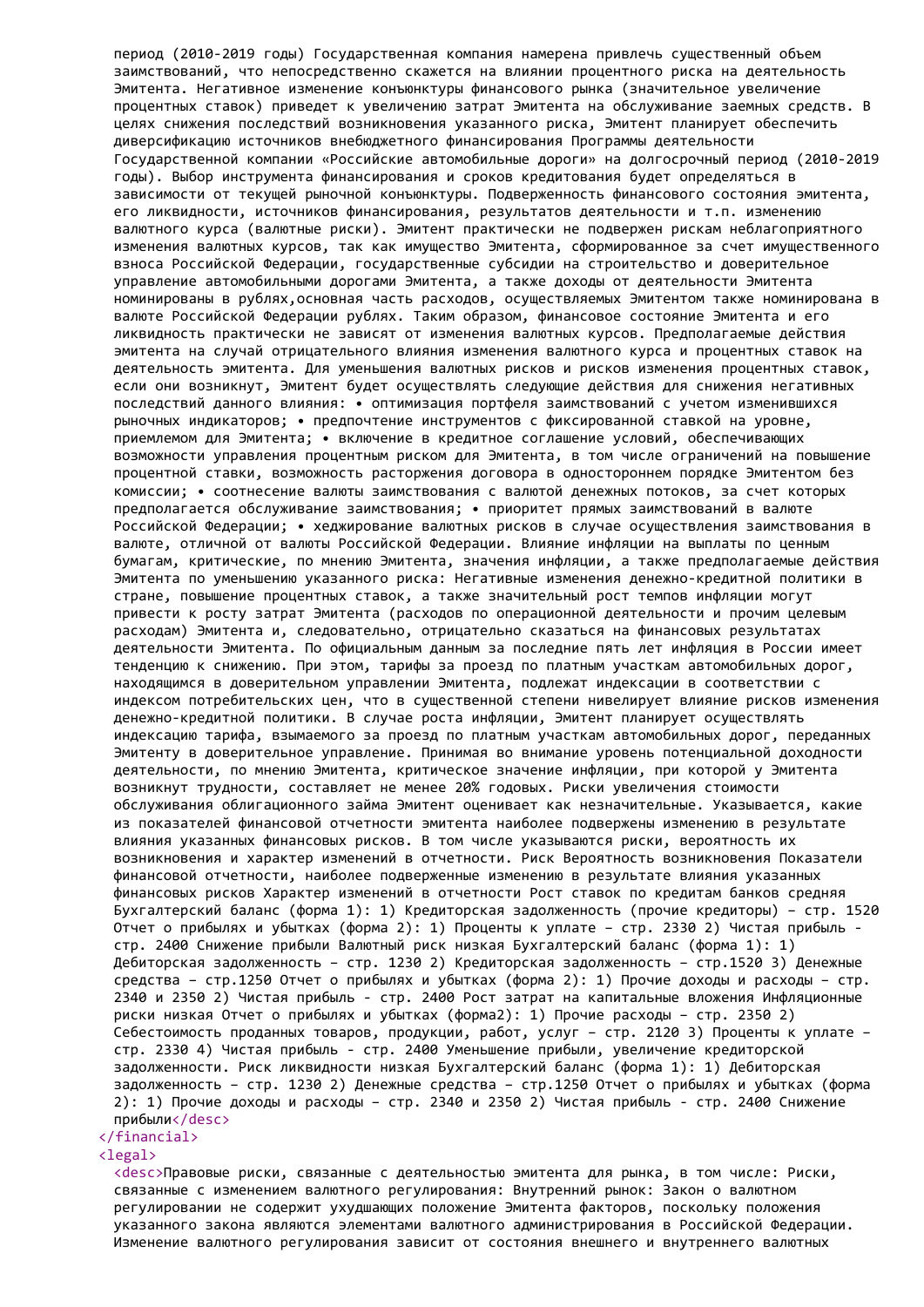период (2010-2019 годы) Государственная компания намерена привлечь существенный объем заимствований, что непосредственно скажется на влиянии процентного риска на деятельность Эмитента. Негативное изменение конъюнктуры финансового рынка (значительное увеличение процентных ставок) приведет к увеличению затрат Эмитента на обслуживание заемных средств. В целях снижения последствий возникновения указанного риска, Эмитент планирует обеспечить диверсификацию источников внебюджетного финансирования Программы деятельности Государственной компании «Российские автомобильные дороги» на долгосрочный период (2010-2019 годы). Выбор инструмента финансирования и сроков кредитования будет определяться в зависимости от текущей рыночной конъюнктуры. Подверженность финансового состояния эмитента, его ликвидности, источников финансирования, результатов деятельности и т.п. изменению валютного курса (валютные риски). Эмитент практически не подвержен рискам неблагоприятного изменения валютных курсов, так как имущество Эмитента, сформированное за счет имущественного взноса Российской Федерации, государственные субсидии на строительство и доверительное управление автомобильными дорогами Эмитента, а также доходы от деятельности Эмитента номинированы в рублях,основная часть расходов, осуществляемых Эмитентом также номинирована в валюте Российской Федерации рублях. Таким образом, финансовое состояние Эмитента и его ликвидность практически не зависят от изменения валютных курсов. Предполагаемые действия эмитента на случай отрицательного влияния изменения валютного курса и процентных ставок на деятельность эмитента. Для уменьшения валютных рисков и рисков изменения процентных ставок, если они возникнут, Эмитент будет осуществлять следующие действия для снижения негативных последствий данного влияния: • оптимизация портфеля заимствований с учетом изменившихся рыночных индикаторов; • предпочтение инструментов с фиксированной ставкой на уровне, приемлемом для Эмитента; • включение в кредитное соглашение условий, обеспечивающих возможности управления процентным риском для Эмитента, в том числе ограничений на повышение процентной ставки, возможность расторжения договора в одностороннем порядке Эмитентом без комиссии; • соотнесение валюты заимствования с валютой денежных потоков, за счет которых предполагается обслуживание заимствования; • приоритет прямых заимствований в валюте Российской Федерации; • хеджирование валютных рисков в случае осуществления заимствования в валюте, отличной от валюты Российской Федерации. Влияние инфляции на выплаты по ценным бумагам, критические, по мнению Эмитента, значения инфляции, а также предполагаемые действия Эмитента по уменьшению указанного риска: Негативные изменения денежно-кредитной политики в стране, повышение процентных ставок, а также значительный рост темпов инфляции могут привести к росту затрат Эмитента (расходов по операционной деятельности и прочим целевым расходам) Эмитента и, следовательно, отрицательно сказаться на финансовых результатах деятельности Эмитента. По официальным данным за последние пять лет инфляция в России имеет тенденцию к снижению. При этом, тарифы за проезд по платным участкам автомобильных дорог, находящимся в доверительном управлении Эмитента, подлежат индексации в соответствии с индексом потребительских цен, что в существенной степени нивелирует влияние рисков изменения денежно-кредитной политики. В случае роста инфляции, Эмитент планирует осуществлять индексацию тарифа, взымаемого за проезд по платным участкам автомобильных дорог, переданных Эмитенту в доверительное управление. Принимая во внимание уровень потенциальной доходности деятельности, по мнению Эмитента, критическое значение инфляции, при которой у Эмитента возникнут трудности, составляет не менее 20% годовых. Риски увеличения стоимости обслуживания облигационного займа Эмитент оценивает как незначительные. Указывается, какие из показателей финансовой отчетности эмитента наиболее подвержены изменению в результате влияния указанных финансовых рисков. В том числе указываются риски, вероятность их возникновения и характер изменений в отчетности. Риск Вероятность возникновения Показатели финансовой отчетности, наиболее подверженные изменению в результате влияния указанных финансовых рисков Характер изменений в отчетности Рост ставок по кредитам банков средняя Бухгалтерский баланс (форма 1): 1) Кредиторская задолженность (прочие кредиторы) – стр. 1520 Отчет о прибылях и убытках (форма 2): 1) Проценты к уплате – стр. 2330 2) Чистая прибыль - стр. 2400 Снижение прибыли Валютный риск низкая Бухгалтерский баланс (форма 1): 1) Дебиторская задолженность – стр. 1230 2) Кредиторская задолженность – стр.1520 3) Денежные средства – стр.1250 Отчет о прибылях и убытках (форма 2): 1) Прочие доходы и расходы – стр. 2340 и 2350 2) Чистая прибыль - стр. 2400 Рост затрат на капитальные вложения Инфляционные риски низкая Отчет о прибылях и убытках (форма2): 1) Прочие расходы – стр. 2350 2) Себестоимость проданных товаров, продукции, работ, услуг – стр. 2120 3) Проценты к уплате – стр. 2330 4) Чистая прибыль - стр. 2400 Уменьшение прибыли, увеличение кредиторской задолженности. Риск ликвидности низкая Бухгалтерский баланс (форма 1): 1) Дебиторская задолженность – стр. 1230 2) Денежные средства – стр.1250 Отчет о прибылях и убытках (форма 2): 1) Прочие доходы и расходы – стр. 2340 и 2350 2) Чистая прибыль - стр. 2400 Снижение прибыли</desc>
</financial>
<legal>
<desc>Правовые риски, связанные с деятельностью эмитента для рынка, в том числе: Риски, связанные с изменением валютного регулирования: Внутренний рынок: Закон о валютном регулировании не содержит ухудшающих положение Эмитента факторов, поскольку положения указанного закона являются элементами валютного администрирования в Российской Федерации. Изменение валютного регулирования зависит от состояния внешнего и внутреннего валютных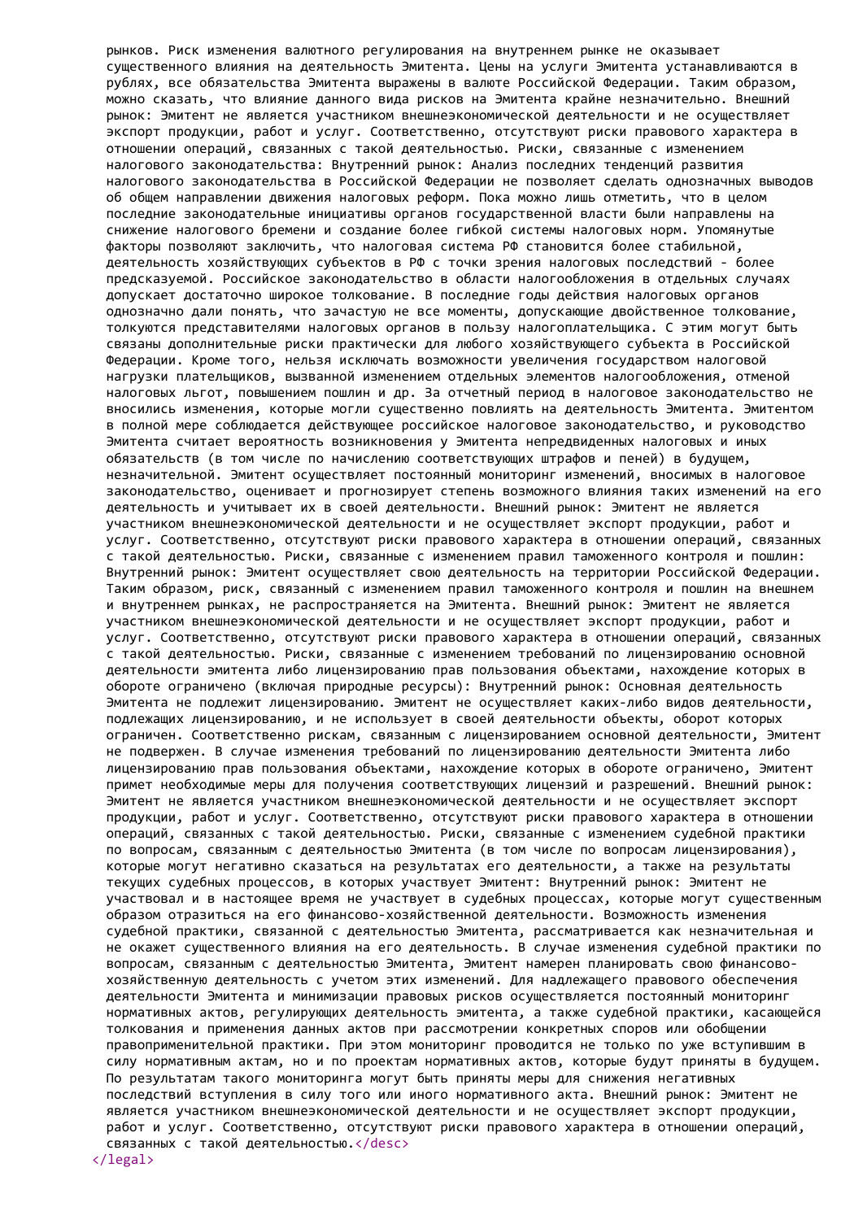рынков. Риск изменения валютного регулирования на внутреннем рынке не оказывает существенного влияния на деятельность Эмитента. Цены на услуги Эмитента устанавливаются в рублях, все обязательства Эмитента выражены в валюте Российской Федерации. Таким образом, можно сказать, что влияние данного вида рисков на Эмитента крайне незначительно. Внешний рынок: Эмитент не является участником внешнеэкономической деятельности и не осуществляет экспорт продукции, работ и услуг. Соответственно, отсутствуют риски правового характера в отношении операций, связанных с такой деятельностью. Риски, связанные с изменением налогового законодательства: Внутренний рынок: Анализ последних тенденций развития налогового законодательства в Российской Федерации не позволяет сделать однозначных выводов об общем направлении движения налоговых реформ. Пока можно лишь отметить, что в целом последние законодательные инициативы органов государственной власти были направлены на снижение налогового бремени и создание более гибкой системы налоговых норм. Упомянутые факторы позволяют заключить, что налоговая система РФ становится более стабильной, деятельность хозяйствующих субъектов в РФ с точки зрения налоговых последствий - более предсказуемой. Российское законодательство в области налогообложения в отдельных случаях допускает достаточно широкое толкование. В последние годы действия налоговых органов однозначно дали понять, что зачастую не все моменты, допускающие двойственное толкование, толкуются представителями налоговых органов в пользу налогоплательщика. С этим могут быть связаны дополнительные риски практически для любого хозяйствующего субъекта в Российской Федерации. Кроме того, нельзя исключать возможности увеличения государством налоговой нагрузки плательщиков, вызванной изменением отдельных элементов налогообложения, отменой налоговых льгот, повышением пошлин и др. За отчетный период в налоговое законодательство не вносились изменения, которые могли существенно повлиять на деятельность Эмитента. Эмитентом в полной мере соблюдается действующее российское налоговое законодательство, и руководство Эмитента считает вероятность возникновения у Эмитента непредвиденных налоговых и иных обязательств (в том числе по начислению соответствующих штрафов и пеней) в будущем, незначительной. Эмитент осуществляет постоянный мониторинг изменений, вносимых в налоговое законодательство, оценивает и прогнозирует степень возможного влияния таких изменений на его деятельность и учитывает их в своей деятельности. Внешний рынок: Эмитент не является участником внешнеэкономической деятельности и не осуществляет экспорт продукции, работ и услуг. Соответственно, отсутствуют риски правового характера в отношении операций, связанных с такой деятельностью. Риски, связанные с изменением правил таможенного контроля и пошлин: Внутренний рынок: Эмитент осуществляет свою деятельность на территории Российской Федерации. Таким образом, риск, связанный с изменением правил таможенного контроля и пошлин на внешнем и внутреннем рынках, не распространяется на Эмитента. Внешний рынок: Эмитент не является участником внешнеэкономической деятельности и не осуществляет экспорт продукции, работ и услуг. Соответственно, отсутствуют риски правового характера в отношении операций, связанных с такой деятельностью. Риски, связанные с изменением требований по лицензированию основной деятельности эмитента либо лицензированию прав пользования объектами, нахождение которых в обороте ограничено (включая природные ресурсы): Внутренний рынок: Основная деятельность Эмитента не подлежит лицензированию. Эмитент не осуществляет каких-либо видов деятельности, подлежащих лицензированию, и не использует в своей деятельности объекты, оборот которых ограничен. Соответственно рискам, связанным с лицензированием основной деятельности, Эмитент не подвержен. В случае изменения требований по лицензированию деятельности Эмитента либо лицензированию прав пользования объектами, нахождение которых в обороте ограничено, Эмитент примет необходимые меры для получения соответствующих лицензий и разрешений. Внешний рынок: Эмитент не является участником внешнеэкономической деятельности и не осуществляет экспорт продукции, работ и услуг. Соответственно, отсутствуют риски правового характера в отношении операций, связанных с такой деятельностью. Риски, связанные с изменением судебной практики по вопросам, связанным с деятельностью Эмитента (в том числе по вопросам лицензирования), которые могут негативно сказаться на результатах его деятельности, а также на результаты текущих судебных процессов, в которых участвует Эмитент: Внутренний рынок: Эмитент не участвовал и в настоящее время не участвует в судебных процессах, которые могут существенным образом отразиться на его финансово-хозяйственной деятельности. Возможность изменения судебной практики, связанной с деятельностью Эмитента, рассматривается как незначительная и не окажет существенного влияния на его деятельность. В случае изменения судебной практики по вопросам, связанным с деятельностью Эмитента, Эмитент намерен планировать свою финансово-хозяйственную деятельность с учетом этих изменений. Для надлежащего правового обеспечения деятельности Эмитента и минимизации правовых рисков осуществляется постоянный мониторинг нормативных актов, регулирующих деятельность эмитента, а также судебной практики, касающейся толкования и применения данных актов при рассмотрении конкретных споров или обобщении правоприменительной практики. При этом мониторинг проводится не только по уже вступившим в силу нормативным актам, но и по проектам нормативных актов, которые будут приняты в будущем. По результатам такого мониторинга могут быть приняты меры для снижения негативных последствий вступления в силу того или иного нормативного акта. Внешний рынок: Эмитент не является участником внешнеэкономической деятельности и не осуществляет экспорт продукции, работ и услуг. Соответственно, отсутствуют риски правового характера в отношении операций, связанных с такой деятельностью.</desc>
</legal>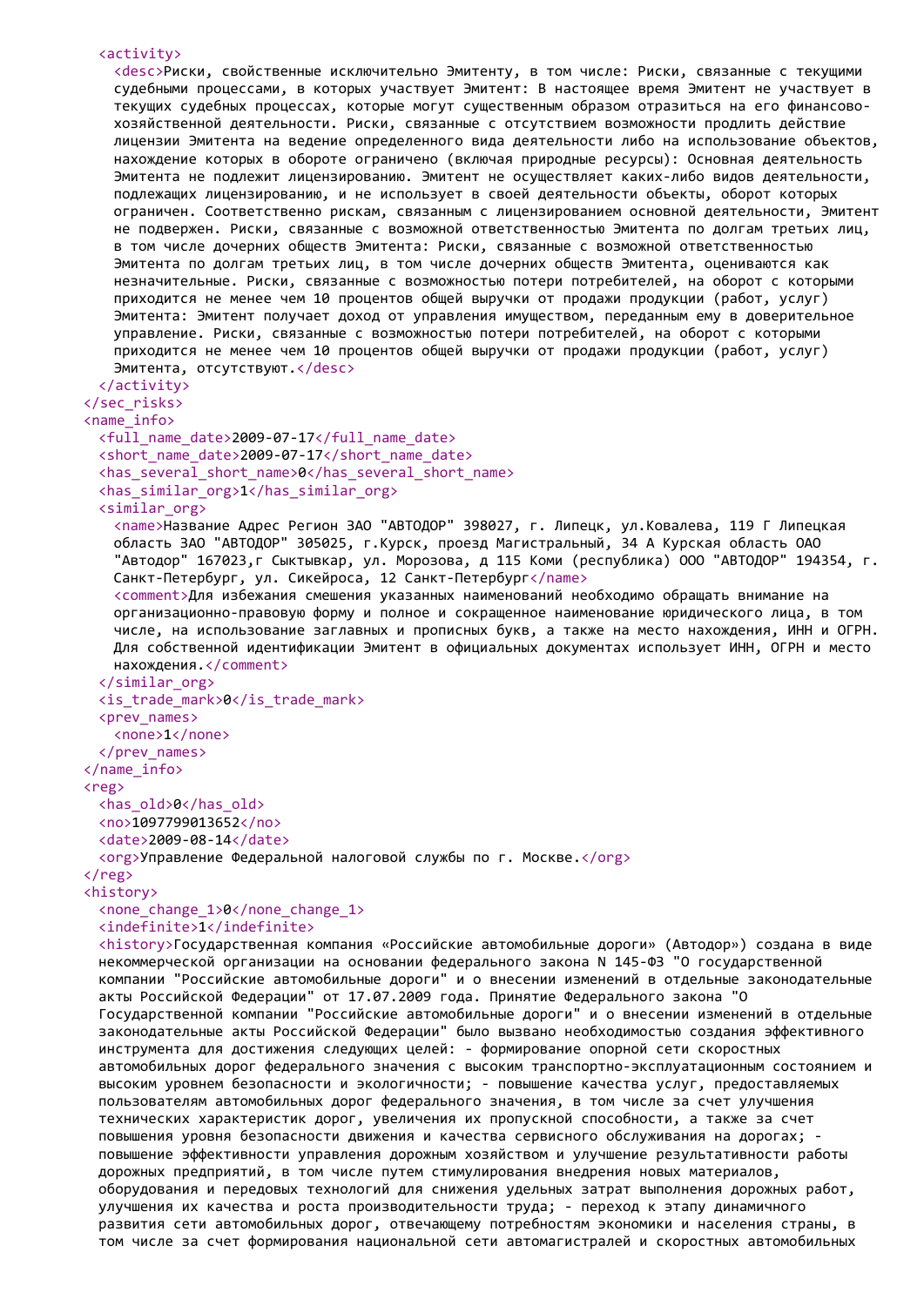```
    <activity>
      <desc>Риски, свойственные исключительно Эмитенту, в том числе: Риски, связанные с текущими судебными процессами, в которых участвует Эмитент: В настоящее время Эмитент не участвует в текущих судебных процессах, которые могут существенным образом отразиться на его финансово-хозяйственной деятельности. Риски, связанные с отсутствием возможности продлить действие лицензии Эмитента на ведение определенного вида деятельности либо на использование объектов, нахождение которых в обороте ограничено (включая природные ресурсы): Основная деятельность Эмитента не подлежит лицензированию. Эмитент не осуществляет каких-либо видов деятельности, подлежащих лицензированию, и не использует в своей деятельности объекты, оборот которых ограничен. Соответственно рискам, связанным с лицензированием основной деятельности, Эмитент не подвержен. Риски, связанные с возможной ответственностью Эмитента по долгам третьих лиц, в том числе дочерних обществ Эмитента: Риски, связанные с возможной ответственностью Эмитента по долгам третьих лиц, в том числе дочерних обществ Эмитента, оцениваются как незначительные. Риски, связанные с возможностью потери потребителей, на оборот с которыми приходится не менее чем 10 процентов общей выручки от продажи продукции (работ, услуг) Эмитента: Эмитент получает доход от управления имуществом, переданным ему в доверительное управление. Риски, связанные с возможностью потери потребителей, на оборот с которыми приходится не менее чем 10 процентов общей выручки от продажи продукции (работ, услуг) Эмитента, отсутствуют.</desc>
    </activity>
  </sec_risks>
  <name_info>
    <full_name_date>2009-07-17</full_name_date>
    <short_name_date>2009-07-17</short_name_date>
    <has_several_short_name>0</has_several_short_name>
    <has_similar_org>1</has_similar_org>
    <similar_org>
      <name>Название Адрес Регион ЗАО "АВТОДОР" 398027, г. Липецк, ул.Ковалева, 119 Г Липецкая область ЗАО "АВТОДОР" 305025, г.Курск, проезд Магистральный, 34 А Курская область ОАО "Автодор" 167023,г Сыктывкар, ул. Морозова, д 115 Коми (республика) ООО "АВТОДОР" 194354, г. Санкт-Петербург, ул. Сикейроса, 12 Санкт-Петербург</name>
      <comment>Для избежания смешения указанных наименований необходимо обращать внимание на организационно-правовую форму и полное и сокращенное наименование юридического лица, в том числе, на использование заглавных и прописных букв, а также на место нахождения, ИНН и ОГРН. Для собственной идентификации Эмитент в официальных документах использует ИНН, ОГРН и место нахождения.</comment>
    </similar_org>
    <is_trade_mark>0</is_trade_mark>
    <prev_names>
      <none>1</none>
    </prev_names>
  </name_info>
  <reg>
    <has_old>0</has_old>
    <no>1097799013652</no>
    <date>2009-08-14</date>
    <org>Управление Федеральной налоговой службы по г. Москве.</org>
  </reg>
  <history>
    <none_change_1>0</none_change_1>
    <indefinite>1</indefinite>
    <history>Государственная компания «Российские автомобильные дороги» (Автодор») создана в виде некоммерческой организации на основании федерального закона N 145-ФЗ "О государственной компании "Российские автомобильные дороги" и о внесении изменений в отдельные законодательные акты Российской Федерации" от 17.07.2009 года. Принятие Федерального закона "О Государственной компании "Российские автомобильные дороги" и о внесении изменений в отдельные законодательные акты Российской Федерации" было вызвано необходимостью создания эффективного инструмента для достижения следующих целей: - формирование опорной сети скоростных автомобильных дорог федерального значения с высоким транспортно-эксплуатационным состоянием и высоким уровнем безопасности и экологичности; - повышение качества услуг, предоставляемых пользователям автомобильных дорог федерального значения, в том числе за счет улучшения технических характеристик дорог, увеличения их пропускной способности, а также за счет повышения уровня безопасности движения и качества сервисного обслуживания на дорогах; - повышение эффективности управления дорожным хозяйством и улучшение результативности работы дорожных предприятий, в том числе путем стимулирования внедрения новых материалов, оборудования и передовых технологий для снижения удельных затрат выполнения дорожных работ, улучшения их качества и роста производительности труда; - переход к этапу динамичного развития сети автомобильных дорог, отвечающему потребностям экономики и населения страны, в том числе за счет формирования национальной сети автомагистралей и скоростных автомобильных
```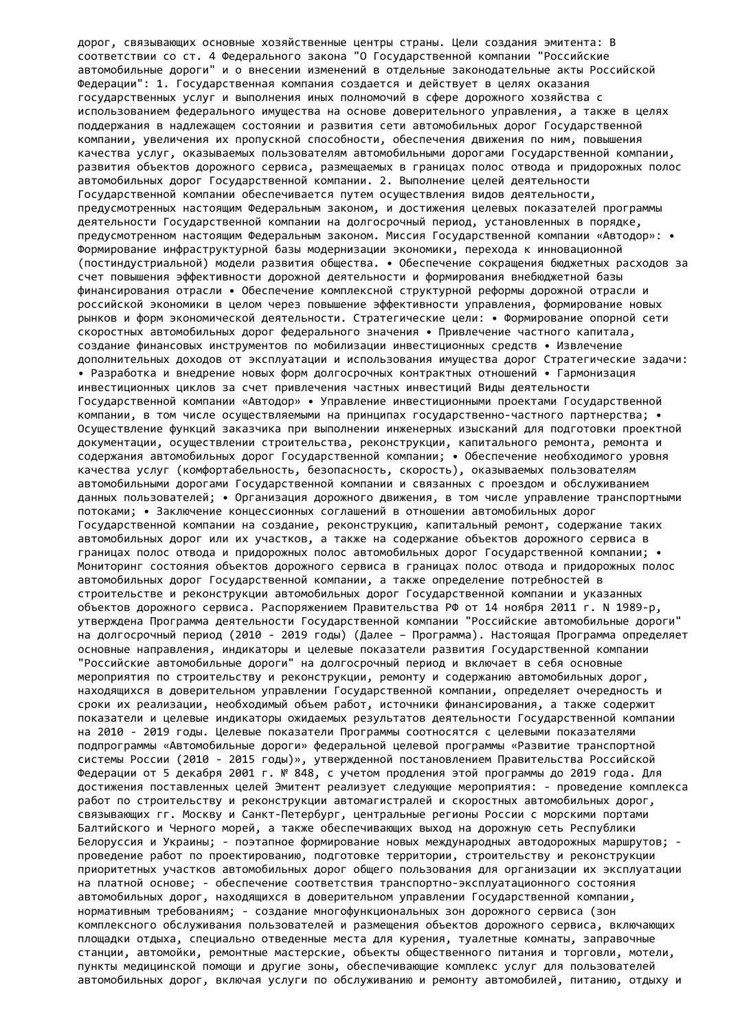дорог, связывающих основные хозяйственные центры страны. Цели создания эмитента: В соответствии со ст. 4 Федерального закона "О Государственной компании "Российские автомобильные дороги" и о внесении изменений в отдельные законодательные акты Российской Федерации": 1. Государственная компания создается и действует в целях оказания государственных услуг и выполнения иных полномочий в сфере дорожного хозяйства с использованием федерального имущества на основе доверительного управления, а также в целях поддержания в надлежащем состоянии и развития сети автомобильных дорог Государственной компании, увеличения их пропускной способности, обеспечения движения по ним, повышения качества услуг, оказываемых пользователям автомобильными дорогами Государственной компании, развития объектов дорожного сервиса, размещаемых в границах полос отвода и придорожных полос автомобильных дорог Государственной компании. 2. Выполнение целей деятельности Государственной компании обеспечивается путем осуществления видов деятельности, предусмотренных настоящим Федеральным законом, и достижения целевых показателей программы деятельности Государственной компании на долгосрочный период, установленных в порядке, предусмотренном настоящим Федеральным законом. Миссия Государственной компании «Автодор»: • Формирование инфраструктурной базы модернизации экономики, перехода к инновационной (постиндустриальной) модели развития общества. • Обеспечение сокращения бюджетных расходов за счет повышения эффективности дорожной деятельности и формирования внебюджетной базы финансирования отрасли • Обеспечение комплексной структурной реформы дорожной отрасли и российской экономики в целом через повышение эффективности управления, формирование новых рынков и форм экономической деятельности. Стратегические цели: • Формирование опорной сети скоростных автомобильных дорог федерального значения • Привлечение частного капитала, создание финансовых инструментов по мобилизации инвестиционных средств • Извлечение дополнительных доходов от эксплуатации и использования имущества дорог Стратегические задачи: • Разработка и внедрение новых форм долгосрочных контрактных отношений • Гармонизация инвестиционных циклов за счет привлечения частных инвестиций Виды деятельности Государственной компании «Автодор» • Управление инвестиционными проектами Государственной компании, в том числе осуществляемыми на принципах государственно-частного партнерства; • Осуществление функций заказчика при выполнении инженерных изысканий для подготовки проектной документации, осуществлении строительства, реконструкции, капитального ремонта, ремонта и содержания автомобильных дорог Государственной компании; • Обеспечение необходимого уровня качества услуг (комфортабельность, безопасность, скорость), оказываемых пользователям автомобильными дорогами Государственной компании и связанных с проездом и обслуживанием данных пользователей; • Организация дорожного движения, в том числе управление транспортными потоками; • Заключение концессионных соглашений в отношении автомобильных дорог Государственной компании на создание, реконструкцию, капитальный ремонт, содержание таких автомобильных дорог или их участков, а также на содержание объектов дорожного сервиса в границах полос отвода и придорожных полос автомобильных дорог Государственной компании; • Мониторинг состояния объектов дорожного сервиса в границах полос отвода и придорожных полос автомобильных дорог Государственной компании, а также определение потребностей в строительстве и реконструкции автомобильных дорог Государственной компании и указанных объектов дорожного сервиса. Распоряжением Правительства РФ от 14 ноября 2011 г. N 1989-р, утверждена Программа деятельности Государственной компании "Российские автомобильные дороги" на долгосрочный период (2010 - 2019 годы) (Далее – Программа). Настоящая Программа определяет основные направления, индикаторы и целевые показатели развития Государственной компании "Российские автомобильные дороги" на долгосрочный период и включает в себя основные мероприятия по строительству и реконструкции, ремонту и содержанию автомобильных дорог, находящихся в доверительном управлении Государственной компании, определяет очередность и сроки их реализации, необходимый объем работ, источники финансирования, а также содержит показатели и целевые индикаторы ожидаемых результатов деятельности Государственной компании на 2010 - 2019 годы. Целевые показатели Программы соотносятся с целевыми показателями подпрограммы «Автомобильные дороги» федеральной целевой программы «Развитие транспортной системы России (2010 - 2015 годы)», утвержденной постановлением Правительства Российской Федерации от 5 декабря 2001 г. № 848, с учетом продления этой программы до 2019 года. Для достижения поставленных целей Эмитент реализует следующие мероприятия: - проведение комплекса работ по строительству и реконструкции автомагистралей и скоростных автомобильных дорог, связывающих гг. Москву и Санкт-Петербург, центральные регионы России с морскими портами Балтийского и Черного морей, а также обеспечивающих выход на дорожную сеть Республики Белоруссия и Украины; - поэтапное формирование новых международных автодорожных маршрутов; - проведение работ по проектированию, подготовке территории, строительству и реконструкции приоритетных участков автомобильных дорог общего пользования для организации их эксплуатации на платной основе; - обеспечение соответствия транспортно-эксплуатационного состояния автомобильных дорог, находящихся в доверительном управлении Государственной компании, нормативным требованиям; - создание многофункциональных зон дорожного сервиса (зон комплексного обслуживания пользователей и размещения объектов дорожного сервиса, включающих площадки отдыха, специально отведенные места для курения, туалетные комнаты, заправочные станции, автомойки, ремонтные мастерские, объекты общественного питания и торговли, мотели, пункты медицинской помощи и другие зоны, обеспечивающие комплекс услуг для пользователей автомобильных дорог, включая услуги по обслуживанию и ремонту автомобилей, питанию, отдыху и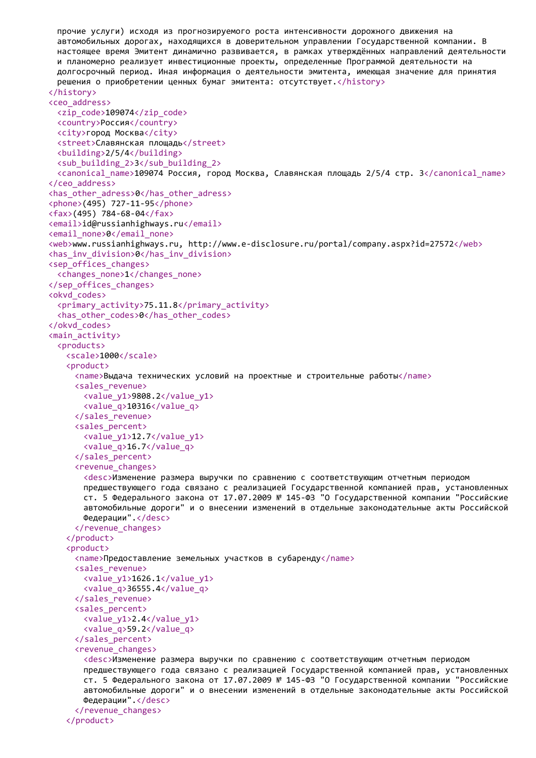```xml
  прочие услуги) исходя из прогнозируемого роста интенсивности дорожного движения на
  автомобильных дорогах, находящихся в доверительном управлении Государственной компании. В
  настоящее время Эмитент динамично развивается, в рамках утверждённых направлений деятельности
  и планомерно реализует инвестиционные проекты, определенные Программой деятельности на
  долгосрочный период. Иная информация о деятельности эмитента, имеющая значение для принятия
  решения о приобретении ценных бумаг эмитента: отсутствует.</history>
</history>
<ceo_address>
  <zip_code>109074</zip_code>
  <country>Россия</country>
  <city>город Москва</city>
  <street>Славянская площадь</street>
  <building>2/5/4</building>
  <sub_building_2>3</sub_building_2>
  <canonical_name>109074 Россия, город Москва, Славянская площадь 2/5/4 стр. 3</canonical_name>
</ceo_address>
<has_other_adress>0</has_other_adress>
<phone>(495) 727-11-95</phone>
<fax>(495) 784-68-04</fax>
<email>id@russianhighways.ru</email>
<email_none>0</email_none>
<web>www.russianhighways.ru, http://www.e-disclosure.ru/portal/company.aspx?id=27572</web>
<has_inv_division>0</has_inv_division>
<sep_offices_changes>
  <changes_none>1</changes_none>
</sep_offices_changes>
<okvd_codes>
  <primary_activity>75.11.8</primary_activity>
  <has_other_codes>0</has_other_codes>
</okvd_codes>
<main_activity>
  <products>
    <scale>1000</scale>
    <product>
      <name>Выдача технических условий на проектные и строительные работы</name>
      <sales_revenue>
        <value_y1>9808.2</value_y1>
        <value_q>10316</value_q>
      </sales_revenue>
      <sales_percent>
        <value_y1>12.7</value_y1>
        <value_q>16.7</value_q>
      </sales_percent>
      <revenue_changes>
        <desc>Изменение размера выручки по сравнению с соответствующим отчетным периодом
        предшествующего года связано с реализацией Государственной компанией прав, установленных
        ст. 5 Федерального закона от 17.07.2009 № 145-ФЗ "О Государственной компании "Российские
        автомобильные дороги" и о внесении изменений в отдельные законодательные акты Российской
        Федерации".</desc>
      </revenue_changes>
    </product>
    <product>
      <name>Предоставление земельных участков в субаренду</name>
      <sales_revenue>
        <value_y1>1626.1</value_y1>
        <value_q>36555.4</value_q>
      </sales_revenue>
      <sales_percent>
        <value_y1>2.4</value_y1>
        <value_q>59.2</value_q>
      </sales_percent>
      <revenue_changes>
        <desc>Изменение размера выручки по сравнению с соответствующим отчетным периодом
        предшествующего года связано с реализацией Государственной компанией прав, установленных
        ст. 5 Федерального закона от 17.07.2009 № 145-ФЗ "О Государственной компании "Российские
        автомобильные дороги" и о внесении изменений в отдельные законодательные акты Российской
        Федерации".</desc>
      </revenue_changes>
    </product>
```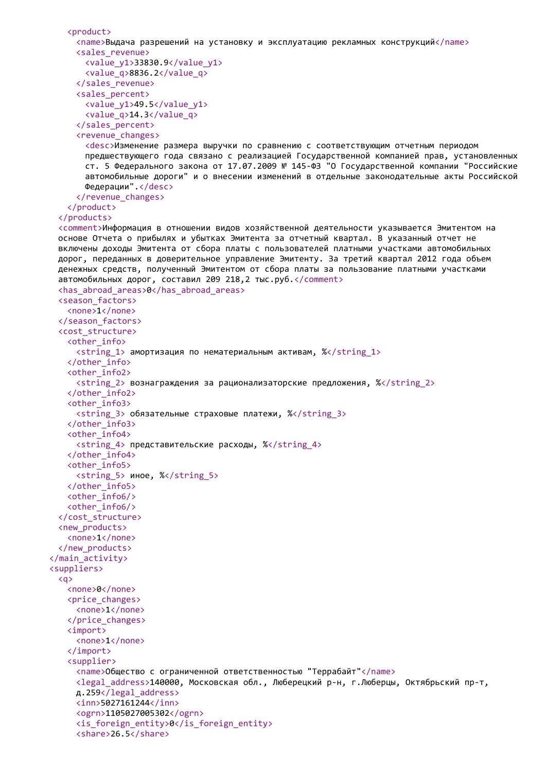```xml
    <product>
      <name>Выдача разрешений на установку и эксплуатацию рекламных конструкций</name>
      <sales_revenue>
        <value_y1>33830.9</value_y1>
        <value_q>8836.2</value_q>
      </sales_revenue>
      <sales_percent>
        <value_y1>49.5</value_y1>
        <value_q>14.3</value_q>
      </sales_percent>
      <revenue_changes>
        <desc>Изменение размера выручки по сравнению с соответствующим отчетным периодом
        предшествующего года связано с реализацией Государственной компанией прав, установленных
        ст. 5 Федерального закона от 17.07.2009 № 145-ФЗ "О Государственной компании "Российские
        автомобильные дороги" и о внесении изменений в отдельные законодательные акты Российской
        Федерации".</desc>
      </revenue_changes>
    </product>
  </products>
  <comment>Информация в отношении видов хозяйственной деятельности указывается Эмитентом на
  основе Отчета о прибылях и убытках Эмитента за отчетный квартал. В указанный отчет не
  включены доходы Эмитента от сбора платы с пользователей платными участками автомобильных
  дорог, переданных в доверительное управление Эмитенту. За третий квартал 2012 года объем
  денежных средств, полученный Эмитентом от сбора платы за пользование платными участками
  автомобильных дорог, составил 209 218,2 тыс.руб.</comment>
  <has_abroad_areas>0</has_abroad_areas>
  <season_factors>
    <none>1</none>
  </season_factors>
  <cost_structure>
    <other_info>
      <string_1> амортизация по нематериальным активам, %</string_1>
    </other_info>
    <other_info2>
      <string_2> вознаграждения за рационализаторские предложения, %</string_2>
    </other_info2>
    <other_info3>
      <string_3> обязательные страховые платежи, %</string_3>
    </other_info3>
    <other_info4>
      <string_4> представительские расходы, %</string_4>
    </other_info4>
    <other_info5>
      <string_5> иное, %</string_5>
    </other_info5>
    <other_info6/>
    <other_info6/>
  </cost_structure>
  <new_products>
    <none>1</none>
  </new_products>
</main_activity>
<suppliers>
  <q>
    <none>0</none>
    <price_changes>
      <none>1</none>
    </price_changes>
    <import>
      <none>1</none>
    </import>
    <supplier>
      <name>Общество с ограниченной ответственностью "Террабайт"</name>
      <legal_address>140000, Московская обл., Люберецкий р-н, г.Люберцы, Октябрьский пр-т,
      д.259</legal_address>
      <inn>5027161244</inn>
      <ogrn>1105027005302</ogrn>
      <is_foreign_entity>0</is_foreign_entity>
      <share>26.5</share>
```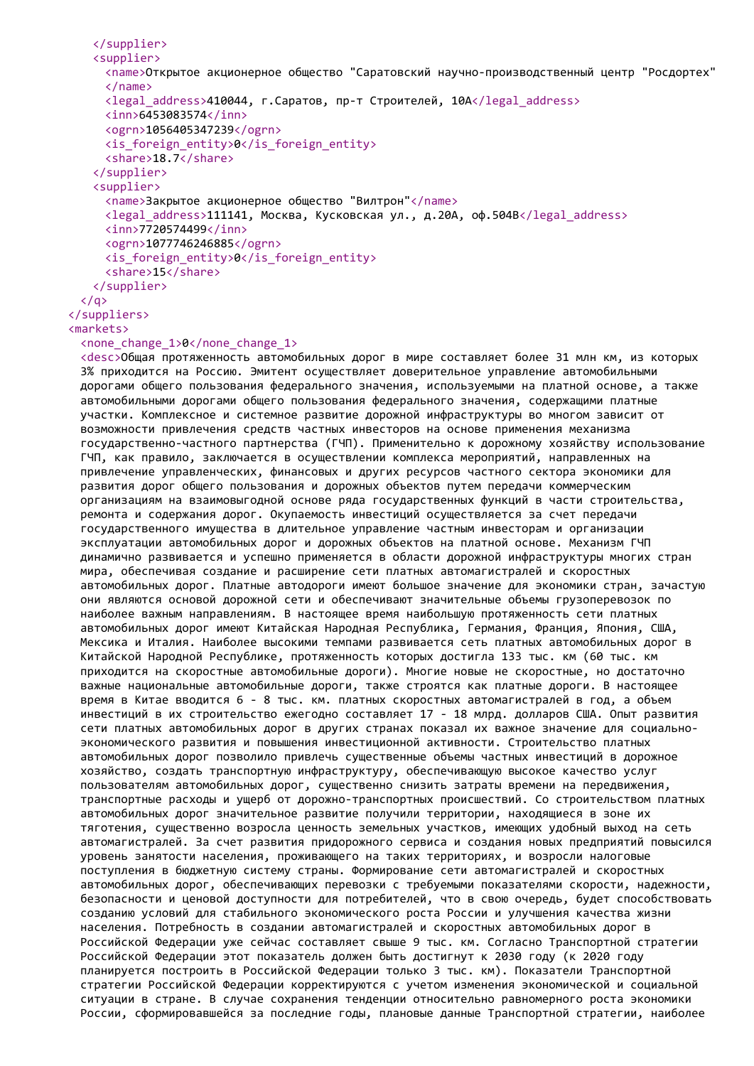```
    </supplier>
    <supplier>
      <name>Открытое акционерное общество "Саратовский научно-производственный центр "Росдортех"
      </name>
      <legal_address>410044, г.Саратов, пр-т Строителей, 10А</legal_address>
      <inn>6453083574</inn>
      <ogrn>1056405347239</ogrn>
      <is_foreign_entity>0</is_foreign_entity>
      <share>18.7</share>
    </supplier>
    <supplier>
      <name>Закрытое акционерное общество "Вилтрон"</name>
      <legal_address>111141, Москва, Кусковская ул., д.20А, оф.504В</legal_address>
      <inn>7720574499</inn>
      <ogrn>1077746246885</ogrn>
      <is_foreign_entity>0</is_foreign_entity>
      <share>15</share>
    </supplier>
  </q>
</suppliers>
<markets>
  <none_change_1>0</none_change_1>
  <desc>Общая протяженность автомобильных дорог в мире составляет более 31 млн км, из которых
  3% приходится на Россию. Эмитент осуществляет доверительное управление автомобильными
  дорогами общего пользования федерального значения, используемыми на платной основе, а также
  автомобильными дорогами общего пользования федерального значения, содержащими платные
  участки. Комплексное и системное развитие дорожной инфраструктуры во многом зависит от
  возможности привлечения средств частных инвесторов на основе применения механизма
  государственно-частного партнерства (ГЧП). Применительно к дорожному хозяйству использование
  ГЧП, как правило, заключается в осуществлении комплекса мероприятий, направленных на
  привлечение управленческих, финансовых и других ресурсов частного сектора экономики для
  развития дорог общего пользования и дорожных объектов путем передачи коммерческим
  организациям на взаимовыгодной основе ряда государственных функций в части строительства,
  ремонта и содержания дорог. Окупаемость инвестиций осуществляется за счет передачи
  государственного имущества в длительное управление частным инвесторам и организации
  эксплуатации автомобильных дорог и дорожных объектов на платной основе. Механизм ГЧП
  динамично развивается и успешно применяется в области дорожной инфраструктуры многих стран
  мира, обеспечивая создание и расширение сети платных автомагистралей и скоростных
  автомобильных дорог. Платные автодороги имеют большое значение для экономики стран, зачастую
  они являются основой дорожной сети и обеспечивают значительные объемы грузоперевозок по
  наиболее важным направлениям. В настоящее время наибольшую протяженность сети платных
  автомобильных дорог имеют Китайская Народная Республика, Германия, Франция, Япония, США,
  Мексика и Италия. Наиболее высокими темпами развивается сеть платных автомобильных дорог в
  Китайской Народной Республике, протяженность которых достигла 133 тыс. км (60 тыс. км
  приходится на скоростные автомобильные дороги). Многие новые не скоростные, но достаточно
  важные национальные автомобильные дороги, также строятся как платные дороги. В настоящее
  время в Китае вводится 6 - 8 тыс. км. платных скоростных автомагистралей в год, а объем
  инвестиций в их строительство ежегодно составляет 17 - 18 млрд. долларов США. Опыт развития
  сети платных автомобильных дорог в других странах показал их важное значение для социально-
  экономического развития и повышения инвестиционной активности. Строительство платных
  автомобильных дорог позволило привлечь существенные объемы частных инвестиций в дорожное
  хозяйство, создать транспортную инфраструктуру, обеспечивающую высокое качество услуг
  пользователям автомобильных дорог, существенно снизить затраты времени на передвижения,
  транспортные расходы и ущерб от дорожно-транспортных происшествий. Со строительством платных
  автомобильных дорог значительное развитие получили территории, находящиеся в зоне их
  тяготения, существенно возросла ценность земельных участков, имеющих удобный выход на сеть
  автомагистралей. За счет развития придорожного сервиса и создания новых предприятий повысился
  уровень занятости населения, проживающего на таких территориях, и возросли налоговые
  поступления в бюджетную систему страны. Формирование сети автомагистралей и скоростных
  автомобильных дорог, обеспечивающих перевозки с требуемыми показателями скорости, надежности,
  безопасности и ценовой доступности для потребителей, что в свою очередь, будет способствовать
  созданию условий для стабильного экономического роста России и улучшения качества жизни
  населения. Потребность в создании автомагистралей и скоростных автомобильных дорог в
  Российской Федерации уже сейчас составляет свыше 9 тыс. км. Согласно Транспортной стратегии
  Российской Федерации этот показатель должен быть достигнут к 2030 году (к 2020 году
  планируется построить в Российской Федерации только 3 тыс. км). Показатели Транспортной
  стратегии Российской Федерации корректируются с учетом изменения экономической и социальной
  ситуации в стране. В случае сохранения тенденции относительно равномерного роста экономики
  России, сформировавшейся за последние годы, плановые данные Транспортной стратегии, наиболее
```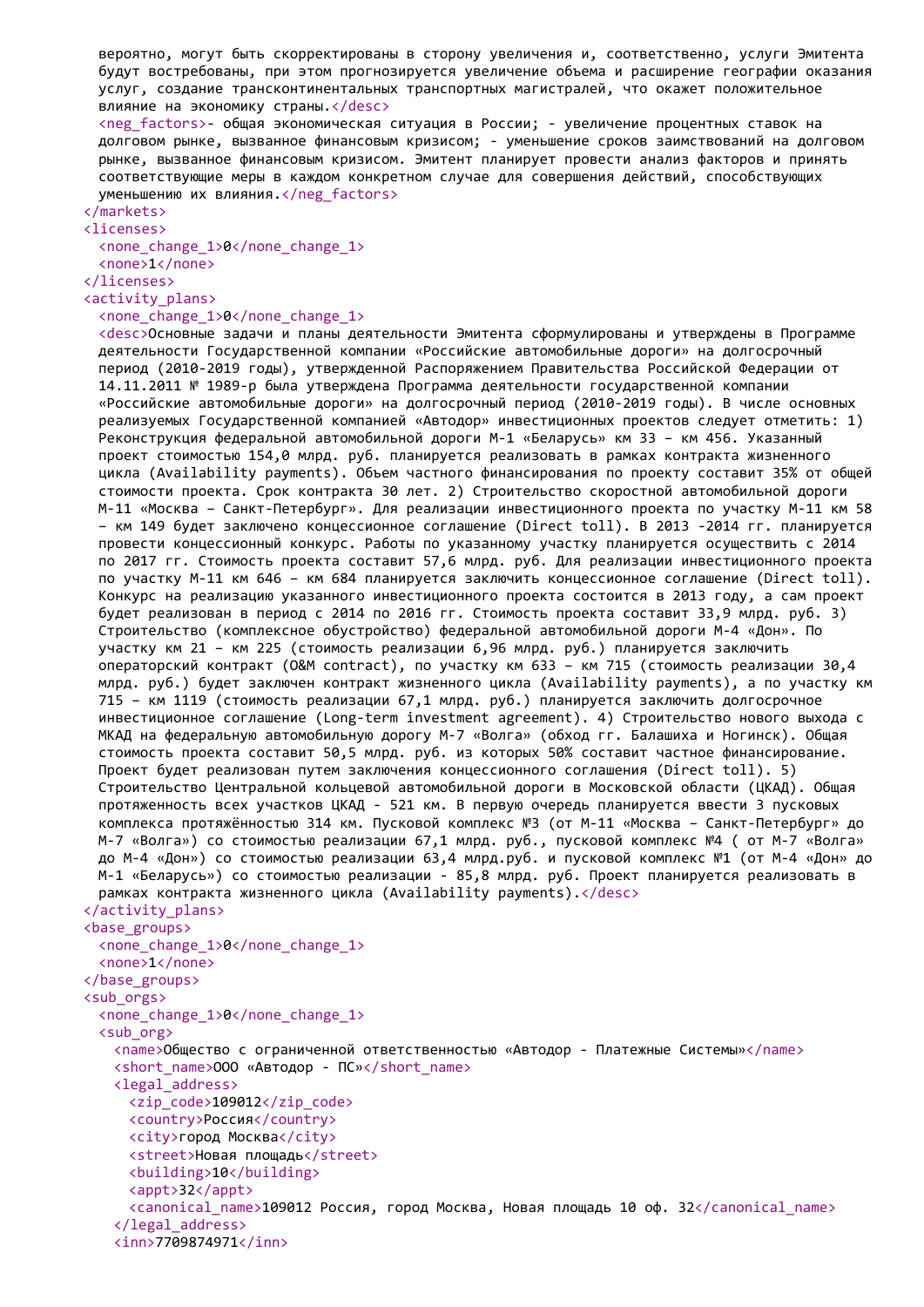```xml
      вероятно, могут быть скорректированы в сторону увеличения и, соответственно, услуги Эмитента будут востребованы, при этом прогнозируется увеличение объема и расширение географии оказания услуг, создание трансконтинентальных транспортных магистралей, что окажет положительное влияние на экономику страны.</desc>
      <neg_factors>- общая экономическая ситуация в России; - увеличение процентных ставок на долговом рынке, вызванное финансовым кризисом; - уменьшение сроков заимствований на долговом рынке, вызванное финансовым кризисом. Эмитент планирует провести анализ факторов и принять соответствующие меры в каждом конкретном случае для совершения действий, способствующих уменьшению их влияния.</neg_factors>
    </markets>
    <licenses>
      <none_change_1>0</none_change_1>
      <none>1</none>
    </licenses>
    <activity_plans>
      <none_change_1>0</none_change_1>
      <desc>Основные задачи и планы деятельности Эмитента сформулированы и утверждены в Программе деятельности Государственной компании «Российские автомобильные дороги» на долгосрочный период (2010-2019 годы), утвержденной Распоряжением Правительства Российской Федерации от 14.11.2011 № 1989-р была утверждена Программа деятельности государственной компании «Российские автомобильные дороги» на долгосрочный период (2010-2019 годы). В числе основных реализуемых Государственной компанией «Автодор» инвестиционных проектов следует отметить: 1) Реконструкция федеральной автомобильной дороги М-1 «Беларусь» км 33 – км 456. Указанный проект стоимостью 154,0 млрд. руб. планируется реализовать в рамках контракта жизненного цикла (Availability payments). Объем частного финансирования по проекту составит 35% от общей стоимости проекта. Срок контракта 30 лет. 2) Строительство скоростной автомобильной дороги М-11 «Москва – Санкт-Петербург». Для реализации инвестиционного проекта по участку М-11 км 58 – км 149 будет заключено концессионное соглашение (Direct toll). В 2013 -2014 гг. планируется провести концессионный конкурс. Работы по указанному участку планируется осуществить с 2014 по 2017 гг. Стоимость проекта составит 57,6 млрд. руб. Для реализации инвестиционного проекта по участку М-11 км 646 – км 684 планируется заключить концессионное соглашение (Direct toll). Конкурс на реализацию указанного инвестиционного проекта состоится в 2013 году, а сам проект будет реализован в период с 2014 по 2016 гг. Стоимость проекта составит 33,9 млрд. руб. 3) Строительство (комплексное обустройство) федеральной автомобильной дороги М-4 «Дон». По участку км 21 – км 225 (стоимость реализации 6,96 млрд. руб.) планируется заключить операторский контракт (O&M contract), по участку км 633 – км 715 (стоимость реализации 30,4 млрд. руб.) будет заключен контракт жизненного цикла (Availability payments), а по участку км 715 – км 1119 (стоимость реализации 67,1 млрд. руб.) планируется заключить долгосрочное инвестиционное соглашение (Long-term investment agreement). 4) Строительство нового выхода с МКАД на федеральную автомобильную дорогу М-7 «Волга» (обход гг. Балашиха и Ногинск). Общая стоимость проекта составит 50,5 млрд. руб. из которых 50% составит частное финансирование. Проект будет реализован путем заключения концессионного соглашения (Direct toll). 5) Строительство Центральной кольцевой автомобильной дороги в Московской области (ЦКАД). Общая протяженность всех участков ЦКАД - 521 км. В первую очередь планируется ввести 3 пусковых комплекса протяжённостью 314 км. Пусковой комплекс №3 (от М-11 «Москва – Санкт-Петербург» до М-7 «Волга») со стоимостью реализации 67,1 млрд. руб., пусковой комплекс №4 ( от М-7 «Волга» до М-4 «Дон») со стоимостью реализации 63,4 млрд.руб. и пусковой комплекс №1 (от М-4 «Дон» до М-1 «Беларусь») со стоимостью реализации - 85,8 млрд. руб. Проект планируется реализовать в рамках контракта жизненного цикла (Availability payments).</desc>
    </activity_plans>
    <base_groups>
      <none_change_1>0</none_change_1>
      <none>1</none>
    </base_groups>
    <sub_orgs>
      <none_change_1>0</none_change_1>
      <sub_org>
        <name>Общество с ограниченной ответственностью «Автодор - Платежные Системы»</name>
        <short_name>ООО «Автодор - ПС»</short_name>
        <legal_address>
          <zip_code>109012</zip_code>
          <country>Россия</country>
          <city>город Москва</city>
          <street>Новая площадь</street>
          <building>10</building>
          <appt>32</appt>
          <canonical_name>109012 Россия, город Москва, Новая площадь 10 оф. 32</canonical_name>
        </legal_address>
        <inn>7709874971</inn>
```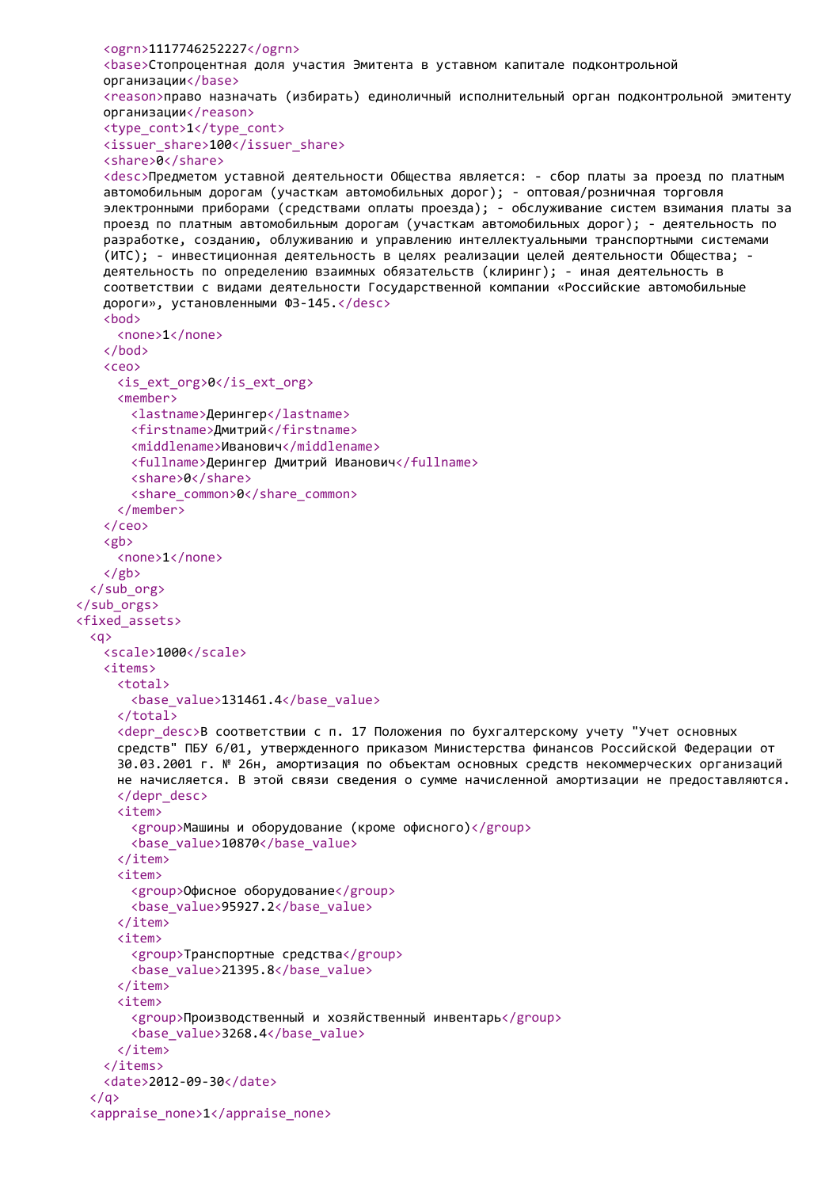```xml
        <ogrn>1117746252227</ogrn>
        <base>Стопроцентная доля участия Эмитента в уставном капитале подконтрольной
        организации</base>
        <reason>право назначать (избирать) единоличный исполнительный орган подконтрольной эмитенту
        организации</reason>
        <type_cont>1</type_cont>
        <issuer_share>100</issuer_share>
        <share>0</share>
        <desc>Предметом уставной деятельности Общества является: - сбор платы за проезд по платным
        автомобильным дорогам (участкам автомобильных дорог); - оптовая/розничная торговля
        электронными приборами (средствами оплаты проезда); - обслуживание систем взимания платы за
        проезд по платным автомобильным дорогам (участкам автомобильных дорог); - деятельность по
        разработке, созданию, облуживанию и управлению интеллектуальными транспортными системами
        (ИТС); - инвестиционная деятельность в целях реализации целей деятельности Общества; -
        деятельность по определению взаимных обязательств (клиринг); - иная деятельность в
        соответствии с видами деятельности Государственной компании «Российские автомобильные
        дороги», установленными ФЗ-145.</desc>
        <bod>
          <none>1</none>
        </bod>
        <ceo>
          <is_ext_org>0</is_ext_org>
          <member>
            <lastname>Дерингер</lastname>
            <firstname>Дмитрий</firstname>
            <middlename>Иванович</middlename>
            <fullname>Дерингер Дмитрий Иванович</fullname>
            <share>0</share>
            <share_common>0</share_common>
          </member>
        </ceo>
        <gb>
          <none>1</none>
        </gb>
      </sub_org>
    </sub_orgs>
    <fixed_assets>
      <q>
        <scale>1000</scale>
        <items>
          <total>
            <base_value>131461.4</base_value>
          </total>
          <depr_desc>В соответствии с п. 17 Положения по бухгалтерскому учету "Учет основных
          средств" ПБУ 6/01, утвержденного приказом Министерства финансов Российской Федерации от
          30.03.2001 г. № 26н, амортизация по объектам основных средств некоммерческих организаций
          не начисляется. В этой связи сведения о сумме начисленной амортизации не предоставляются.
          </depr_desc>
          <item>
            <group>Машины и оборудование (кроме офисного)</group>
            <base_value>10870</base_value>
          </item>
          <item>
            <group>Офисное оборудование</group>
            <base_value>95927.2</base_value>
          </item>
          <item>
            <group>Транспортные средства</group>
            <base_value>21395.8</base_value>
          </item>
          <item>
            <group>Производственный и хозяйственный инвентарь</group>
            <base_value>3268.4</base_value>
          </item>
        </items>
        <date>2012-09-30</date>
      </q>
      <appraise_none>1</appraise_none>
```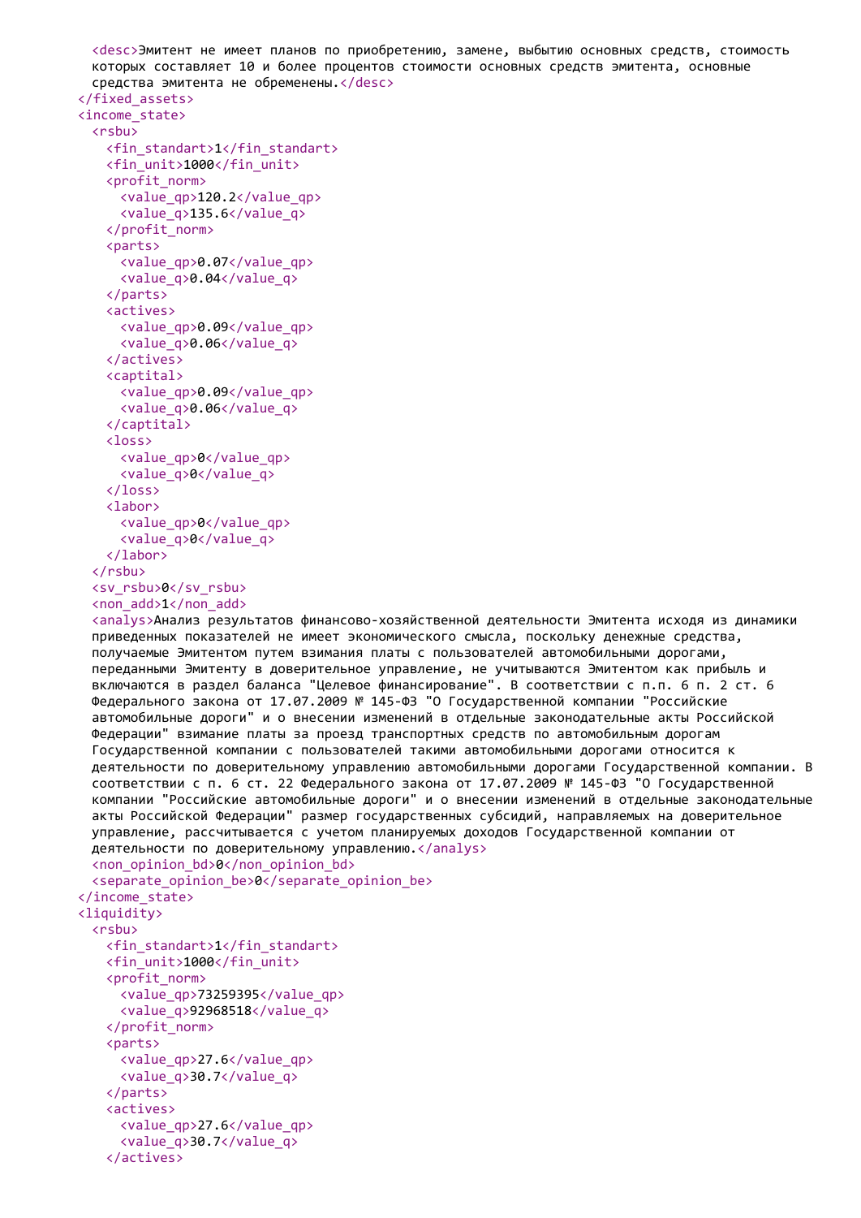```
    <desc>Эмитент не имеет планов по приобретению, замене, выбытию основных средств, стоимость которых составляет 10 и более процентов стоимости основных средств эмитента, основные средства эмитента не обременены.</desc>
  </fixed_assets>
  <income_state>
    <rsbu>
      <fin_standart>1</fin_standart>
      <fin_unit>1000</fin_unit>
      <profit_norm>
        <value_qp>120.2</value_qp>
        <value_q>135.6</value_q>
      </profit_norm>
      <parts>
        <value_qp>0.07</value_qp>
        <value_q>0.04</value_q>
      </parts>
      <actives>
        <value_qp>0.09</value_qp>
        <value_q>0.06</value_q>
      </actives>
      <captital>
        <value_qp>0.09</value_qp>
        <value_q>0.06</value_q>
      </captital>
      <loss>
        <value_qp>0</value_qp>
        <value_q>0</value_q>
      </loss>
      <labor>
        <value_qp>0</value_qp>
        <value_q>0</value_q>
      </labor>
    </rsbu>
    <sv_rsbu>0</sv_rsbu>
    <non_add>1</non_add>
    <analys>Анализ результатов финансово-хозяйственной деятельности Эмитента исходя из динамики приведенных показателей не имеет экономического смысла, поскольку денежные средства, получаемые Эмитентом путем взимания платы с пользователей автомобильными дорогами, переданными Эмитенту в доверительное управление, не учитываются Эмитентом как прибыль и включаются в раздел баланса "Целевое финансирование". В соответствии с п.п. 6 п. 2 ст. 6 Федерального закона от 17.07.2009 № 145-ФЗ "О Государственной компании "Российские автомобильные дороги" и о внесении изменений в отдельные законодательные акты Российской Федерации" взимание платы за проезд транспортных средств по автомобильным дорогам Государственной компании с пользователей такими автомобильными дорогами относится к деятельности по доверительному управлению автомобильными дорогами Государственной компании. В соответствии с п. 6 ст. 22 Федерального закона от 17.07.2009 № 145-ФЗ "О Государственной компании "Российские автомобильные дороги" и о внесении изменений в отдельные законодательные акты Российской Федерации" размер государственных субсидий, направляемых на доверительное управление, рассчитывается с учетом планируемых доходов Государственной компании от деятельности по доверительному управлению.</analys>
    <non_opinion_bd>0</non_opinion_bd>
    <separate_opinion_be>0</separate_opinion_be>
  </income_state>
  <liquidity>
    <rsbu>
      <fin_standart>1</fin_standart>
      <fin_unit>1000</fin_unit>
      <profit_norm>
        <value_qp>73259395</value_qp>
        <value_q>92968518</value_q>
      </profit_norm>
      <parts>
        <value_qp>27.6</value_qp>
        <value_q>30.7</value_q>
      </parts>
      <actives>
        <value_qp>27.6</value_qp>
        <value_q>30.7</value_q>
      </actives>
```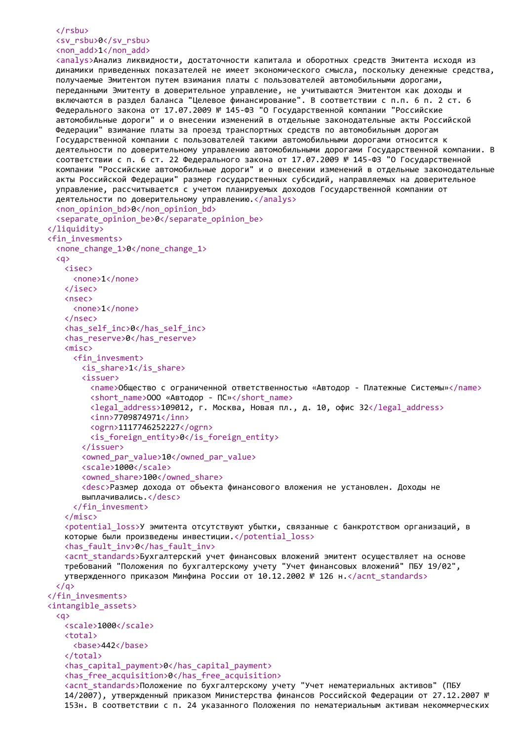```xml
  </rsbu>
  <sv_rsbu>0</sv_rsbu>
  <non_add>1</non_add>
  <analys>Анализ ликвидности, достаточности капитала и оборотных средств Эмитента исходя из
  динамики приведенных показателей не имеет экономического смысла, поскольку денежные средства,
  получаемые Эмитентом путем взимания платы с пользователей автомобильными дорогами,
  переданными Эмитенту в доверительное управление, не учитываются Эмитентом как доходы и
  включаются в раздел баланса "Целевое финансирование". В соответствии с п.п. 6 п. 2 ст. 6
  Федерального закона от 17.07.2009 № 145-ФЗ "О Государственной компании "Российские
  автомобильные дороги" и о внесении изменений в отдельные законодательные акты Российской
  Федерации" взимание платы за проезд транспортных средств по автомобильным дорогам
  Государственной компании с пользователей такими автомобильными дорогами относится к
  деятельности по доверительному управлению автомобильными дорогами Государственной компании. В
  соответствии с п. 6 ст. 22 Федерального закона от 17.07.2009 № 145-ФЗ "О Государственной
  компании "Российские автомобильные дороги" и о внесении изменений в отдельные законодательные
  акты Российской Федерации" размер государственных субсидий, направляемых на доверительное
  управление, рассчитывается с учетом планируемых доходов Государственной компании от
  деятельности по доверительному управлению.</analys>
  <non_opinion_bd>0</non_opinion_bd>
  <separate_opinion_be>0</separate_opinion_be>
</liquidity>
<fin_invesments>
  <none_change_1>0</none_change_1>
  <q>
    <isec>
      <none>1</none>
    </isec>
    <nsec>
      <none>1</none>
    </nsec>
    <has_self_inc>0</has_self_inc>
    <has_reserve>0</has_reserve>
    <misc>
      <fin_invesment>
        <is_share>1</is_share>
        <issuer>
          <name>Общество с ограниченной ответственностью «Автодор - Платежные Системы»</name>
          <short_name>ООО «Автодор - ПС»</short_name>
          <legal_address>109012, г. Москва, Новая пл., д. 10, офис 32</legal_address>
          <inn>7709874971</inn>
          <ogrn>1117746252227</ogrn>
          <is_foreign_entity>0</is_foreign_entity>
        </issuer>
        <owned_par_value>10</owned_par_value>
        <scale>1000</scale>
        <owned_share>100</owned_share>
        <desc>Размер дохода от объекта финансового вложения не установлен. Доходы не
        выплачивались.</desc>
      </fin_invesment>
    </misc>
    <potential_loss>У эмитента отсутствуют убытки, связанные с банкротством организаций, в
    которые были произведены инвестиции.</potential_loss>
    <has_fault_inv>0</has_fault_inv>
    <acnt_standards>Бухгалтерский учет финансовых вложений эмитент осуществляет на основе
    требований "Положения по бухгалтерскому учету "Учет финансовых вложений" ПБУ 19/02",
    утвержденного приказом Минфина России от 10.12.2002 № 126 н.</acnt_standards>
  </q>
</fin_invesments>
<intangible_assets>
  <q>
    <scale>1000</scale>
    <total>
      <base>442</base>
    </total>
    <has_capital_payment>0</has_capital_payment>
    <has_free_acquisition>0</has_free_acquisition>
    <acnt_standards>Положение по бухгалтерскому учету "Учет нематериальных активов" (ПБУ
    14/2007), утвержденный приказом Министерства финансов Российской Федерации от 27.12.2007 №
    153н. В соответствии с п. 24 указанного Положения по нематериальным активам некоммерческих
```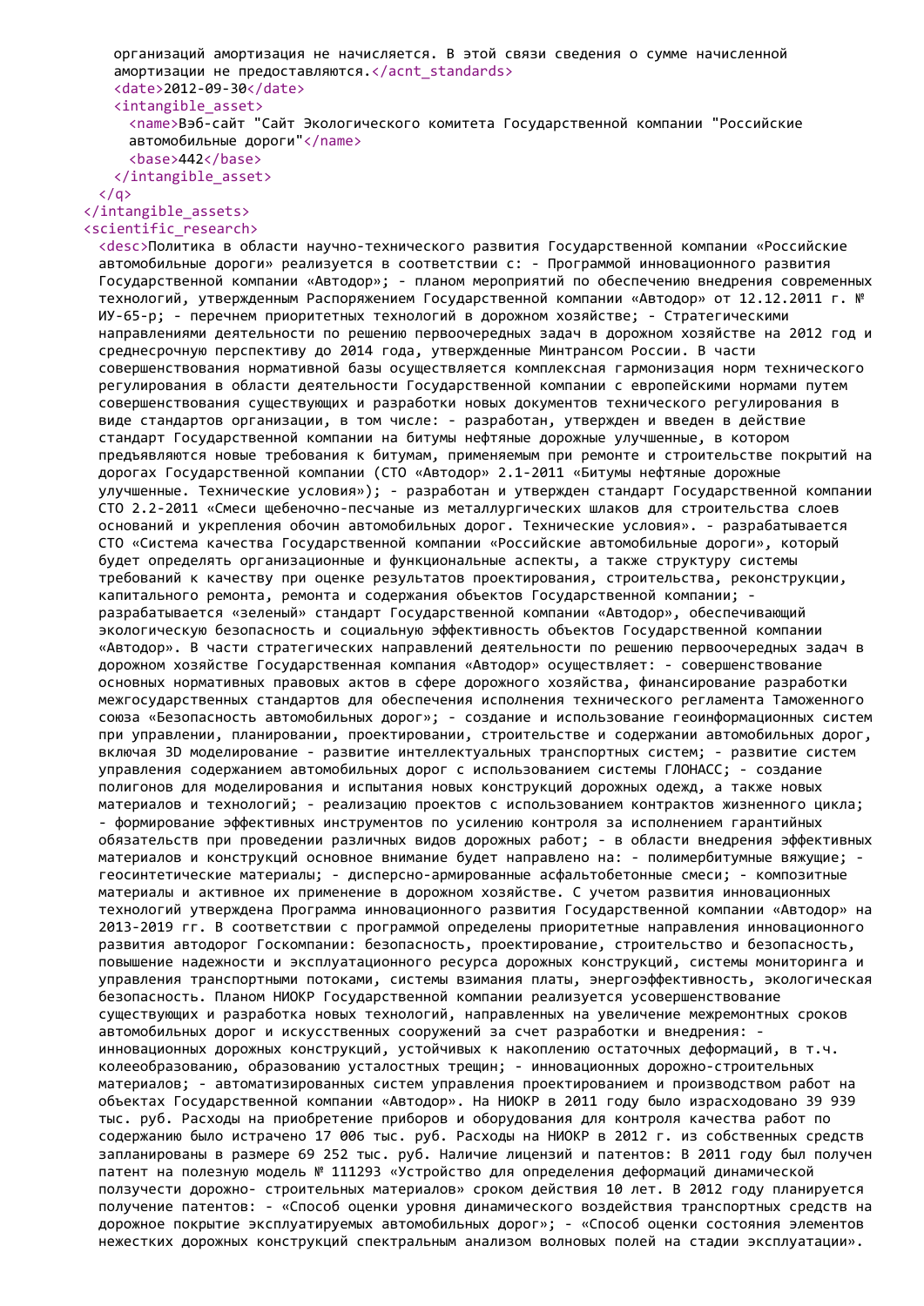```
    организаций амортизация не начисляется. В этой связи сведения о сумме начисленной
    амортизации не предоставляются.</acnt_standards>
    <date>2012-09-30</date>
    <intangible_asset>
      <name>Вэб-сайт "Сайт Экологического комитета Государственной компании "Российские
      автомобильные дороги"</name>
      <base>442</base>
    </intangible_asset>
  </q>
</intangible_assets>
<scientific_research>
  <desc>Политика в области научно-технического развития Государственной компании «Российские
  автомобильные дороги» реализуется в соответствии с: - Программой инновационного развития
  Государственной компании «Автодор»; - планом мероприятий по обеспечению внедрения современных
  технологий, утвержденным Распоряжением Государственной компании «Автодор» от 12.12.2011 г. №
  ИУ-65-р; - перечнем приоритетных технологий в дорожном хозяйстве; - Стратегическими
  направлениями деятельности по решению первоочередных задач в дорожном хозяйстве на 2012 год и
  среднесрочную перспективу до 2014 года, утвержденные Минтрансом России. В части
  совершенствования нормативной базы осуществляется комплексная гармонизация норм технического
  регулирования в области деятельности Государственной компании с европейскими нормами путем
  совершенствования существующих и разработки новых документов технического регулирования в
  виде стандартов организации, в том числе: - разработан, утвержден и введен в действие
  стандарт Государственной компании на битумы нефтяные дорожные улучшенные, в котором
  предъявляются новые требования к битумам, применяемым при ремонте и строительстве покрытий на
  дорогах Государственной компании (СТО «Автодор» 2.1-2011 «Битумы нефтяные дорожные
  улучшенные. Технические условия»); - разработан и утвержден стандарт Государственной компании
  СТО 2.2-2011 «Смеси щебеночно-песчаные из металлургических шлаков для строительства слоев
  оснований и укрепления обочин автомобильных дорог. Технические условия». - разрабатывается
  СТО «Система качества Государственной компании «Российские автомобильные дороги», который
  будет определять организационные и функциональные аспекты, а также структуру системы
  требований к качеству при оценке результатов проектирования, строительства, реконструкции,
  капитального ремонта, ремонта и содержания объектов Государственной компании; -
  разрабатывается «зеленый» стандарт Государственной компании «Автодор», обеспечивающий
  экологическую безопасность и социальную эффективность объектов Государственной компании
  «Автодор». В части стратегических направлений деятельности по решению первоочередных задач в
  дорожном хозяйстве Государственная компания «Автодор» осуществляет: - совершенствование
  основных нормативных правовых актов в сфере дорожного хозяйства, финансирование разработки
  межгосударственных стандартов для обеспечения исполнения технического регламента Таможенного
  союза «Безопасность автомобильных дорог»; - создание и использование геоинформационных систем
  при управлении, планировании, проектировании, строительстве и содержании автомобильных дорог,
  включая 3D моделирование - развитие интеллектуальных транспортных систем; - развитие систем
  управления содержанием автомобильных дорог с использованием системы ГЛОНАСС; - создание
  полигонов для моделирования и испытания новых конструкций дорожных одежд, а также новых
  материалов и технологий; - реализацию проектов с использованием контрактов жизненного цикла;
  - формирование эффективных инструментов по усилению контроля за исполнением гарантийных
  обязательств при проведении различных видов дорожных работ; - в области внедрения эффективных
  материалов и конструкций основное внимание будет направлено на: - полимербитумные вяжущие; -
  геосинтетические материалы; - дисперсно-армированные асфальтобетонные смеси; - композитные
  материалы и активное их применение в дорожном хозяйстве. С учетом развития инновационных
  технологий утверждена Программа инновационного развития Государственной компании «Автодор» на
  2013-2019 гг. В соответствии с программой определены приоритетные направления инновационного
  развития автодорог Госкомпании: безопасность, проектирование, строительство и безопасность,
  повышение надежности и эксплуатационного ресурса дорожных конструкций, системы мониторинга и
  управления транспортными потоками, системы взимания платы, энергоэффективность, экологическая
  безопасность. Планом НИОКР Государственной компании реализуется усовершенствование
  существующих и разработка новых технологий, направленных на увеличение межремонтных сроков
  автомобильных дорог и искусственных сооружений за счет разработки и внедрения: -
  инновационных дорожных конструкций, устойчивых к накоплению остаточных деформаций, в т.ч.
  колееобразованию, образованию усталостных трещин; - инновационных дорожно-строительных
  материалов; - автоматизированных систем управления проектированием и производством работ на
  объектах Государственной компании «Автодор». На НИОКР в 2011 году было израсходовано 39 939
  тыс. руб. Расходы на приобретение приборов и оборудования для контроля качества работ по
  содержанию было истрачено 17 006 тыс. руб. Расходы на НИОКР в 2012 г. из собственных средств
  запланированы в размере 69 252 тыс. руб. Наличие лицензий и патентов: В 2011 году был получен
  патент на полезную модель № 111293 «Устройство для определения деформаций динамической
  ползучести дорожно- строительных материалов» сроком действия 10 лет. В 2012 году планируется
  получение патентов: - «Способ оценки уровня динамического воздействия транспортных средств на
  дорожное покрытие эксплуатируемых автомобильных дорог»; - «Способ оценки состояния элементов
  нежестких дорожных конструкций спектральным анализом волновых полей на стадии эксплуатации».
```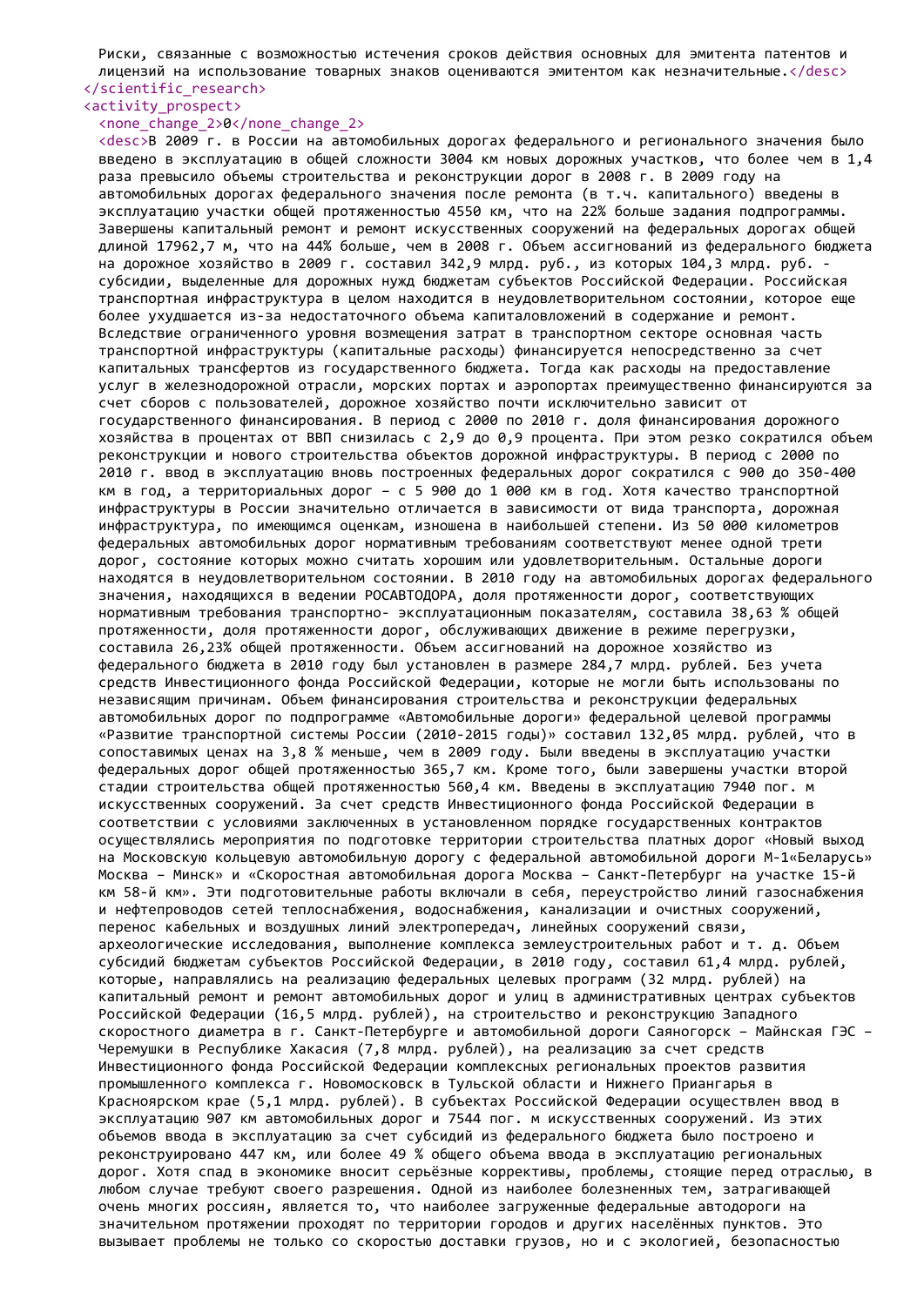Риски, связанные с возможностью истечения сроков действия основных для эмитента патентов и лицензий на использование товарных знаков оцениваются эмитентом как незначительные.</desc>
</scientific_research>
<activity_prospect>
<none_change_2>0</none_change_2>
<desc>В 2009 г. в России на автомобильных дорогах федерального и регионального значения было введено в эксплуатацию в общей сложности 3004 км новых дорожных участков, что более чем в 1,4 раза превысило объемы строительства и реконструкции дорог в 2008 г. В 2009 году на автомобильных дорогах федерального значения после ремонта (в т.ч. капитального) введены в эксплуатацию участки общей протяженностью 4550 км, что на 22% больше задания подпрограммы. Завершены капитальный ремонт и ремонт искусственных сооружений на федеральных дорогах общей длиной 17962,7 м, что на 44% больше, чем в 2008 г. Объем ассигнований из федерального бюджета на дорожное хозяйство в 2009 г. составил 342,9 млрд. руб., из которых 104,3 млрд. руб. - субсидии, выделенные для дорожных нужд бюджетам субъектов Российской Федерации. Российская транспортная инфраструктура в целом находится в неудовлетворительном состоянии, которое еще более ухудшается из-за недостаточного объема капиталовложений в содержание и ремонт. Вследствие ограниченного уровня возмещения затрат в транспортном секторе основная часть транспортной инфраструктуры (капитальные расходы) финансируется непосредственно за счет капитальных трансфертов из государственного бюджета. Тогда как расходы на предоставление услуг в железнодорожной отрасли, морских портах и аэропортах преимущественно финансируются за счет сборов с пользователей, дорожное хозяйство почти исключительно зависит от государственного финансирования. В период с 2000 по 2010 г. доля финансирования дорожного хозяйства в процентах от ВВП снизилась с 2,9 до 0,9 процента. При этом резко сократился объем реконструкции и нового строительства объектов дорожной инфраструктуры. В период с 2000 по 2010 г. ввод в эксплуатацию вновь построенных федеральных дорог сократился с 900 до 350-400 км в год, а территориальных дорог – с 5 900 до 1 000 км в год. Хотя качество транспортной инфраструктуры в России значительно отличается в зависимости от вида транспорта, дорожная инфраструктура, по имеющимся оценкам, изношена в наибольшей степени. Из 50 000 километров федеральных автомобильных дорог нормативным требованиям соответствуют менее одной трети дорог, состояние которых можно считать хорошим или удовлетворительным. Остальные дороги находятся в неудовлетворительном состоянии. В 2010 году на автомобильных дорогах федерального значения, находящихся в ведении РОСАВТОДОРА, доля протяженности дорог, соответствующих нормативным требования транспортно- эксплуатационным показателям, составила 38,63 % общей протяженности, доля протяженности дорог, обслуживающих движение в режиме перегрузки, составила 26,23% общей протяженности. Объем ассигнований на дорожное хозяйство из федерального бюджета в 2010 году был установлен в размере 284,7 млрд. рублей. Без учета средств Инвестиционного фонда Российской Федерации, которые не могли быть использованы по независящим причинам. Объем финансирования строительства и реконструкции федеральных автомобильных дорог по подпрограмме «Автомобильные дороги» федеральной целевой программы «Развитие транспортной системы России (2010-2015 годы)» составил 132,05 млрд. рублей, что в сопоставимых ценах на 3,8 % меньше, чем в 2009 году. Были введены в эксплуатацию участки федеральных дорог общей протяженностью 365,7 км. Кроме того, были завершены участки второй стадии строительства общей протяженностью 560,4 км. Введены в эксплуатацию 7940 пог. м искусственных сооружений. За счет средств Инвестиционного фонда Российской Федерации в соответствии с условиями заключенных в установленном порядке государственных контрактов осуществлялись мероприятия по подготовке территории строительства платных дорог «Новый выход на Московскую кольцевую автомобильную дорогу с федеральной автомобильной дороги М-1«Беларусь» Москва – Минск» и «Скоростная автомобильная дорога Москва – Санкт-Петербург на участке 15-й км 58-й км». Эти подготовительные работы включали в себя, переустройство линий газоснабжения и нефтепроводов сетей теплоснабжения, водоснабжения, канализации и очистных сооружений, перенос кабельных и воздушных линий электропередач, линейных сооружений связи, археологические исследования, выполнение комплекса землеустроительных работ и т. д. Объем субсидий бюджетам субъектов Российской Федерации, в 2010 году, составил 61,4 млрд. рублей, которые, направлялись на реализацию федеральных целевых программ (32 млрд. рублей) на капитальный ремонт и ремонт автомобильных дорог и улиц в административных центрах субъектов Российской Федерации (16,5 млрд. рублей), на строительство и реконструкцию Западного скоростного диаметра в г. Санкт-Петербурге и автомобильной дороги Саяногорск – Майнская ГЭС – Черемушки в Республике Хакасия (7,8 млрд. рублей), на реализацию за счет средств Инвестиционного фонда Российской Федерации комплексных региональных проектов развития промышленного комплекса г. Новомосковск в Тульской области и Нижнего Приангарья в Красноярском крае (5,1 млрд. рублей). В субъектах Российской Федерации осуществлен ввод в эксплуатацию 907 км автомобильных дорог и 7544 пог. м искусственных сооружений. Из этих объемов ввода в эксплуатацию за счет субсидий из федерального бюджета было построено и реконструировано 447 км, или более 49 % общего объема ввода в эксплуатацию региональных дорог. Хотя спад в экономике вносит серьёзные коррективы, проблемы, стоящие перед отраслью, в любом случае требуют своего разрешения. Одной из наиболее болезненных тем, затрагивающей очень многих россиян, является то, что наиболее загруженные федеральные автодороги на значительном протяжении проходят по территории городов и других населённых пунктов. Это вызывает проблемы не только со скоростью доставки грузов, но и с экологией, безопасностью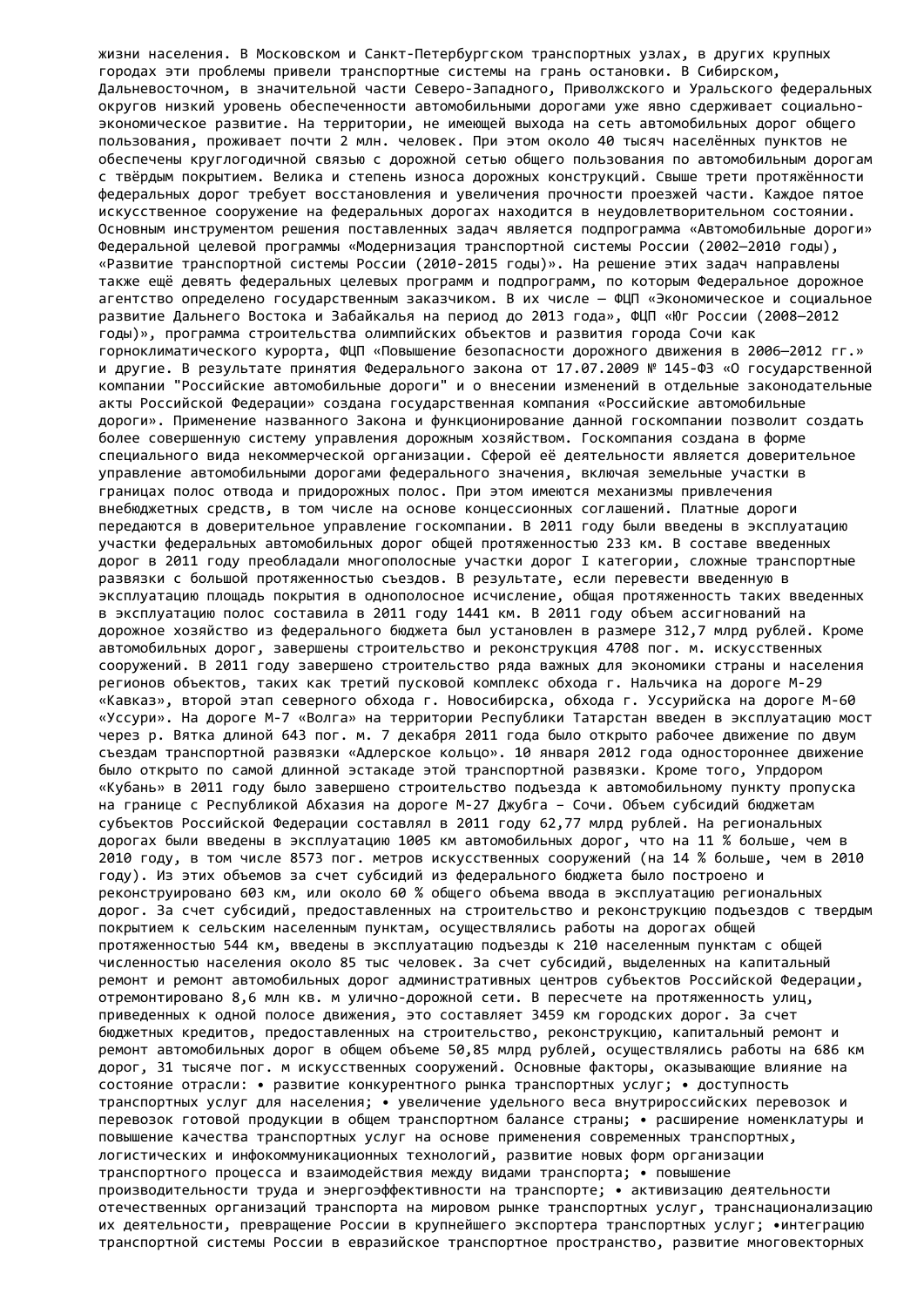жизни населения. В Московском и Санкт-Петербургском транспортных узлах, в других крупных городах эти проблемы привели транспортные системы на грань остановки. В Сибирском, Дальневосточном, в значительной части Северо-Западного, Приволжского и Уральского федеральных округов низкий уровень обеспеченности автомобильными дорогами уже явно сдерживает социально-экономическое развитие. На территории, не имеющей выхода на сеть автомобильных дорог общего пользования, проживает почти 2 млн. человек. При этом около 40 тысяч населённых пунктов не обеспечены круглогодичной связью с дорожной сетью общего пользования по автомобильным дорогам с твёрдым покрытием. Велика и степень износа дорожных конструкций. Свыше трети протяжённости федеральных дорог требует восстановления и увеличения прочности проезжей части. Каждое пятое искусственное сооружение на федеральных дорогах находится в неудовлетворительном состоянии. Основным инструментом решения поставленных задач является подпрограмма «Автомобильные дороги» Федеральной целевой программы «Модернизация транспортной системы России (2002–2010 годы), «Развитие транспортной системы России (2010-2015 годы)». На решение этих задач направлены также ещё девять федеральных целевых программ и подпрограмм, по которым Федеральное дорожное агентство определено государственным заказчиком. В их числе – ФЦП «Экономическое и социальное развитие Дальнего Востока и Забайкалья на период до 2013 года», ФЦП «Юг России (2008–2012 годы)», программа строительства олимпийских объектов и развития города Сочи как горноклиматического курорта, ФЦП «Повышение безопасности дорожного движения в 2006–2012 гг.» и другие. В результате принятия Федерального закона от 17.07.2009 № 145-ФЗ «О государственной компании "Российские автомобильные дороги" и о внесении изменений в отдельные законодательные акты Российской Федерации» создана государственная компания «Российские автомобильные дороги». Применение названного Закона и функционирование данной госкомпании позволит создать более совершенную систему управления дорожным хозяйством. Госкомпания создана в форме специального вида некоммерческой организации. Сферой её деятельности является доверительное управление автомобильными дорогами федерального значения, включая земельные участки в границах полос отвода и придорожных полос. При этом имеются механизмы привлечения внебюджетных средств, в том числе на основе концессионных соглашений. Платные дороги передаются в доверительное управление госкомпании. В 2011 году были введены в эксплуатацию участки федеральных автомобильных дорог общей протяженностью 233 км. В составе введенных дорог в 2011 году преобладали многополосные участки дорог I категории, сложные транспортные развязки с большой протяженностью съездов. В результате, если перевести введенную в эксплуатацию площадь покрытия в однополосное исчисление, общая протяженность таких введенных в эксплуатацию полос составила в 2011 году 1441 км. В 2011 году объем ассигнований на дорожное хозяйство из федерального бюджета был установлен в размере 312,7 млрд рублей. Кроме автомобильных дорог, завершены строительство и реконструкция 4708 пог. м. искусственных сооружений. В 2011 году завершено строительство ряда важных для экономики страны и населения регионов объектов, таких как третий пусковой комплекс обхода г. Нальчика на дороге М-29 «Кавказ», второй этап северного обхода г. Новосибирска, обхода г. Уссурийска на дороге М-60 «Уссури». На дороге М-7 «Волга» на территории Республики Татарстан введен в эксплуатацию мост через р. Вятка длиной 643 пог. м. 7 декабря 2011 года было открыто рабочее движение по двум съездам транспортной развязки «Адлерское кольцо». 10 января 2012 года одностороннее движение было открыто по самой длинной эстакаде этой транспортной развязки. Кроме того, Упрдором «Кубань» в 2011 году было завершено строительство подъезда к автомобильному пункту пропуска на границе с Республикой Абхазия на дороге М-27 Джубга – Сочи. Объем субсидий бюджетам субъектов Российской Федерации составлял в 2011 году 62,77 млрд рублей. На региональных дорогах были введены в эксплуатацию 1005 км автомобильных дорог, что на 11 % больше, чем в 2010 году, в том числе 8573 пог. метров искусственных сооружений (на 14 % больше, чем в 2010 году). Из этих объемов за счет субсидий из федерального бюджета было построено и реконструировано 603 км, или около 60 % общего объема ввода в эксплуатацию региональных дорог. За счет субсидий, предоставленных на строительство и реконструкцию подъездов с твердым покрытием к сельским населенным пунктам, осуществлялись работы на дорогах общей протяженностью 544 км, введены в эксплуатацию подъезды к 210 населенным пунктам с общей численностью населения около 85 тыс человек. За счет субсидий, выделенных на капитальный ремонт и ремонт автомобильных дорог административных центров субъектов Российской Федерации, отремонтировано 8,6 млн кв. м улично-дорожной сети. В пересчете на протяженность улиц, приведенных к одной полосе движения, это составляет 3459 км городских дорог. За счет бюджетных кредитов, предоставленных на строительство, реконструкцию, капитальный ремонт и ремонт автомобильных дорог в общем объеме 50,85 млрд рублей, осуществлялись работы на 686 км дорог, 31 тысяче пог. м искусственных сооружений. Основные факторы, оказывающие влияние на состояние отрасли: • развитие конкурентного рынка транспортных услуг; • доступность транспортных услуг для населения; • увеличение удельного веса внутрироссийских перевозок и перевозок готовой продукции в общем транспортном балансе страны; • расширение номенклатуры и повышение качества транспортных услуг на основе применения современных транспортных, логистических и инфокоммуникационных технологий, развитие новых форм организации транспортного процесса и взаимодействия между видами транспорта; • повышение производительности труда и энергоэффективности на транспорте; • активизацию деятельности отечественных организаций транспорта на мировом рынке транспортных услуг, транснационализацию их деятельности, превращение России в крупнейшего экспортера транспортных услуг; •интеграцию транспортной системы России в евразийское транспортное пространство, развитие многовекторных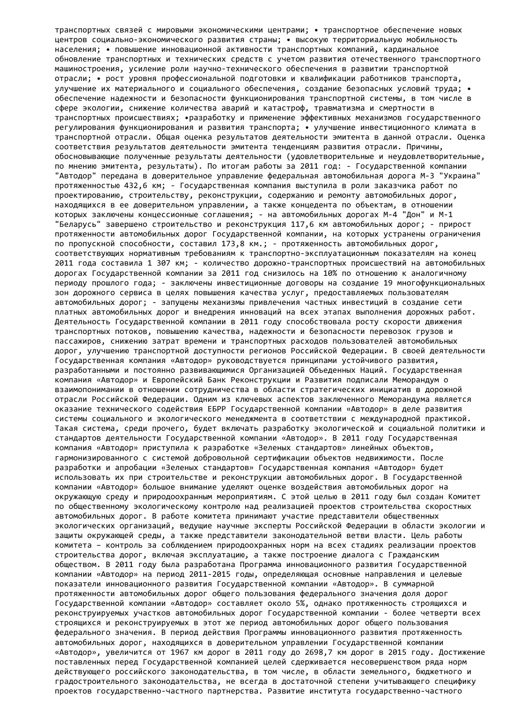транспортных связей с мировыми экономическими центрами; • транспортное обеспечение новых центров социально-экономического развития страны; • высокую территориальную мобильность населения; • повышение инновационной активности транспортных компаний, кардинальное обновление транспортных и технических средств с учетом развития отечественного транспортного машиностроения, усиление роли научно-технического обеспечения в развитии транспортной отрасли; • рост уровня профессиональной подготовки и квалификации работников транспорта, улучшение их материального и социального обеспечения, создание безопасных условий труда; • обеспечение надежности и безопасности функционирования транспортной системы, в том числе в сфере экологии, снижение количества аварий и катастроф, травматизма и смертности в транспортных происшествиях; •разработку и применение эффективных механизмов государственного регулирования функционирования и развития транспорта; • улучшение инвестиционного климата в транспортной отрасли. Общая оценка результатов деятельности эмитента в данной отрасли. Оценка соответствия результатов деятельности эмитента тенденциям развития отрасли. Причины, обосновывающие полученные результаты деятельности (удовлетворительные и неудовлетворительные, по мнению эмитента, результаты). По итогам работы за 2011 год: - Государственной компании "Автодор" передана в доверительное управление федеральная автомобильная дорога М-3 "Украина" протяженностью 432,6 км; - Государственная компания выступила в роли заказчика работ по проектированию, строительству, реконструкции, содержанию и ремонту автомобильных дорог, находящихся в ее доверительном управлении, а также концедента по объектам, в отношении которых заключены концессионные соглашения; - на автомобильных дорогах М-4 "Дон" и М-1 "Беларусь" завершено строительство и реконструкция 117,6 км автомобильных дорог; - прирост протяженности автомобильных дорог Государственной компании, на которых устранены ограничения по пропускной способности, составил 173,8 км.; - протяженность автомобильных дорог, соответствующих нормативным требованиям к транспортно-эксплуатационным показателям на конец 2011 года составила 1 307 км; - количество дорожно-транспортных происшествий на автомобильных дорогах Государственной компании за 2011 год снизилось на 10% по отношению к аналогичному периоду прошлого года; - заключены инвестиционные договоры на создание 19 многофункциональных зон дорожного сервиса в целях повышения качества услуг, предоставляемых пользователям автомобильных дорог; - запущены механизмы привлечения частных инвестиций в создание сети платных автомобильных дорог и внедрения инноваций на всех этапах выполнения дорожных работ. Деятельность Государственной компании в 2011 году способствовала росту скорости движения транспортных потоков, повышению качества, надежности и безопасности перевозок грузов и пассажиров, снижению затрат времени и транспортных расходов пользователей автомобильных дорог, улучшению транспортной доступности регионов Российской Федерации. В своей деятельности Государственная компания «Автодор» руководствуется принципами устойчивого развития, разработанными и постоянно развивающимися Организацией Объеденных Наций. Государственная компания «Автодор» и Европейский Банк Реконструкции и Развития подписали Меморандум о взаимопонимании в отношении сотрудничества в области стратегических инициатив в дорожной отрасли Российской Федерации. Одним из ключевых аспектов заключенного Меморандума является оказание технического содействия ЕБРР Государственной компании «Автодор» в деле развития системы социального и экологического менеджмента в соответствии с международной практикой. Такая система, среди прочего, будет включать разработку экологической и социальной политики и стандартов деятельности Государственной компании «Автодор». В 2011 году Государственная компания «Автодор» приступила к разработке «Зеленых стандартов» линейных объектов, гармонизированного с системой добровольной сертификации объектов недвижимости. После разработки и апробации «Зеленых стандартов» Государственная компания «Автодор» будет использовать их при строительстве и реконструкции автомобильных дорог. В Государственной компании «Автодор» большое внимание уделяют оценке воздействия автомобильных дорог на окружающую среду и природоохранным мероприятиям. С этой целью в 2011 году был создан Комитет по общественному экологическому контролю над реализацией проектов строительства скоростных автомобильных дорог. В работе комитета принимают участие представители общественных экологических организаций, ведущие научные эксперты Российской Федерации в области экологии и защиты окружающей среды, а также представители законодательной ветви власти. Цель работы комитета – контроль за соблюдением природоохранных норм на всех стадиях реализации проектов строительства дорог, включая эксплуатацию, а также построение диалога с Гражданским обществом. В 2011 году была разработана Программа инновационного развития Государственной компании «Автодор» на период 2011-2015 годы, определяющая основные направления и целевые показатели инновационного развития Государственной компании «Автодор». В суммарной протяженности автомобильных дорог общего пользования федерального значения доля дорог Государственной компании «Автодор» составляет около 5%, однако протяженность строящихся и реконструируемых участков автомобильных дорог Государственной компании - более четверти всех строящихся и реконструируемых в этот же период автомобильных дорог общего пользования федерального значения. В период действия Программы инновационного развития протяженность автомобильных дорог, находящихся в доверительном управлении Государственной компании «Автодор», увеличится от 1967 км дорог в 2011 году до 2698,7 км дорог в 2015 году. Достижение поставленных перед Государственной компанией целей сдерживается несовершенством ряда норм действующего российского законодательства, в том числе, в области земельного, бюджетного и градостроительного законодательства, не всегда в достаточной степени учитывающего специфику проектов государственно-частного партнерства. Развитие института государственно-частного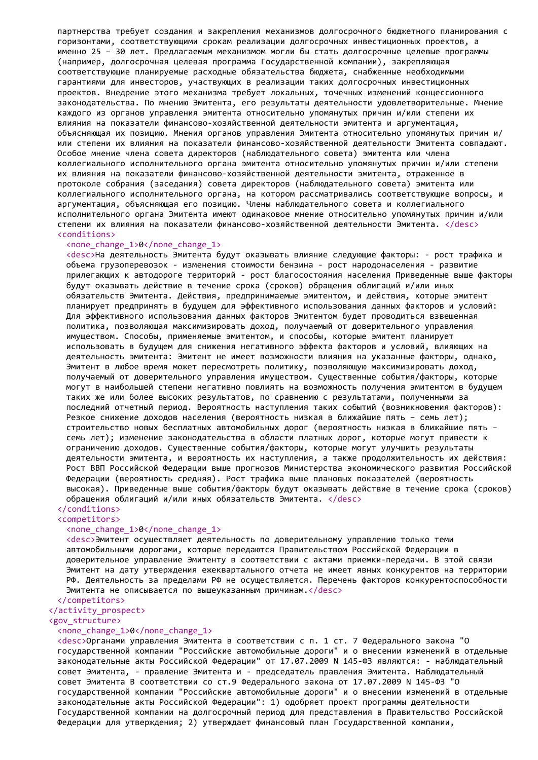партнерства требует создания и закрепления механизмов долгосрочного бюджетного планирования с горизонтами, соответствующими срокам реализации долгосрочных инвестиционных проектов, а именно 25 – 30 лет. Предлагаемым механизмом могли бы стать долгосрочные целевые программы (например, долгосрочная целевая программа Государственной компании), закрепляющая соответствующие планируемые расходные обязательства бюджета, снабженные необходимыми гарантиями для инвесторов, участвующих в реализации таких долгосрочных инвестиционных проектов. Внедрение этого механизма требует локальных, точечных изменений концессионного законодательства. По мнению Эмитента, его результаты деятельности удовлетворительные. Мнение каждого из органов управления эмитента относительно упомянутых причин и/или степени их влияния на показатели финансово-хозяйственной деятельности эмитента и аргументация, объясняющая их позицию. Мнения органов управления Эмитента относительно упомянутых причин и/или степени их влияния на показатели финансово-хозяйственной деятельности Эмитента совпадают. Особое мнение члена совета директоров (наблюдательного совета) эмитента или члена коллегиального исполнительного органа эмитента относительно упомянутых причин и/или степени их влияния на показатели финансово-хозяйственной деятельности эмитента, отраженное в протоколе собрания (заседания) совета директоров (наблюдательного совета) эмитента или коллегиального исполнительного органа, на котором рассматривались соответствующие вопросы, и аргументация, объясняющая его позицию. Члены наблюдательного совета и коллегиального исполнительного органа Эмитента имеют одинаковое мнение относительно упомянутых причин и/или степени их влияния на показатели финансово-хозяйственной деятельности Эмитента. </desc>
<conditions>
<none_change_1>0</none_change_1>
<desc>На деятельность Эмитента будут оказывать влияние следующие факторы: - рост трафика и объема грузоперевозок - изменения стоимости бензина - рост народонаселения - развитие прилегающих к автодороге территорий - рост благосостояния населения Приведенные выше факторы будут оказывать действие в течение срока (сроков) обращения облигаций и/или иных обязательств Эмитента. Действия, предпринимаемые эмитентом, и действия, которые эмитент планирует предпринять в будущем для эффективного использования данных факторов и условий: Для эффективного использования данных факторов Эмитентом будет проводиться взвешенная политика, позволяющая максимизировать доход, получаемый от доверительного управления имуществом. Способы, применяемые эмитентом, и способы, которые эмитент планирует использовать в будущем для снижения негативного эффекта факторов и условий, влияющих на деятельность эмитента: Эмитент не имеет возможности влияния на указанные факторы, однако, Эмитент в любое время может пересмотреть политику, позволяющую максимизировать доход, получаемый от доверительного управления имуществом. Существенные события/факторы, которые могут в наибольшей степени негативно повлиять на возможность получения эмитентом в будущем таких же или более высоких результатов, по сравнению с результатами, полученными за последний отчетный период. Вероятность наступления таких событий (возникновения факторов): Резкое снижение доходов населения (вероятность низкая в ближайшие пять – семь лет); строительство новых бесплатных автомобильных дорог (вероятность низкая в ближайшие пять – семь лет); изменение законодательства в области платных дорог, которые могут привести к ограничению доходов. Существенные события/факторы, которые могут улучшить результаты деятельности эмитента, и вероятность их наступления, а также продолжительность их действия: Рост ВВП Российской Федерации выше прогнозов Министерства экономического развития Российской Федерации (вероятность средняя). Рост трафика выше плановых показателей (вероятность высокая). Приведенные выше события/факторы будут оказывать действие в течение срока (сроков) обращения облигаций и/или иных обязательств Эмитента. </desc>
</conditions>
<competitors>
<none_change_1>0</none_change_1>
<desc>Эмитент осуществляет деятельность по доверительному управлению только теми автомобильными дорогами, которые передаются Правительством Российской Федерации в доверительное управление Эмитенту в соответствии с актами приемки-передачи. В этой связи Эмитент на дату утверждения ежеквартального отчета не имеет явных конкурентов на территории РФ. Деятельность за пределами РФ не осуществляется. Перечень факторов конкурентоспособности Эмитента не описывается по вышеуказанным причинам.</desc>
</competitors>
</activity_prospect>
<gov_structure>
<none_change_1>0</none_change_1>
<desc>Органами управления Эмитента в соответствии с п. 1 ст. 7 Федерального закона "О государственной компании "Российские автомобильные дороги" и о внесении изменений в отдельные законодательные акты Российской Федерации" от 17.07.2009 N 145-ФЗ являются: - наблюдательный совет Эмитента, - правление Эмитента и - председатель правления Эмитента. Наблюдательный совет Эмитента В соответствии со ст.9 Федерального закона от 17.07.2009 N 145-ФЗ "О государственной компании "Российские автомобильные дороги" и о внесении изменений в отдельные законодательные акты Российской Федерации": 1) одобряет проект программы деятельности Государственной компании на долгосрочный период для представления в Правительство Российской Федерации для утверждения; 2) утверждает финансовый план Государственной компании,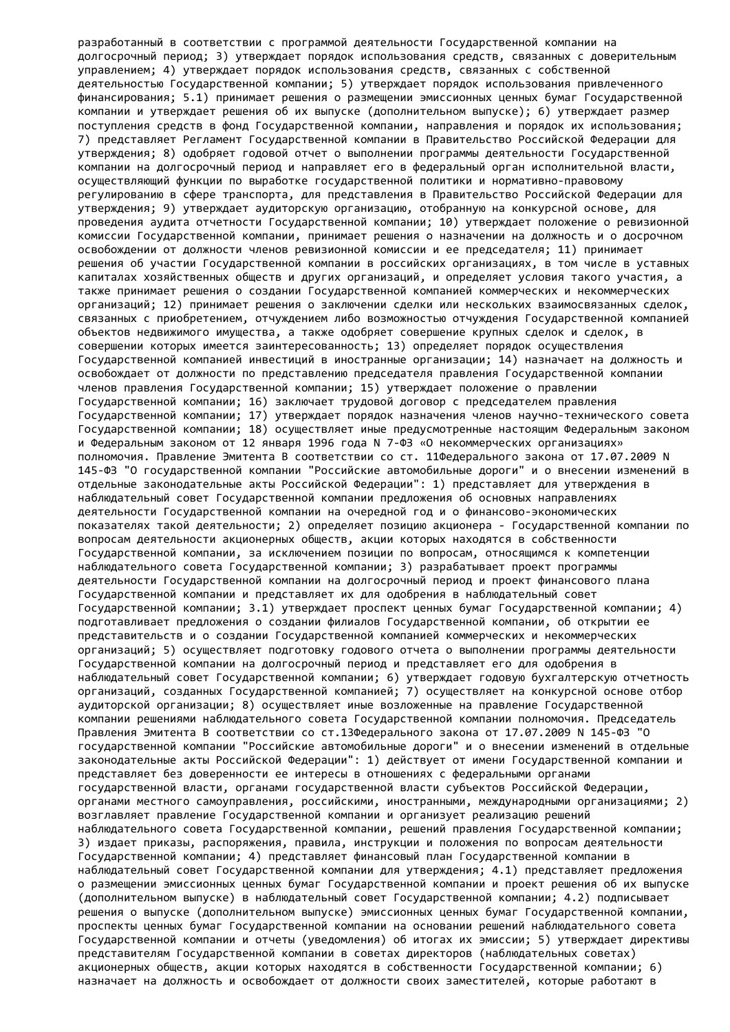разработанный в соответствии с программой деятельности Государственной компании на долгосрочный период; 3) утверждает порядок использования средств, связанных с доверительным управлением; 4) утверждает порядок использования средств, связанных с собственной деятельностью Государственной компании; 5) утверждает порядок использования привлеченного финансирования; 5.1) принимает решения о размещении эмиссионных ценных бумаг Государственной компании и утверждает решения об их выпуске (дополнительном выпуске); 6) утверждает размер поступления средств в фонд Государственной компании, направления и порядок их использования; 7) представляет Регламент Государственной компании в Правительство Российской Федерации для утверждения; 8) одобряет годовой отчет о выполнении программы деятельности Государственной компании на долгосрочный период и направляет его в федеральный орган исполнительной власти, осуществляющий функции по выработке государственной политики и нормативно-правовому регулированию в сфере транспорта, для представления в Правительство Российской Федерации для утверждения; 9) утверждает аудиторскую организацию, отобранную на конкурсной основе, для проведения аудита отчетности Государственной компании; 10) утверждает положение о ревизионной комиссии Государственной компании, принимает решения о назначении на должность и о досрочном освобождении от должности членов ревизионной комиссии и ее председателя; 11) принимает решения об участии Государственной компании в российских организациях, в том числе в уставных капиталах хозяйственных обществ и других организаций, и определяет условия такого участия, а также принимает решения о создании Государственной компанией коммерческих и некоммерческих организаций; 12) принимает решения о заключении сделки или нескольких взаимосвязанных сделок, связанных с приобретением, отчуждением либо возможностью отчуждения Государственной компанией объектов недвижимого имущества, а также одобряет совершение крупных сделок и сделок, в совершении которых имеется заинтересованность; 13) определяет порядок осуществления Государственной компанией инвестиций в иностранные организации; 14) назначает на должность и освобождает от должности по представлению председателя правления Государственной компании членов правления Государственной компании; 15) утверждает положение о правлении Государственной компании; 16) заключает трудовой договор с председателем правления Государственной компании; 17) утверждает порядок назначения членов научно-технического совета Государственной компании; 18) осуществляет иные предусмотренные настоящим Федеральным законом и Федеральным законом от 12 января 1996 года N 7-ФЗ «О некоммерческих организациях» полномочия. Правление Эмитента В соответствии со ст. 11Федерального закона от 17.07.2009 N 145-ФЗ "О государственной компании "Российские автомобильные дороги" и о внесении изменений в отдельные законодательные акты Российской Федерации": 1) представляет для утверждения в наблюдательный совет Государственной компании предложения об основных направлениях деятельности Государственной компании на очередной год и о финансово-экономических показателях такой деятельности; 2) определяет позицию акционера - Государственной компании по вопросам деятельности акционерных обществ, акции которых находятся в собственности Государственной компании, за исключением позиции по вопросам, относящимся к компетенции наблюдательного совета Государственной компании; 3) разрабатывает проект программы деятельности Государственной компании на долгосрочный период и проект финансового плана Государственной компании и представляет их для одобрения в наблюдательный совет Государственной компании; 3.1) утверждает проспект ценных бумаг Государственной компании; 4) подготавливает предложения о создании филиалов Государственной компании, об открытии ее представительств и о создании Государственной компанией коммерческих и некоммерческих организаций; 5) осуществляет подготовку годового отчета о выполнении программы деятельности Государственной компании на долгосрочный период и представляет его для одобрения в наблюдательный совет Государственной компании; 6) утверждает годовую бухгалтерскую отчетность организаций, созданных Государственной компанией; 7) осуществляет на конкурсной основе отбор аудиторской организации; 8) осуществляет иные возложенные на правление Государственной компании решениями наблюдательного совета Государственной компании полномочия. Председатель Правления Эмитента В соответствии со ст.13Федерального закона от 17.07.2009 N 145-ФЗ "О государственной компании "Российские автомобильные дороги" и о внесении изменений в отдельные законодательные акты Российской Федерации": 1) действует от имени Государственной компании и представляет без доверенности ее интересы в отношениях с федеральными органами государственной власти, органами государственной власти субъектов Российской Федерации, органами местного самоуправления, российскими, иностранными, международными организациями; 2) возглавляет правление Государственной компании и организует реализацию решений наблюдательного совета Государственной компании, решений правления Государственной компании; 3) издает приказы, распоряжения, правила, инструкции и положения по вопросам деятельности Государственной компании; 4) представляет финансовый план Государственной компании в наблюдательный совет Государственной компании для утверждения; 4.1) представляет предложения о размещении эмиссионных ценных бумаг Государственной компании и проект решения об их выпуске (дополнительном выпуске) в наблюдательный совет Государственной компании; 4.2) подписывает решения о выпуске (дополнительном выпуске) эмиссионных ценных бумаг Государственной компании, проспекты ценных бумаг Государственной компании на основании решений наблюдательного совета Государственной компании и отчеты (уведомления) об итогах их эмиссии; 5) утверждает директивы представителям Государственной компании в советах директоров (наблюдательных советах) акционерных обществ, акции которых находятся в собственности Государственной компании; 6) назначает на должность и освобождает от должности своих заместителей, которые работают в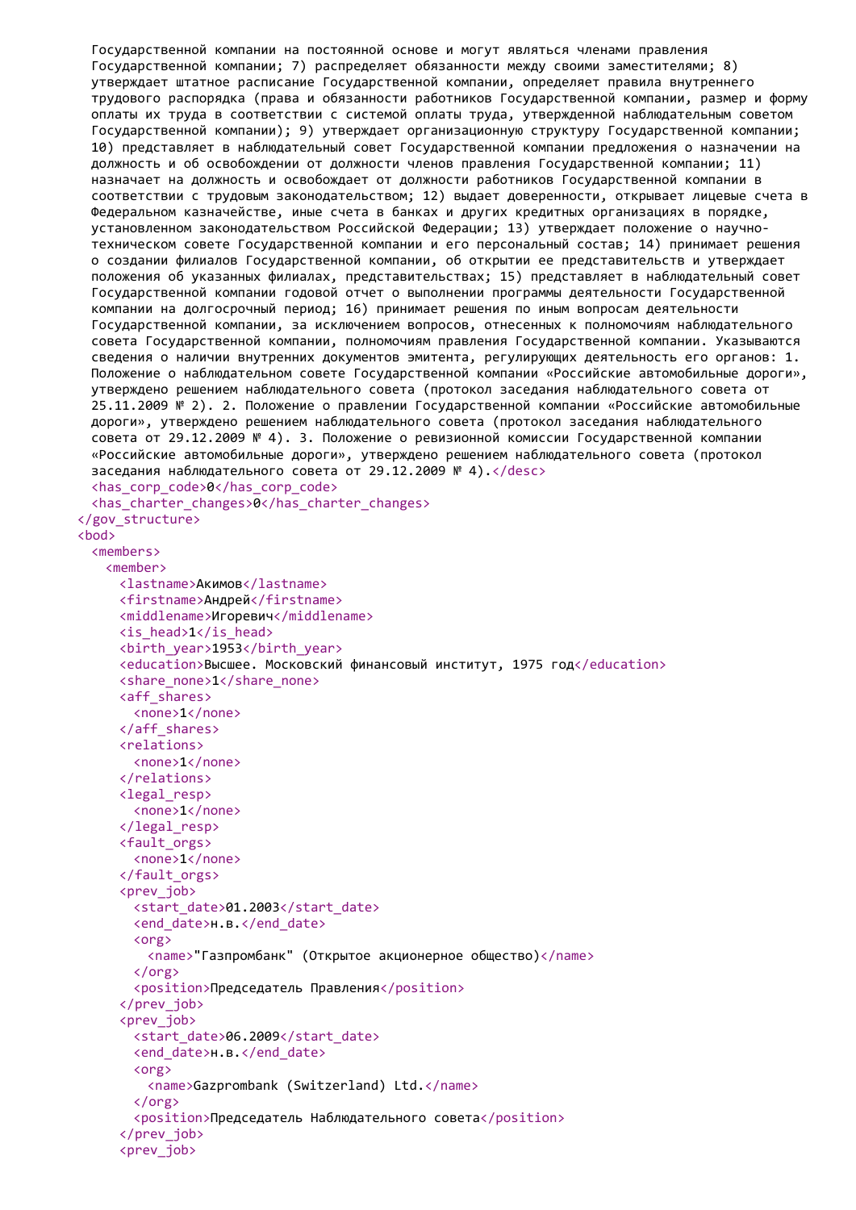```
  Государственной компании на постоянной основе и могут являться членами правления
  Государственной компании; 7) распределяет обязанности между своими заместителями; 8)
  утверждает штатное расписание Государственной компании, определяет правила внутреннего
  трудового распорядка (права и обязанности работников Государственной компании, размер и форму
  оплаты их труда в соответствии с системой оплаты труда, утвержденной наблюдательным советом
  Государственной компании); 9) утверждает организационную структуру Государственной компании;
  10) представляет в наблюдательный совет Государственной компании предложения о назначении на
  должность и об освобождении от должности членов правления Государственной компании; 11)
  назначает на должность и освобождает от должности работников Государственной компании в
  соответствии с трудовым законодательством; 12) выдает доверенности, открывает лицевые счета в
  Федеральном казначействе, иные счета в банках и других кредитных организациях в порядке,
  установленном законодательством Российской Федерации; 13) утверждает положение о научно-
  техническом совете Государственной компании и его персональный состав; 14) принимает решения
  о создании филиалов Государственной компании, об открытии ее представительств и утверждает
  положения об указанных филиалах, представительствах; 15) представляет в наблюдательный совет
  Государственной компании годовой отчет о выполнении программы деятельности Государственной
  компании на долгосрочный период; 16) принимает решения по иным вопросам деятельности
  Государственной компании, за исключением вопросов, отнесенных к полномочиям наблюдательного
  совета Государственной компании, полномочиям правления Государственной компании. Указываются
  сведения о наличии внутренних документов эмитента, регулирующих деятельность его органов: 1.
  Положение о наблюдательном совете Государственной компании «Российские автомобильные дороги»,
  утверждено решением наблюдательного совета (протокол заседания наблюдательного совета от
  25.11.2009 № 2). 2. Положение о правлении Государственной компании «Российские автомобильные
  дороги», утверждено решением наблюдательного совета (протокол заседания наблюдательного
  совета от 29.12.2009 № 4). 3. Положение о ревизионной комиссии Государственной компании
  «Российские автомобильные дороги», утверждено решением наблюдательного совета (протокол
  заседания наблюдательного совета от 29.12.2009 № 4).</desc>
  <has_corp_code>0</has_corp_code>
  <has_charter_changes>0</has_charter_changes>
</gov_structure>
<bod>
  <members>
    <member>
      <lastname>Акимов</lastname>
      <firstname>Андрей</firstname>
      <middlename>Игоревич</middlename>
      <is_head>1</is_head>
      <birth_year>1953</birth_year>
      <education>Высшее. Московский финансовый институт, 1975 год</education>
      <share_none>1</share_none>
      <aff_shares>
        <none>1</none>
      </aff_shares>
      <relations>
        <none>1</none>
      </relations>
      <legal_resp>
        <none>1</none>
      </legal_resp>
      <fault_orgs>
        <none>1</none>
      </fault_orgs>
      <prev_job>
        <start_date>01.2003</start_date>
        <end_date>н.в.</end_date>
        <org>
          <name>"Газпромбанк" (Открытое акционерное общество)</name>
        </org>
        <position>Председатель Правления</position>
      </prev_job>
      <prev_job>
        <start_date>06.2009</start_date>
        <end_date>н.в.</end_date>
        <org>
          <name>Gazprombank (Switzerland) Ltd.</name>
        </org>
        <position>Председатель Наблюдательного совета</position>
      </prev_job>
      <prev_job>
```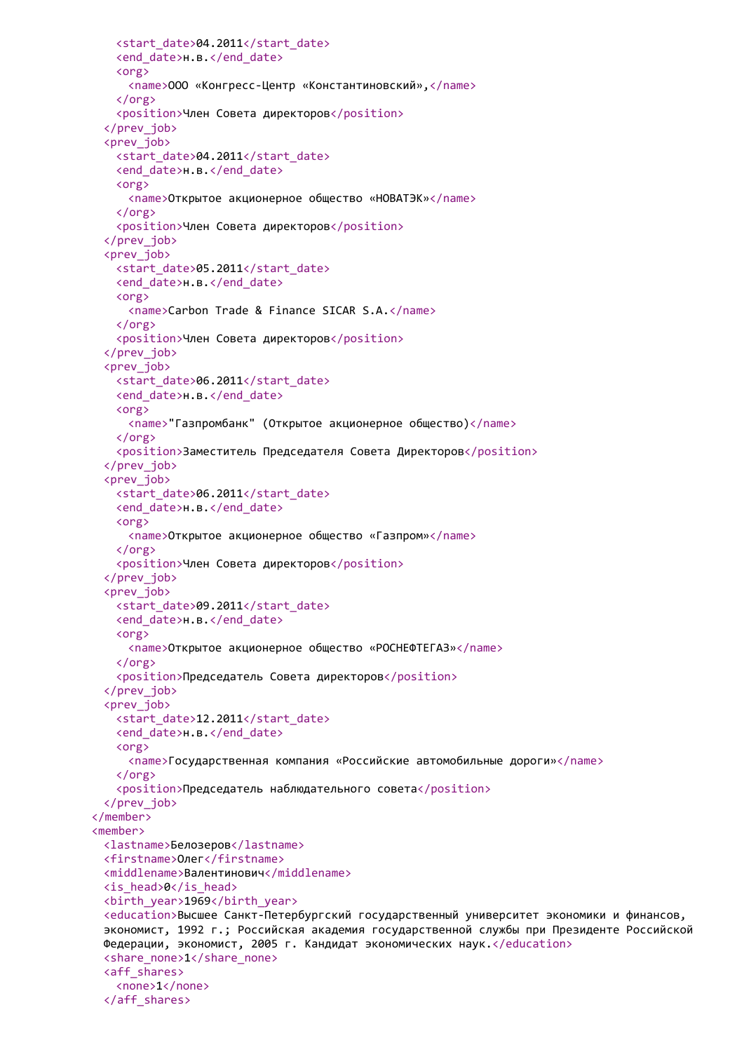```xml
      <start_date>04.2011</start_date>
      <end_date>н.в.</end_date>
      <org>
        <name>ООО «Конгресс-Центр «Константиновский»,</name>
      </org>
      <position>Член Совета директоров</position>
    </prev_job>
    <prev_job>
      <start_date>04.2011</start_date>
      <end_date>н.в.</end_date>
      <org>
        <name>Открытое акционерное общество «НОВАТЭК»</name>
      </org>
      <position>Член Совета директоров</position>
    </prev_job>
    <prev_job>
      <start_date>05.2011</start_date>
      <end_date>н.в.</end_date>
      <org>
        <name>Carbon Trade & Finance SICAR S.A.</name>
      </org>
      <position>Член Совета директоров</position>
    </prev_job>
    <prev_job>
      <start_date>06.2011</start_date>
      <end_date>н.в.</end_date>
      <org>
        <name>"Газпромбанк" (Открытое акционерное общество)</name>
      </org>
      <position>Заместитель Председателя Совета Директоров</position>
    </prev_job>
    <prev_job>
      <start_date>06.2011</start_date>
      <end_date>н.в.</end_date>
      <org>
        <name>Открытое акционерное общество «Газпром»</name>
      </org>
      <position>Член Совета директоров</position>
    </prev_job>
    <prev_job>
      <start_date>09.2011</start_date>
      <end_date>н.в.</end_date>
      <org>
        <name>Открытое акционерное общество «РОСНЕФТЕГАЗ»</name>
      </org>
      <position>Председатель Совета директоров</position>
    </prev_job>
    <prev_job>
      <start_date>12.2011</start_date>
      <end_date>н.в.</end_date>
      <org>
        <name>Государственная компания «Российские автомобильные дороги»</name>
      </org>
      <position>Председатель наблюдательного совета</position>
    </prev_job>
  </member>
  <member>
    <lastname>Белозеров</lastname>
    <firstname>Олег</firstname>
    <middlename>Валентинович</middlename>
    <is_head>0</is_head>
    <birth_year>1969</birth_year>
    <education>Высшее Санкт-Петербургский государственный университет экономики и финансов, 
    экономист, 1992 г.; Российская академия государственной службы при Президенте Российской 
    Федерации, экономист, 2005 г. Кандидат экономических наук.</education>
    <share_none>1</share_none>
    <aff_shares>
      <none>1</none>
    </aff_shares>
```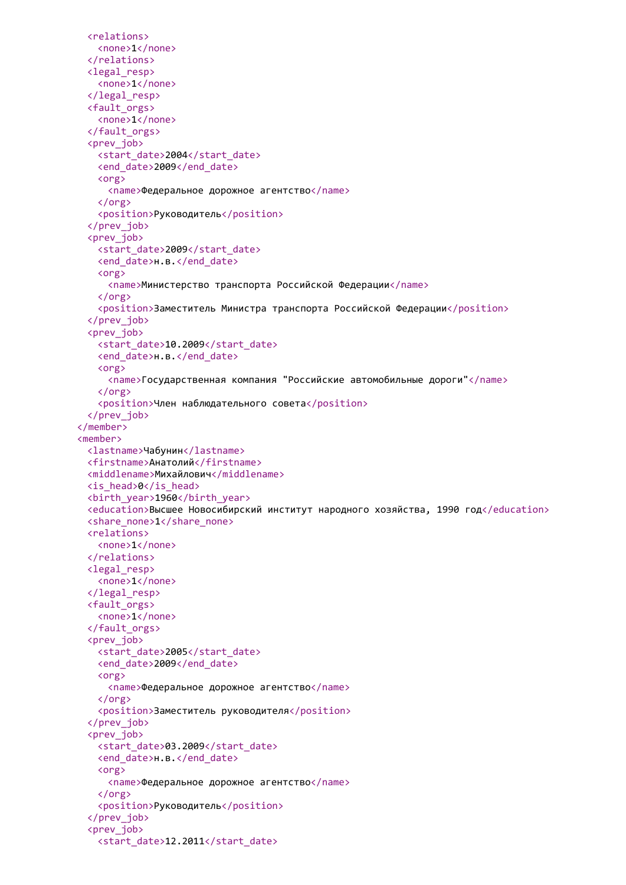```xml
      <relations>
        <none>1</none>
      </relations>
      <legal_resp>
        <none>1</none>
      </legal_resp>
      <fault_orgs>
        <none>1</none>
      </fault_orgs>
      <prev_job>
        <start_date>2004</start_date>
        <end_date>2009</end_date>
        <org>
          <name>Федеральное дорожное агентство</name>
        </org>
        <position>Руководитель</position>
      </prev_job>
      <prev_job>
        <start_date>2009</start_date>
        <end_date>н.в.</end_date>
        <org>
          <name>Министерство транспорта Российской Федерации</name>
        </org>
        <position>Заместитель Министра транспорта Российской Федерации</position>
      </prev_job>
      <prev_job>
        <start_date>10.2009</start_date>
        <end_date>н.в.</end_date>
        <org>
          <name>Государственная компания "Российские автомобильные дороги"</name>
        </org>
        <position>Член наблюдательного совета</position>
      </prev_job>
    </member>
    <member>
      <lastname>Чабунин</lastname>
      <firstname>Анатолий</firstname>
      <middlename>Михайлович</middlename>
      <is_head>0</is_head>
      <birth_year>1960</birth_year>
      <education>Высшее Новосибирский институт народного хозяйства, 1990 год</education>
      <share_none>1</share_none>
      <relations>
        <none>1</none>
      </relations>
      <legal_resp>
        <none>1</none>
      </legal_resp>
      <fault_orgs>
        <none>1</none>
      </fault_orgs>
      <prev_job>
        <start_date>2005</start_date>
        <end_date>2009</end_date>
        <org>
          <name>Федеральное дорожное агентство</name>
        </org>
        <position>Заместитель руководителя</position>
      </prev_job>
      <prev_job>
        <start_date>03.2009</start_date>
        <end_date>н.в.</end_date>
        <org>
          <name>Федеральное дорожное агентство</name>
        </org>
        <position>Руководитель</position>
      </prev_job>
      <prev_job>
        <start_date>12.2011</start_date>
```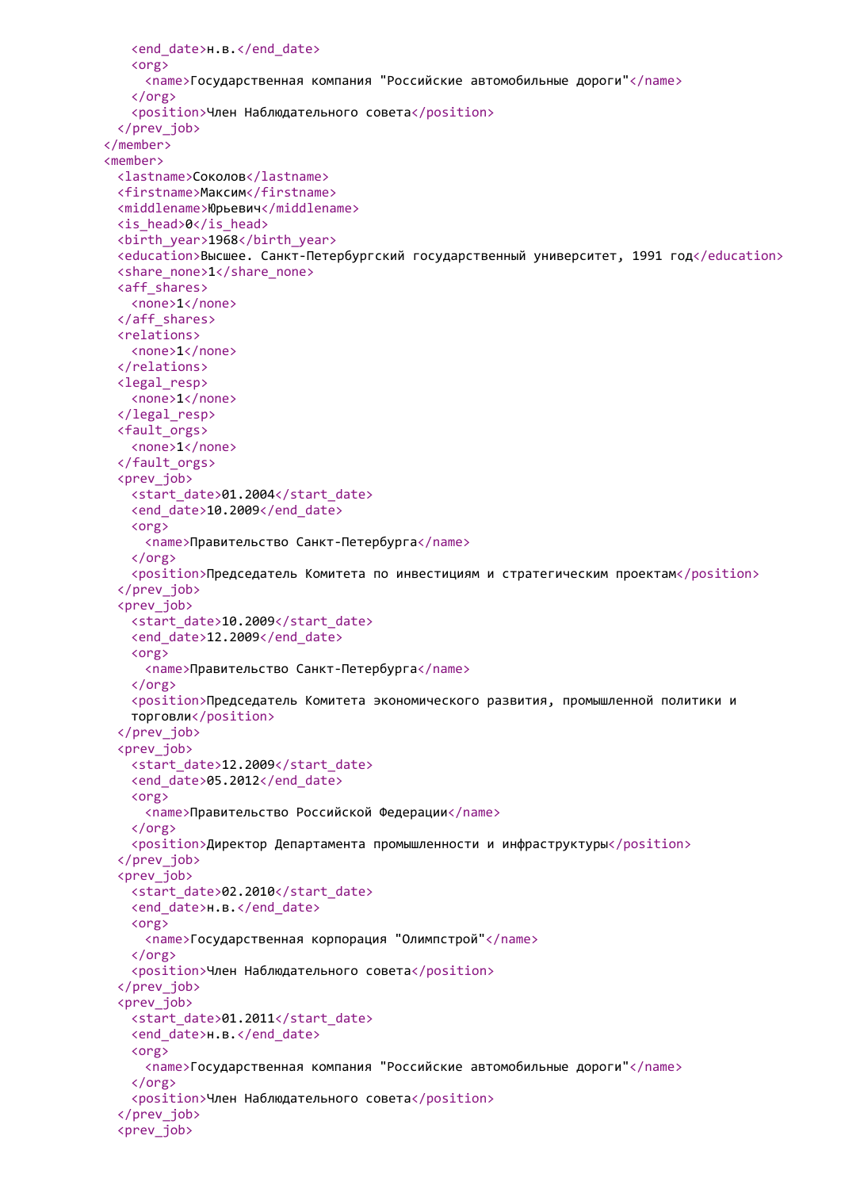```xml
      <end_date>н.в.</end_date>
      <org>
        <name>Государственная компания "Российские автомобильные дороги"</name>
      </org>
      <position>Член Наблюдательного совета</position>
    </prev_job>
  </member>
  <member>
    <lastname>Соколов</lastname>
    <firstname>Максим</firstname>
    <middlename>Юрьевич</middlename>
    <is_head>0</is_head>
    <birth_year>1968</birth_year>
    <education>Высшее. Санкт-Петербургский государственный университет, 1991 год</education>
    <share_none>1</share_none>
    <aff_shares>
      <none>1</none>
    </aff_shares>
    <relations>
      <none>1</none>
    </relations>
    <legal_resp>
      <none>1</none>
    </legal_resp>
    <fault_orgs>
      <none>1</none>
    </fault_orgs>
    <prev_job>
      <start_date>01.2004</start_date>
      <end_date>10.2009</end_date>
      <org>
        <name>Правительство Санкт-Петербурга</name>
      </org>
      <position>Председатель Комитета по инвестициям и стратегическим проектам</position>
    </prev_job>
    <prev_job>
      <start_date>10.2009</start_date>
      <end_date>12.2009</end_date>
      <org>
        <name>Правительство Санкт-Петербурга</name>
      </org>
      <position>Председатель Комитета экономического развития, промышленной политики и
      торговли</position>
    </prev_job>
    <prev_job>
      <start_date>12.2009</start_date>
      <end_date>05.2012</end_date>
      <org>
        <name>Правительство Российской Федерации</name>
      </org>
      <position>Директор Департамента промышленности и инфраструктуры</position>
    </prev_job>
    <prev_job>
      <start_date>02.2010</start_date>
      <end_date>н.в.</end_date>
      <org>
        <name>Государственная корпорация "Олимпстрой"</name>
      </org>
      <position>Член Наблюдательного совета</position>
    </prev_job>
    <prev_job>
      <start_date>01.2011</start_date>
      <end_date>н.в.</end_date>
      <org>
        <name>Государственная компания "Российские автомобильные дороги"</name>
      </org>
      <position>Член Наблюдательного совета</position>
    </prev_job>
    <prev_job>
```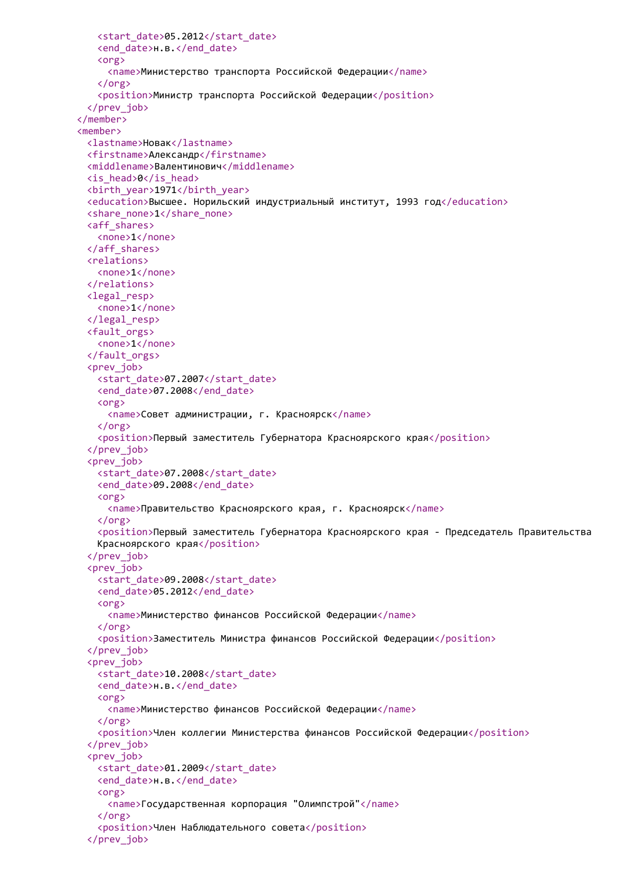```xml
      <start_date>05.2012</start_date>
      <end_date>н.в.</end_date>
      <org>
        <name>Министерство транспорта Российской Федерации</name>
      </org>
      <position>Министр транспорта Российской Федерации</position>
    </prev_job>
  </member>
  <member>
    <lastname>Новак</lastname>
    <firstname>Александр</firstname>
    <middlename>Валентинович</middlename>
    <is_head>0</is_head>
    <birth_year>1971</birth_year>
    <education>Высшее. Норильский индустриальный институт, 1993 год</education>
    <share_none>1</share_none>
    <aff_shares>
      <none>1</none>
    </aff_shares>
    <relations>
      <none>1</none>
    </relations>
    <legal_resp>
      <none>1</none>
    </legal_resp>
    <fault_orgs>
      <none>1</none>
    </fault_orgs>
    <prev_job>
      <start_date>07.2007</start_date>
      <end_date>07.2008</end_date>
      <org>
        <name>Совет администрации, г. Красноярск</name>
      </org>
      <position>Первый заместитель Губернатора Красноярского края</position>
    </prev_job>
    <prev_job>
      <start_date>07.2008</start_date>
      <end_date>09.2008</end_date>
      <org>
        <name>Правительство Красноярского края, г. Красноярск</name>
      </org>
      <position>Первый заместитель Губернатора Красноярского края - Председатель Правительства
      Красноярского края</position>
    </prev_job>
    <prev_job>
      <start_date>09.2008</start_date>
      <end_date>05.2012</end_date>
      <org>
        <name>Министерство финансов Российской Федерации</name>
      </org>
      <position>Заместитель Министра финансов Российской Федерации</position>
    </prev_job>
    <prev_job>
      <start_date>10.2008</start_date>
      <end_date>н.в.</end_date>
      <org>
        <name>Министерство финансов Российской Федерации</name>
      </org>
      <position>Член коллегии Министерства финансов Российской Федерации</position>
    </prev_job>
    <prev_job>
      <start_date>01.2009</start_date>
      <end_date>н.в.</end_date>
      <org>
        <name>Государственная корпорация "Олимпстрой"</name>
      </org>
      <position>Член Наблюдательного совета</position>
    </prev_job>
```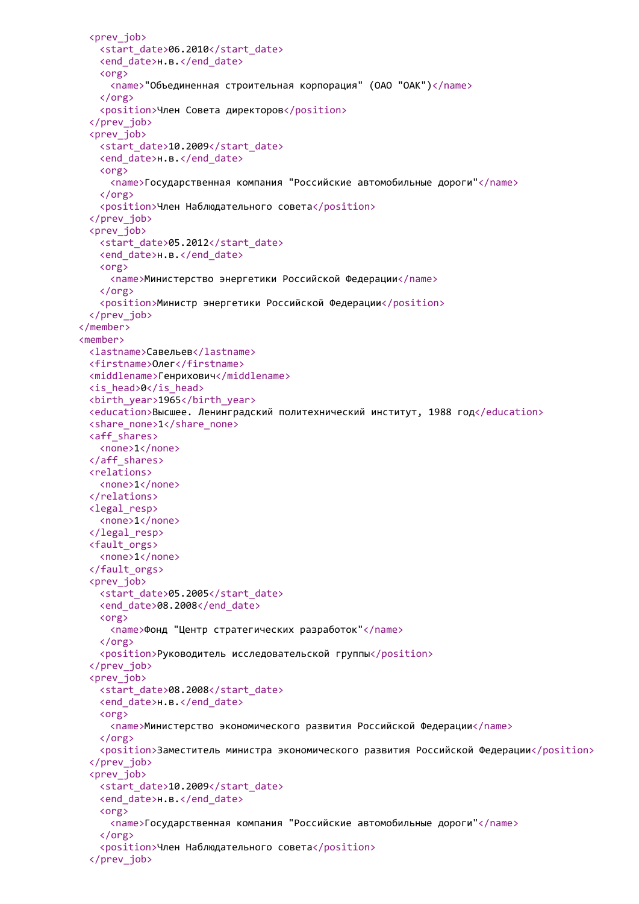```xml
    <prev_job>
      <start_date>06.2010</start_date>
      <end_date>н.в.</end_date>
      <org>
        <name>"Объединенная строительная корпорация" (ОАО "ОАК")</name>
      </org>
      <position>Член Совета директоров</position>
    </prev_job>
    <prev_job>
      <start_date>10.2009</start_date>
      <end_date>н.в.</end_date>
      <org>
        <name>Государственная компания "Российские автомобильные дороги"</name>
      </org>
      <position>Член Наблюдательного совета</position>
    </prev_job>
    <prev_job>
      <start_date>05.2012</start_date>
      <end_date>н.в.</end_date>
      <org>
        <name>Министерство энергетики Российской Федерации</name>
      </org>
      <position>Министр энергетики Российской Федерации</position>
    </prev_job>
  </member>
  <member>
    <lastname>Савельев</lastname>
    <firstname>Олег</firstname>
    <middlename>Генрихович</middlename>
    <is_head>0</is_head>
    <birth_year>1965</birth_year>
    <education>Высшее. Ленинградский политехнический институт, 1988 год</education>
    <share_none>1</share_none>
    <aff_shares>
      <none>1</none>
    </aff_shares>
    <relations>
      <none>1</none>
    </relations>
    <legal_resp>
      <none>1</none>
    </legal_resp>
    <fault_orgs>
      <none>1</none>
    </fault_orgs>
    <prev_job>
      <start_date>05.2005</start_date>
      <end_date>08.2008</end_date>
      <org>
        <name>Фонд "Центр стратегических разработок"</name>
      </org>
      <position>Руководитель исследовательской группы</position>
    </prev_job>
    <prev_job>
      <start_date>08.2008</start_date>
      <end_date>н.в.</end_date>
      <org>
        <name>Министерство экономического развития Российской Федерации</name>
      </org>
      <position>Заместитель министра экономического развития Российской Федерации</position>
    </prev_job>
    <prev_job>
      <start_date>10.2009</start_date>
      <end_date>н.в.</end_date>
      <org>
        <name>Государственная компания "Российские автомобильные дороги"</name>
      </org>
      <position>Член Наблюдательного совета</position>
    </prev_job>
```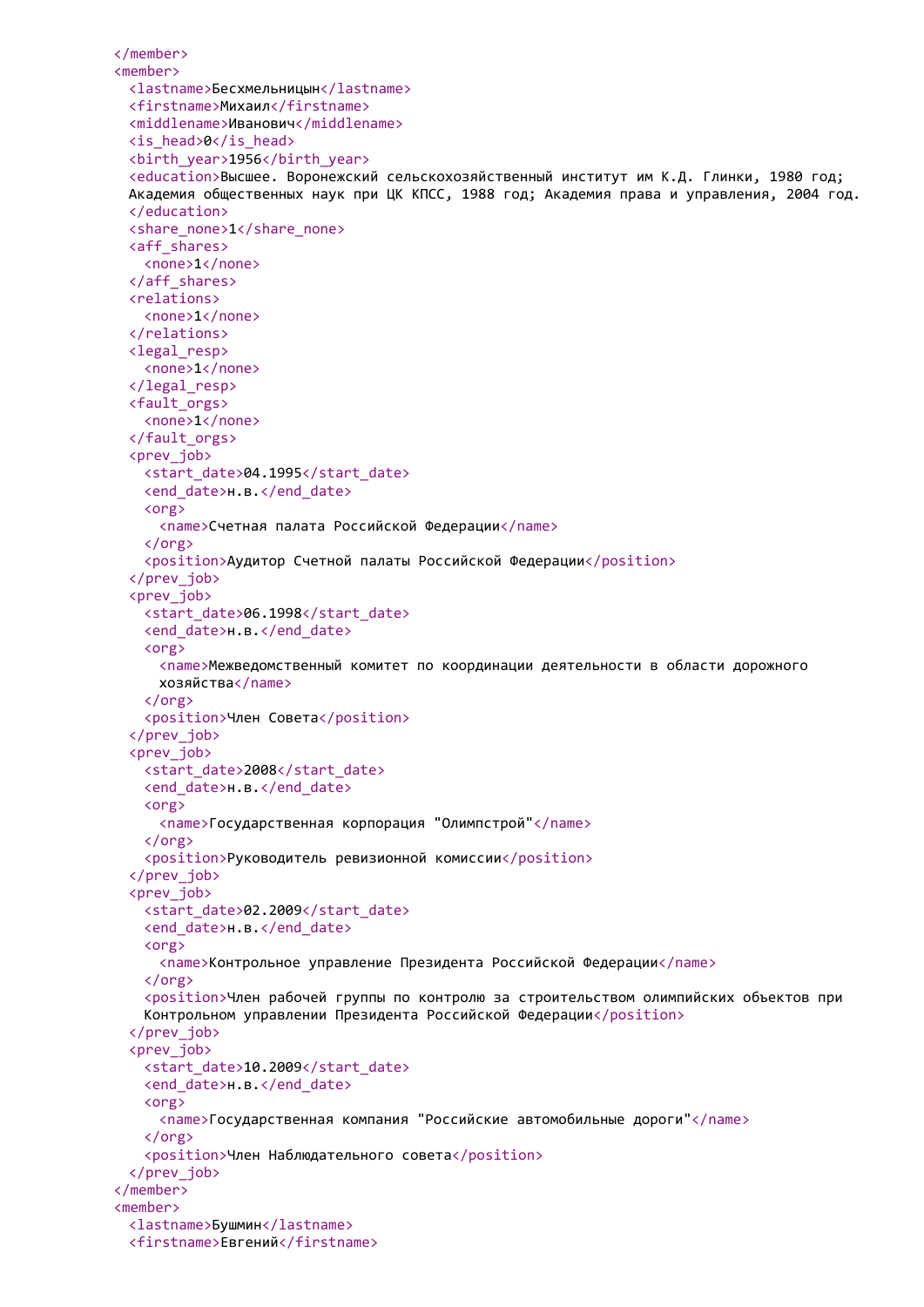```xml
    </member>
    <member>
      <lastname>Бесхмельницын</lastname>
      <firstname>Михаил</firstname>
      <middlename>Иванович</middlename>
      <is_head>0</is_head>
      <birth_year>1956</birth_year>
      <education>Высшее. Воронежский сельскохозяйственный институт им К.Д. Глинки, 1980 год;
      Академия общественных наук при ЦК КПСС, 1988 год; Академия права и управления, 2004 год.
      </education>
      <share_none>1</share_none>
      <aff_shares>
        <none>1</none>
      </aff_shares>
      <relations>
        <none>1</none>
      </relations>
      <legal_resp>
        <none>1</none>
      </legal_resp>
      <fault_orgs>
        <none>1</none>
      </fault_orgs>
      <prev_job>
        <start_date>04.1995</start_date>
        <end_date>н.в.</end_date>
        <org>
          <name>Счетная палата Российской Федерации</name>
        </org>
        <position>Аудитор Счетной палаты Российской Федерации</position>
      </prev_job>
      <prev_job>
        <start_date>06.1998</start_date>
        <end_date>н.в.</end_date>
        <org>
          <name>Межведомственный комитет по координации деятельности в области дорожного
          хозяйства</name>
        </org>
        <position>Член Совета</position>
      </prev_job>
      <prev_job>
        <start_date>2008</start_date>
        <end_date>н.в.</end_date>
        <org>
          <name>Государственная корпорация "Олимпстрой"</name>
        </org>
        <position>Руководитель ревизионной комиссии</position>
      </prev_job>
      <prev_job>
        <start_date>02.2009</start_date>
        <end_date>н.в.</end_date>
        <org>
          <name>Контрольное управление Президента Российской Федерации</name>
        </org>
        <position>Член рабочей группы по контролю за строительством олимпийских объектов при
        Контрольном управлении Президента Российской Федерации</position>
      </prev_job>
      <prev_job>
        <start_date>10.2009</start_date>
        <end_date>н.в.</end_date>
        <org>
          <name>Государственная компания "Российские автомобильные дороги"</name>
        </org>
        <position>Член Наблюдательного совета</position>
      </prev_job>
    </member>
    <member>
      <lastname>Бушмин</lastname>
      <firstname>Евгений</firstname>
```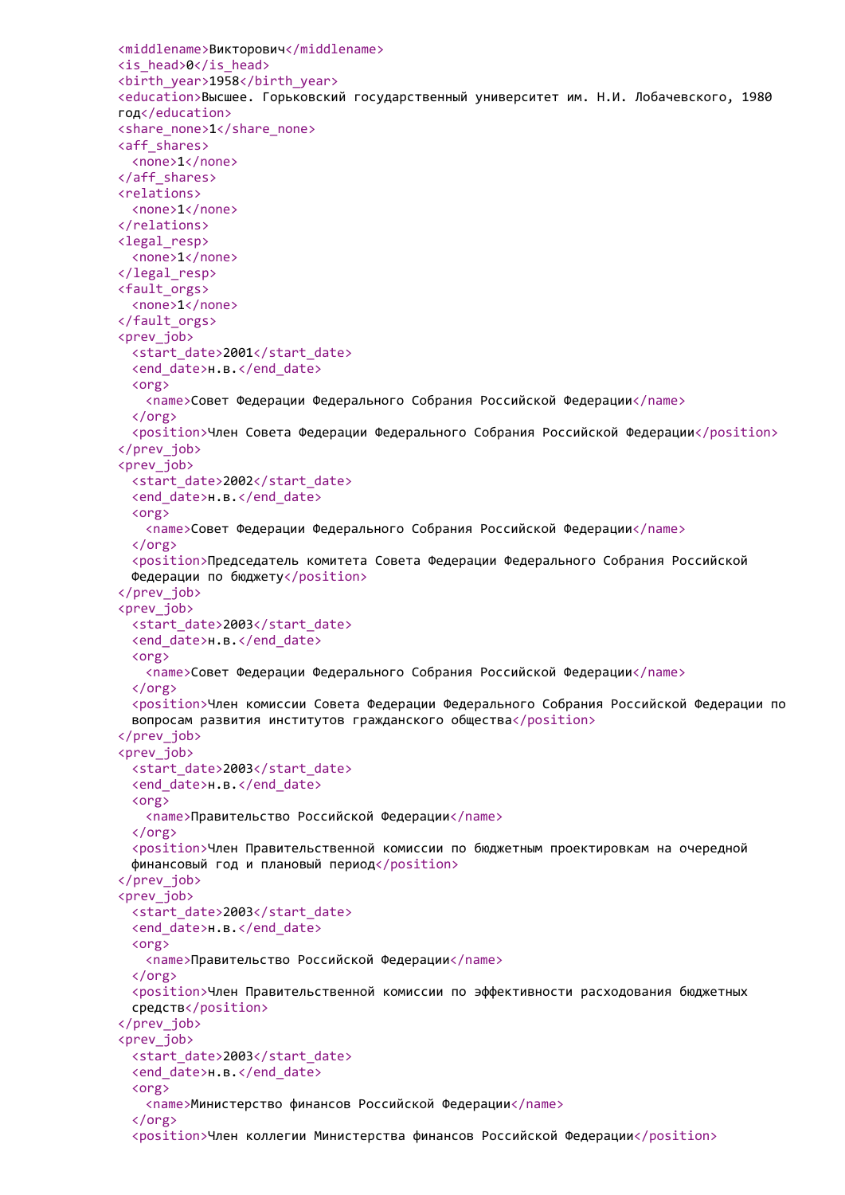```xml
<middlename>Викторович</middlename>
<is_head>0</is_head>
<birth_year>1958</birth_year>
<education>Высшее. Горьковский государственный университет им. Н.И. Лобачевского, 1980 год</education>
<share_none>1</share_none>
<aff_shares>
  <none>1</none>
</aff_shares>
<relations>
  <none>1</none>
</relations>
<legal_resp>
  <none>1</none>
</legal_resp>
<fault_orgs>
  <none>1</none>
</fault_orgs>
<prev_job>
  <start_date>2001</start_date>
  <end_date>н.в.</end_date>
  <org>
    <name>Совет Федерации Федерального Собрания Российской Федерации</name>
  </org>
  <position>Член Совета Федерации Федерального Собрания Российской Федерации</position>
</prev_job>
<prev_job>
  <start_date>2002</start_date>
  <end_date>н.в.</end_date>
  <org>
    <name>Совет Федерации Федерального Собрания Российской Федерации</name>
  </org>
  <position>Председатель комитета Совета Федерации Федерального Собрания Российской Федерации по бюджету</position>
</prev_job>
<prev_job>
  <start_date>2003</start_date>
  <end_date>н.в.</end_date>
  <org>
    <name>Совет Федерации Федерального Собрания Российской Федерации</name>
  </org>
  <position>Член комиссии Совета Федерации Федерального Собрания Российской Федерации по вопросам развития институтов гражданского общества</position>
</prev_job>
<prev_job>
  <start_date>2003</start_date>
  <end_date>н.в.</end_date>
  <org>
    <name>Правительство Российской Федерации</name>
  </org>
  <position>Член Правительственной комиссии по бюджетным проектировкам на очередной финансовый год и плановый период</position>
</prev_job>
<prev_job>
  <start_date>2003</start_date>
  <end_date>н.в.</end_date>
  <org>
    <name>Правительство Российской Федерации</name>
  </org>
  <position>Член Правительственной комиссии по эффективности расходования бюджетных средств</position>
</prev_job>
<prev_job>
  <start_date>2003</start_date>
  <end_date>н.в.</end_date>
  <org>
    <name>Министерство финансов Российской Федерации</name>
  </org>
  <position>Член коллегии Министерства финансов Российской Федерации</position>
```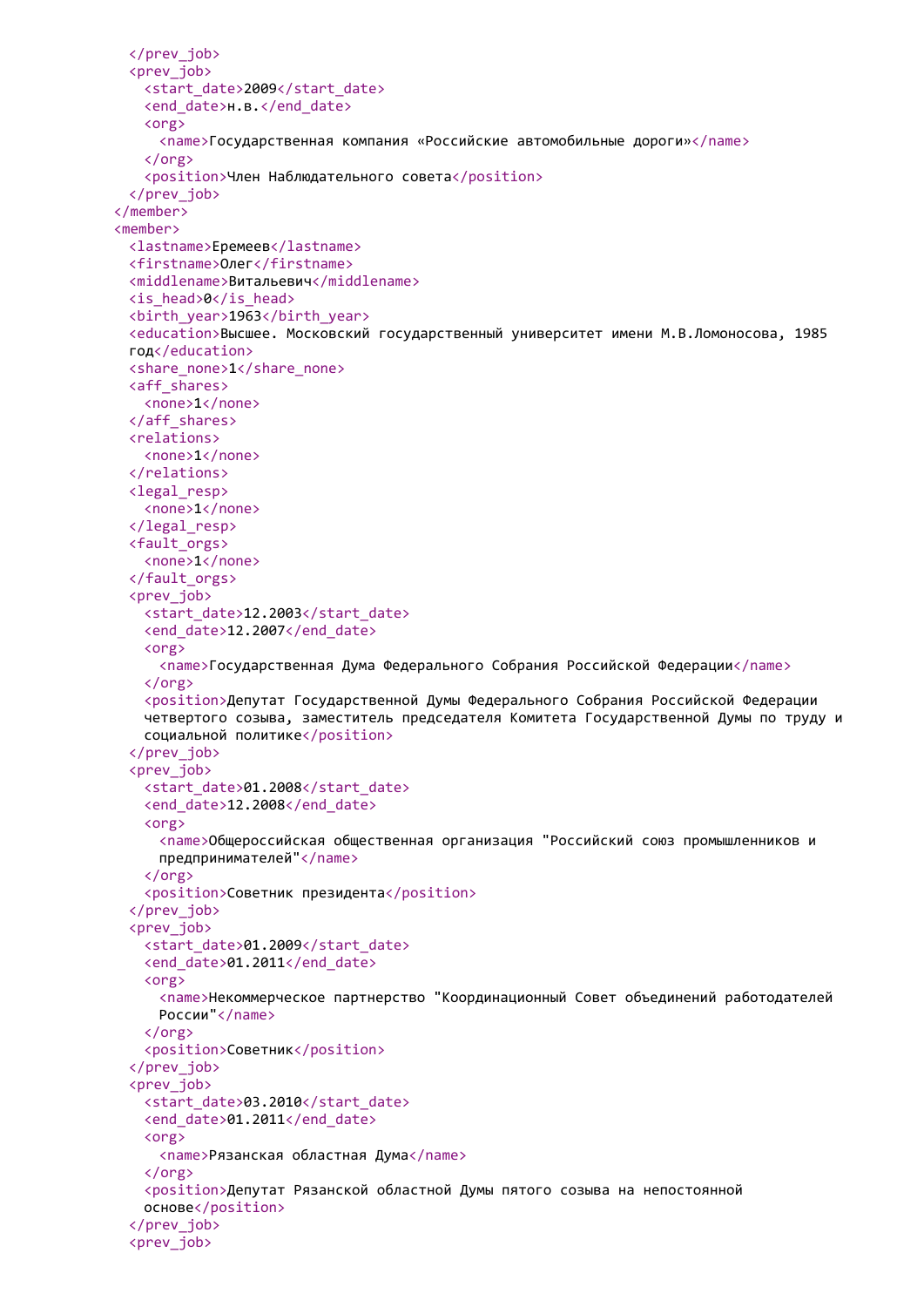```xml
        </prev_job>
        <prev_job>
          <start_date>2009</start_date>
          <end_date>н.в.</end_date>
          <org>
            <name>Государственная компания «Российские автомобильные дороги»</name>
          </org>
          <position>Член Наблюдательного совета</position>
        </prev_job>
      </member>
      <member>
        <lastname>Еремеев</lastname>
        <firstname>Олег</firstname>
        <middlename>Витальевич</middlename>
        <is_head>0</is_head>
        <birth_year>1963</birth_year>
        <education>Высшее. Московский государственный университет имени М.В.Ломоносова, 1985
        год</education>
        <share_none>1</share_none>
        <aff_shares>
          <none>1</none>
        </aff_shares>
        <relations>
          <none>1</none>
        </relations>
        <legal_resp>
          <none>1</none>
        </legal_resp>
        <fault_orgs>
          <none>1</none>
        </fault_orgs>
        <prev_job>
          <start_date>12.2003</start_date>
          <end_date>12.2007</end_date>
          <org>
            <name>Государственная Дума Федерального Собрания Российской Федерации</name>
          </org>
          <position>Депутат Государственной Думы Федерального Собрания Российской Федерации
          четвертого созыва, заместитель председателя Комитета Государственной Думы по труду и
          социальной политике</position>
        </prev_job>
        <prev_job>
          <start_date>01.2008</start_date>
          <end_date>12.2008</end_date>
          <org>
            <name>Общероссийская общественная организация "Российский союз промышленников и
            предпринимателей"</name>
          </org>
          <position>Советник президента</position>
        </prev_job>
        <prev_job>
          <start_date>01.2009</start_date>
          <end_date>01.2011</end_date>
          <org>
            <name>Некоммерческое партнерство "Координационный Совет объединений работодателей
            России"</name>
          </org>
          <position>Советник</position>
        </prev_job>
        <prev_job>
          <start_date>03.2010</start_date>
          <end_date>01.2011</end_date>
          <org>
            <name>Рязанская областная Дума</name>
          </org>
          <position>Депутат Рязанской областной Думы пятого созыва на непостоянной
          основе</position>
        </prev_job>
        <prev_job>
```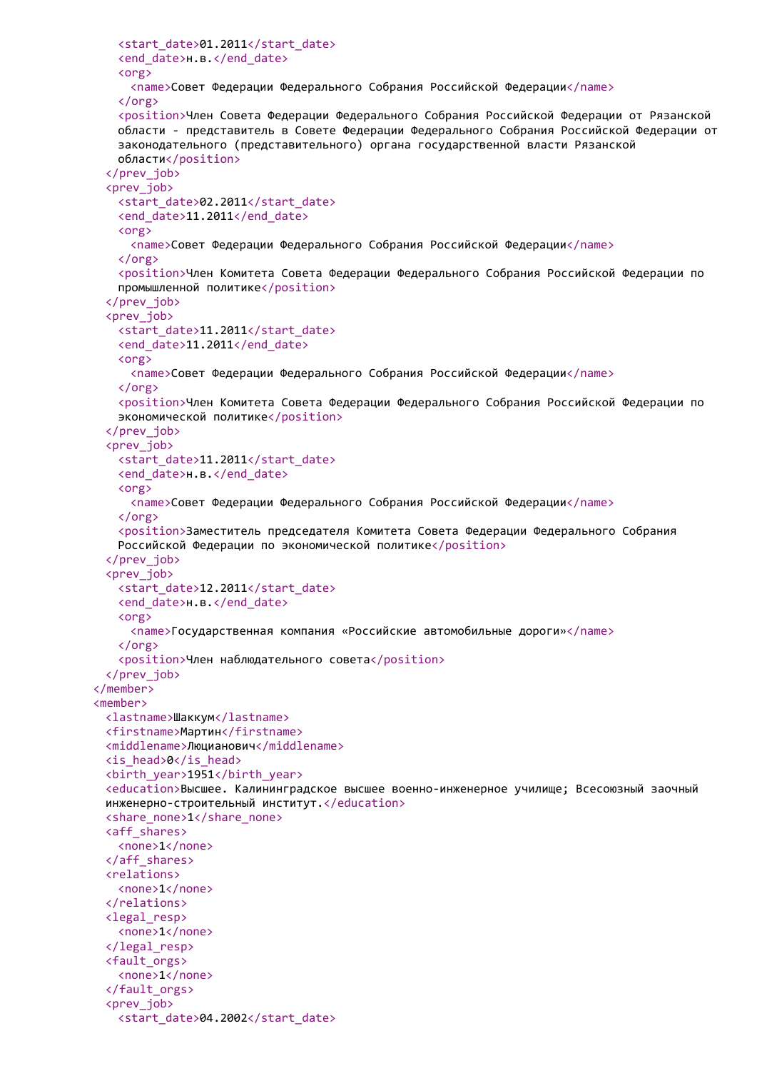```
      <start_date>01.2011</start_date>
      <end_date>н.в.</end_date>
      <org>
        <name>Совет Федерации Федерального Собрания Российской Федерации</name>
      </org>
      <position>Член Совета Федерации Федерального Собрания Российской Федерации от Рязанской
      области - представитель в Совете Федерации Федерального Собрания Российской Федерации от
      законодательного (представительного) органа государственной власти Рязанской
      области</position>
    </prev_job>
    <prev_job>
      <start_date>02.2011</start_date>
      <end_date>11.2011</end_date>
      <org>
        <name>Совет Федерации Федерального Собрания Российской Федерации</name>
      </org>
      <position>Член Комитета Совета Федерации Федерального Собрания Российской Федерации по
      промышленной политике</position>
    </prev_job>
    <prev_job>
      <start_date>11.2011</start_date>
      <end_date>11.2011</end_date>
      <org>
        <name>Совет Федерации Федерального Собрания Российской Федерации</name>
      </org>
      <position>Член Комитета Совета Федерации Федерального Собрания Российской Федерации по
      экономической политике</position>
    </prev_job>
    <prev_job>
      <start_date>11.2011</start_date>
      <end_date>н.в.</end_date>
      <org>
        <name>Совет Федерации Федерального Собрания Российской Федерации</name>
      </org>
      <position>Заместитель председателя Комитета Совета Федерации Федерального Собрания
      Российской Федерации по экономической политике</position>
    </prev_job>
    <prev_job>
      <start_date>12.2011</start_date>
      <end_date>н.в.</end_date>
      <org>
        <name>Государственная компания «Российские автомобильные дороги»</name>
      </org>
      <position>Член наблюдательного совета</position>
    </prev_job>
  </member>
  <member>
    <lastname>Шаккум</lastname>
    <firstname>Мартин</firstname>
    <middlename>Люцианович</middlename>
    <is_head>0</is_head>
    <birth_year>1951</birth_year>
    <education>Высшее. Калининградское высшее военно-инженерное училище; Всесоюзный заочный
    инженерно-строительный институт.</education>
    <share_none>1</share_none>
    <aff_shares>
      <none>1</none>
    </aff_shares>
    <relations>
      <none>1</none>
    </relations>
    <legal_resp>
      <none>1</none>
    </legal_resp>
    <fault_orgs>
      <none>1</none>
    </fault_orgs>
    <prev_job>
      <start_date>04.2002</start_date>
```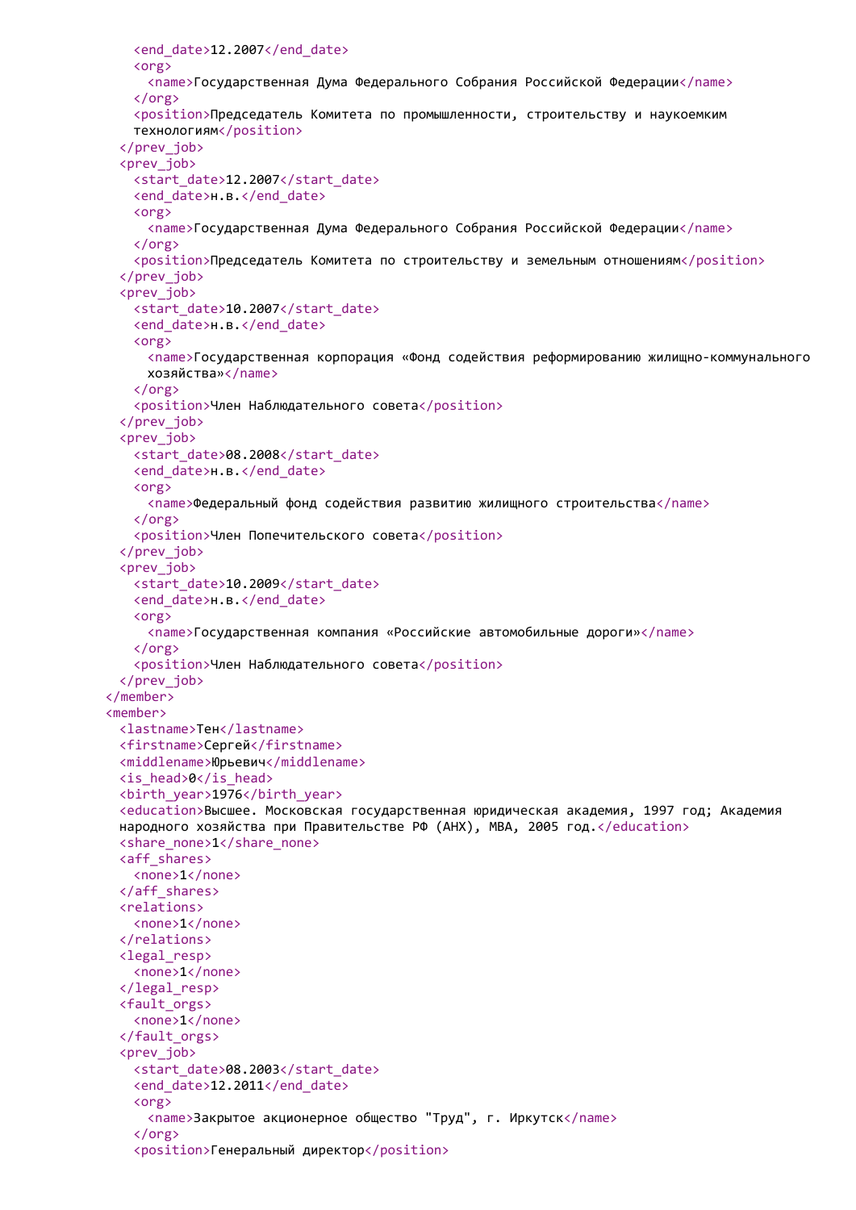```xml
      <end_date>12.2007</end_date>
      <org>
        <name>Государственная Дума Федерального Собрания Российской Федерации</name>
      </org>
      <position>Председатель Комитета по промышленности, строительству и наукоемким
      технологиям</position>
    </prev_job>
    <prev_job>
      <start_date>12.2007</start_date>
      <end_date>н.в.</end_date>
      <org>
        <name>Государственная Дума Федерального Собрания Российской Федерации</name>
      </org>
      <position>Председатель Комитета по строительству и земельным отношениям</position>
    </prev_job>
    <prev_job>
      <start_date>10.2007</start_date>
      <end_date>н.в.</end_date>
      <org>
        <name>Государственная корпорация «Фонд содействия реформированию жилищно-коммунального
        хозяйства»</name>
      </org>
      <position>Член Наблюдательного совета</position>
    </prev_job>
    <prev_job>
      <start_date>08.2008</start_date>
      <end_date>н.в.</end_date>
      <org>
        <name>Федеральный фонд содействия развитию жилищного строительства</name>
      </org>
      <position>Член Попечительского совета</position>
    </prev_job>
    <prev_job>
      <start_date>10.2009</start_date>
      <end_date>н.в.</end_date>
      <org>
        <name>Государственная компания «Российские автомобильные дороги»</name>
      </org>
      <position>Член Наблюдательного совета</position>
    </prev_job>
  </member>
  <member>
    <lastname>Тен</lastname>
    <firstname>Сергей</firstname>
    <middlename>Юрьевич</middlename>
    <is_head>0</is_head>
    <birth_year>1976</birth_year>
    <education>Высшее. Московская государственная юридическая академия, 1997 год; Академия
    народного хозяйства при Правительстве РФ (АНХ), MBA, 2005 год.</education>
    <share_none>1</share_none>
    <aff_shares>
      <none>1</none>
    </aff_shares>
    <relations>
      <none>1</none>
    </relations>
    <legal_resp>
      <none>1</none>
    </legal_resp>
    <fault_orgs>
      <none>1</none>
    </fault_orgs>
    <prev_job>
      <start_date>08.2003</start_date>
      <end_date>12.2011</end_date>
      <org>
        <name>Закрытое акционерное общество "Труд", г. Иркутск</name>
      </org>
      <position>Генеральный директор</position>
```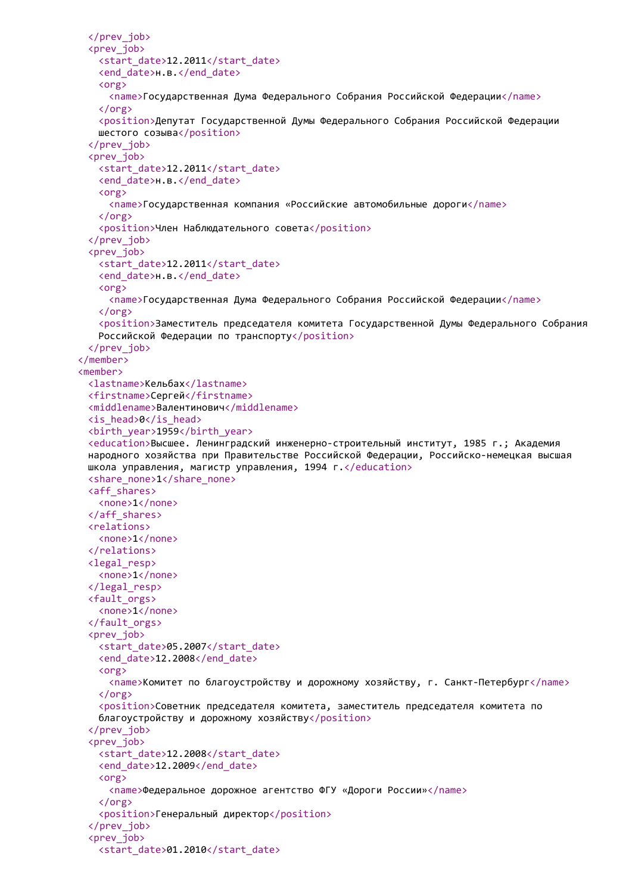```xml
      </prev_job>
      <prev_job>
        <start_date>12.2011</start_date>
        <end_date>н.в.</end_date>
        <org>
          <name>Государственная Дума Федерального Собрания Российской Федерации</name>
        </org>
        <position>Депутат Государственной Думы Федерального Собрания Российской Федерации
        шестого созыва</position>
      </prev_job>
      <prev_job>
        <start_date>12.2011</start_date>
        <end_date>н.в.</end_date>
        <org>
          <name>Государственная компания «Российские автомобильные дороги</name>
        </org>
        <position>Член Наблюдательного совета</position>
      </prev_job>
      <prev_job>
        <start_date>12.2011</start_date>
        <end_date>н.в.</end_date>
        <org>
          <name>Государственная Дума Федерального Собрания Российской Федерации</name>
        </org>
        <position>Заместитель председателя комитета Государственной Думы Федерального Собрания
        Российской Федерации по транспорту</position>
      </prev_job>
    </member>
    <member>
      <lastname>Кельбах</lastname>
      <firstname>Сергей</firstname>
      <middlename>Валентинович</middlename>
      <is_head>0</is_head>
      <birth_year>1959</birth_year>
      <education>Высшее. Ленинградский инженерно-строительный институт, 1985 г.; Академия
      народного хозяйства при Правительстве Российской Федерации, Российско-немецкая высшая
      школа управления, магистр управления, 1994 г.</education>
      <share_none>1</share_none>
      <aff_shares>
        <none>1</none>
      </aff_shares>
      <relations>
        <none>1</none>
      </relations>
      <legal_resp>
        <none>1</none>
      </legal_resp>
      <fault_orgs>
        <none>1</none>
      </fault_orgs>
      <prev_job>
        <start_date>05.2007</start_date>
        <end_date>12.2008</end_date>
        <org>
          <name>Комитет по благоустройству и дорожному хозяйству, г. Санкт-Петербург</name>
        </org>
        <position>Советник председателя комитета, заместитель председателя комитета по
        благоустройству и дорожному хозяйству</position>
      </prev_job>
      <prev_job>
        <start_date>12.2008</start_date>
        <end_date>12.2009</end_date>
        <org>
          <name>Федеральное дорожное агентство ФГУ «Дороги России»</name>
        </org>
        <position>Генеральный директор</position>
      </prev_job>
      <prev_job>
        <start_date>01.2010</start_date>
```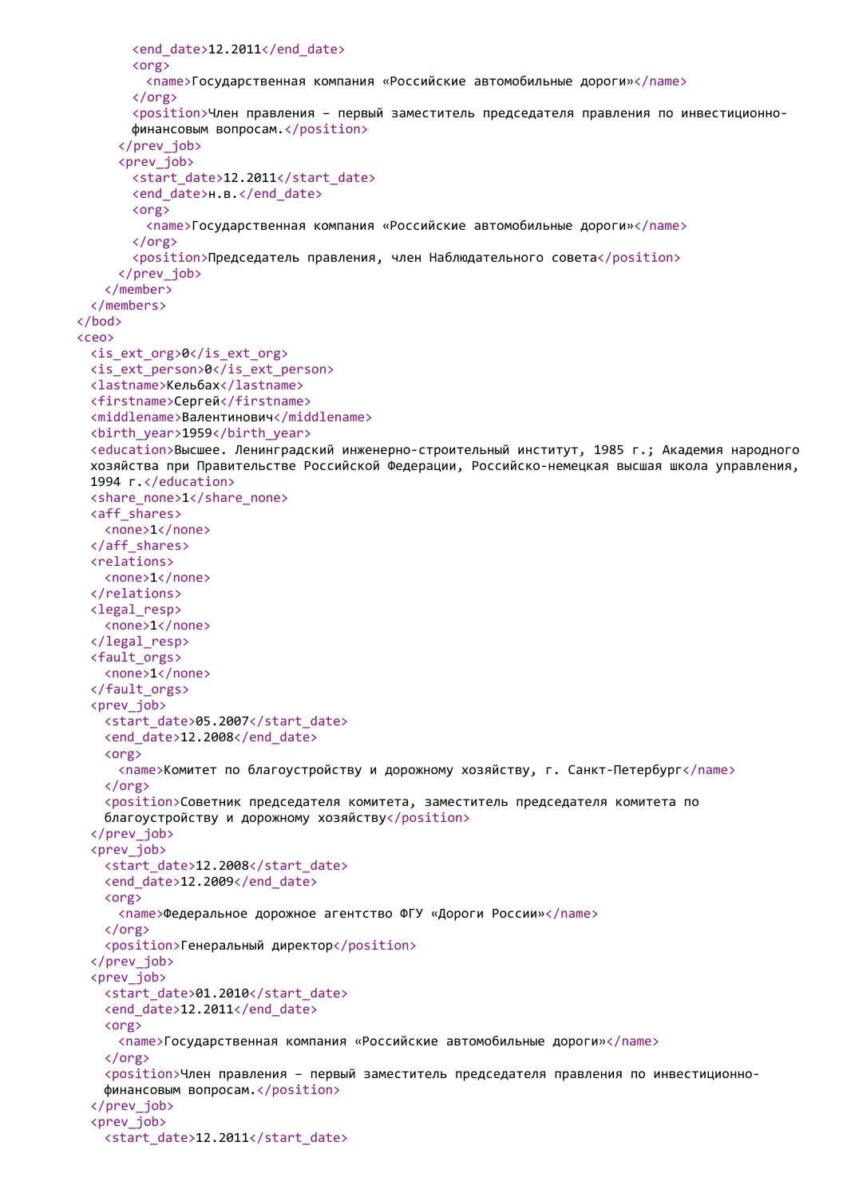```
        <end_date>12.2011</end_date>
        <org>
          <name>Государственная компания «Российские автомобильные дороги»</name>
        </org>
        <position>Член правления – первый заместитель председателя правления по инвестиционно-
        финансовым вопросам.</position>
      </prev_job>
      <prev_job>
        <start_date>12.2011</start_date>
        <end_date>н.в.</end_date>
        <org>
          <name>Государственная компания «Российские автомобильные дороги»</name>
        </org>
        <position>Председатель правления, член Наблюдательного совета</position>
      </prev_job>
    </member>
  </members>
</bod>
<ceo>
  <is_ext_org>0</is_ext_org>
  <is_ext_person>0</is_ext_person>
  <lastname>Кельбах</lastname>
  <firstname>Сергей</firstname>
  <middlename>Валентинович</middlename>
  <birth_year>1959</birth_year>
  <education>Высшее. Ленинградский инженерно-строительный институт, 1985 г.; Академия народного
  хозяйства при Правительстве Российской Федерации, Российско-немецкая высшая школа управления,
  1994 г.</education>
  <share_none>1</share_none>
  <aff_shares>
    <none>1</none>
  </aff_shares>
  <relations>
    <none>1</none>
  </relations>
  <legal_resp>
    <none>1</none>
  </legal_resp>
  <fault_orgs>
    <none>1</none>
  </fault_orgs>
  <prev_job>
    <start_date>05.2007</start_date>
    <end_date>12.2008</end_date>
    <org>
      <name>Комитет по благоустройству и дорожному хозяйству, г. Санкт-Петербург</name>
    </org>
    <position>Советник председателя комитета, заместитель председателя комитета по
    благоустройству и дорожному хозяйству</position>
  </prev_job>
  <prev_job>
    <start_date>12.2008</start_date>
    <end_date>12.2009</end_date>
    <org>
      <name>Федеральное дорожное агентство ФГУ «Дороги России»</name>
    </org>
    <position>Генеральный директор</position>
  </prev_job>
  <prev_job>
    <start_date>01.2010</start_date>
    <end_date>12.2011</end_date>
    <org>
      <name>Государственная компания «Российские автомобильные дороги»</name>
    </org>
    <position>Член правления – первый заместитель председателя правления по инвестиционно-
    финансовым вопросам.</position>
  </prev_job>
  <prev_job>
    <start_date>12.2011</start_date>
```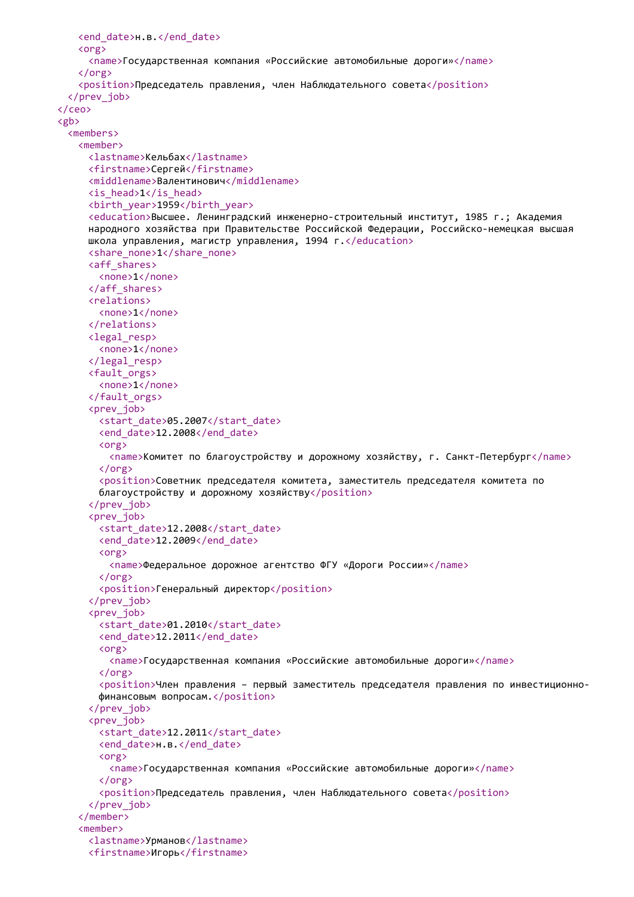```
      <end_date>н.в.</end_date>
      <org>
        <name>Государственная компания «Российские автомобильные дороги»</name>
      </org>
      <position>Председатель правления, член Наблюдательного совета</position>
    </prev_job>
  </ceo>
  <gb>
    <members>
      <member>
        <lastname>Кельбах</lastname>
        <firstname>Сергей</firstname>
        <middlename>Валентинович</middlename>
        <is_head>1</is_head>
        <birth_year>1959</birth_year>
        <education>Высшее. Ленинградский инженерно-строительный институт, 1985 г.; Академия
        народного хозяйства при Правительстве Российской Федерации, Российско-немецкая высшая
        школа управления, магистр управления, 1994 г.</education>
        <share_none>1</share_none>
        <aff_shares>
          <none>1</none>
        </aff_shares>
        <relations>
          <none>1</none>
        </relations>
        <legal_resp>
          <none>1</none>
        </legal_resp>
        <fault_orgs>
          <none>1</none>
        </fault_orgs>
        <prev_job>
          <start_date>05.2007</start_date>
          <end_date>12.2008</end_date>
          <org>
            <name>Комитет по благоустройству и дорожному хозяйству, г. Санкт-Петербург</name>
          </org>
          <position>Советник председателя комитета, заместитель председателя комитета по
          благоустройству и дорожному хозяйству</position>
        </prev_job>
        <prev_job>
          <start_date>12.2008</start_date>
          <end_date>12.2009</end_date>
          <org>
            <name>Федеральное дорожное агентство ФГУ «Дороги России»</name>
          </org>
          <position>Генеральный директор</position>
        </prev_job>
        <prev_job>
          <start_date>01.2010</start_date>
          <end_date>12.2011</end_date>
          <org>
            <name>Государственная компания «Российские автомобильные дороги»</name>
          </org>
          <position>Член правления – первый заместитель председателя правления по инвестиционно-
          финансовым вопросам.</position>
        </prev_job>
        <prev_job>
          <start_date>12.2011</start_date>
          <end_date>н.в.</end_date>
          <org>
            <name>Государственная компания «Российские автомобильные дороги»</name>
          </org>
          <position>Председатель правления, член Наблюдательного совета</position>
        </prev_job>
      </member>
      <member>
        <lastname>Урманов</lastname>
        <firstname>Игорь</firstname>
```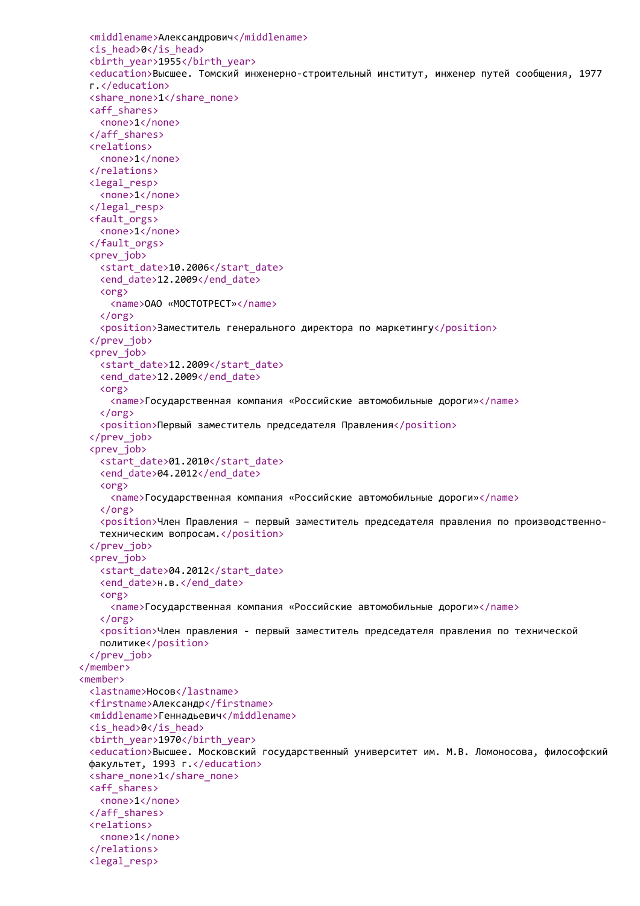```xml
        <middlename>Александрович</middlename>
        <is_head>0</is_head>
        <birth_year>1955</birth_year>
        <education>Высшее. Томский инженерно-строительный институт, инженер путей сообщения, 1977
        г.</education>
        <share_none>1</share_none>
        <aff_shares>
          <none>1</none>
        </aff_shares>
        <relations>
          <none>1</none>
        </relations>
        <legal_resp>
          <none>1</none>
        </legal_resp>
        <fault_orgs>
          <none>1</none>
        </fault_orgs>
        <prev_job>
          <start_date>10.2006</start_date>
          <end_date>12.2009</end_date>
          <org>
            <name>ОАО «МОСТОТРЕСТ»</name>
          </org>
          <position>Заместитель генерального директора по маркетингу</position>
        </prev_job>
        <prev_job>
          <start_date>12.2009</start_date>
          <end_date>12.2009</end_date>
          <org>
            <name>Государственная компания «Российские автомобильные дороги»</name>
          </org>
          <position>Первый заместитель председателя Правления</position>
        </prev_job>
        <prev_job>
          <start_date>01.2010</start_date>
          <end_date>04.2012</end_date>
          <org>
            <name>Государственная компания «Российские автомобильные дороги»</name>
          </org>
          <position>Член Правления – первый заместитель председателя правления по производственно-
          техническим вопросам.</position>
        </prev_job>
        <prev_job>
          <start_date>04.2012</start_date>
          <end_date>н.в.</end_date>
          <org>
            <name>Государственная компания «Российские автомобильные дороги»</name>
          </org>
          <position>Член правления - первый заместитель председателя правления по технической
          политике</position>
        </prev_job>
      </member>
      <member>
        <lastname>Носов</lastname>
        <firstname>Александр</firstname>
        <middlename>Геннадьевич</middlename>
        <is_head>0</is_head>
        <birth_year>1970</birth_year>
        <education>Высшее. Московский государственный университет им. М.В. Ломоносова, философский
        факультет, 1993 г.</education>
        <share_none>1</share_none>
        <aff_shares>
          <none>1</none>
        </aff_shares>
        <relations>
          <none>1</none>
        </relations>
        <legal_resp>
```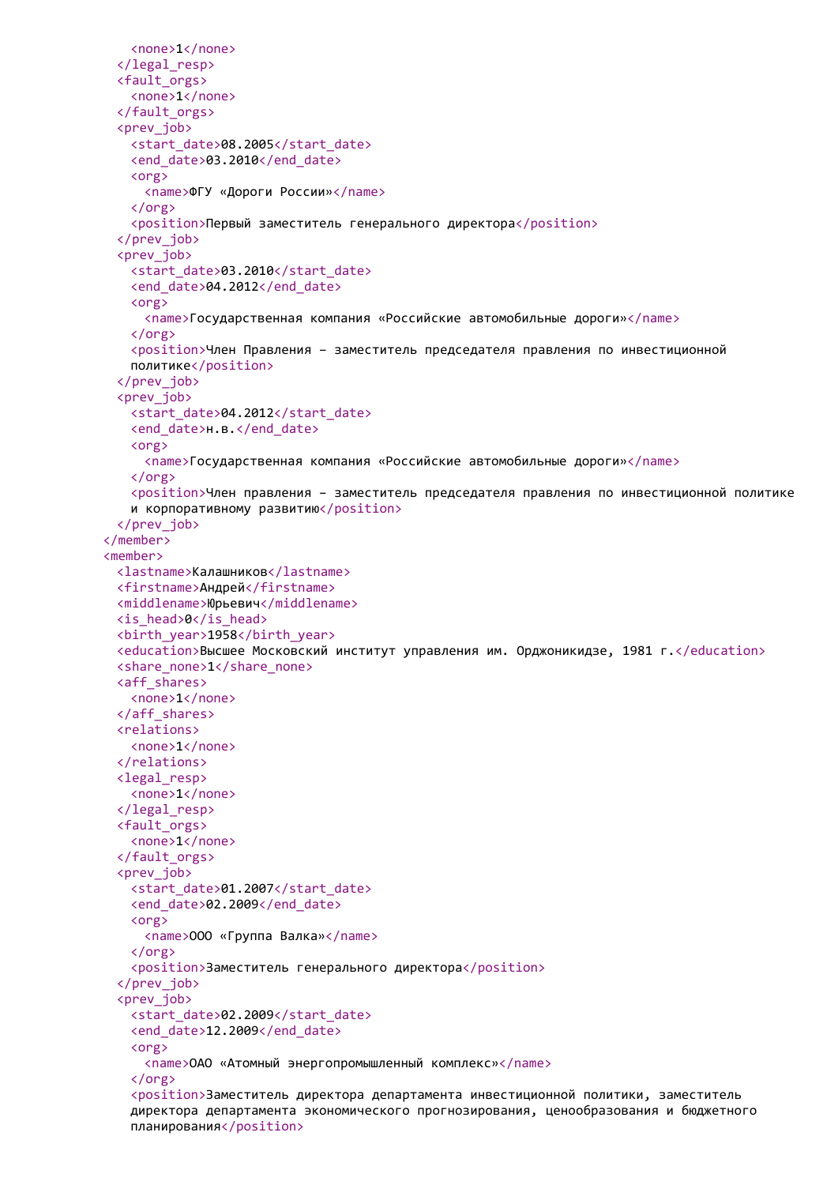```
      <none>1</none>
    </legal_resp>
    <fault_orgs>
      <none>1</none>
    </fault_orgs>
    <prev_job>
      <start_date>08.2005</start_date>
      <end_date>03.2010</end_date>
      <org>
        <name>ФГУ «Дороги России»</name>
      </org>
      <position>Первый заместитель генерального директора</position>
    </prev_job>
    <prev_job>
      <start_date>03.2010</start_date>
      <end_date>04.2012</end_date>
      <org>
        <name>Государственная компания «Российские автомобильные дороги»</name>
      </org>
      <position>Член Правления – заместитель председателя правления по инвестиционной
      политике</position>
    </prev_job>
    <prev_job>
      <start_date>04.2012</start_date>
      <end_date>н.в.</end_date>
      <org>
        <name>Государственная компания «Российские автомобильные дороги»</name>
      </org>
      <position>Член правления – заместитель председателя правления по инвестиционной политике
      и корпоративному развитию</position>
    </prev_job>
  </member>
  <member>
    <lastname>Калашников</lastname>
    <firstname>Андрей</firstname>
    <middlename>Юрьевич</middlename>
    <is_head>0</is_head>
    <birth_year>1958</birth_year>
    <education>Высшее Московский институт управления им. Орджоникидзе, 1981 г.</education>
    <share_none>1</share_none>
    <aff_shares>
      <none>1</none>
    </aff_shares>
    <relations>
      <none>1</none>
    </relations>
    <legal_resp>
      <none>1</none>
    </legal_resp>
    <fault_orgs>
      <none>1</none>
    </fault_orgs>
    <prev_job>
      <start_date>01.2007</start_date>
      <end_date>02.2009</end_date>
      <org>
        <name>ООО «Группа Валка»</name>
      </org>
      <position>Заместитель генерального директора</position>
    </prev_job>
    <prev_job>
      <start_date>02.2009</start_date>
      <end_date>12.2009</end_date>
      <org>
        <name>ОАО «Атомный энергопромышленный комплекс»</name>
      </org>
      <position>Заместитель директора департамента инвестиционной политики, заместитель
      директора департамента экономического прогнозирования, ценообразования и бюджетного
      планирования</position>
```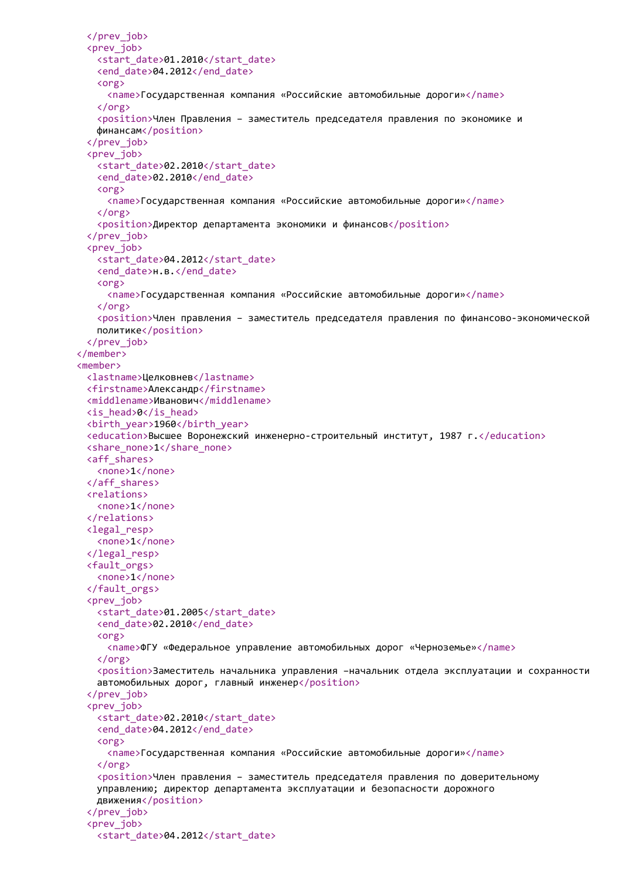```
    </prev_job>
    <prev_job>
      <start_date>01.2010</start_date>
      <end_date>04.2012</end_date>
      <org>
        <name>Государственная компания «Российские автомобильные дороги»</name>
      </org>
      <position>Член Правления – заместитель председателя правления по экономике и
      финансам</position>
    </prev_job>
    <prev_job>
      <start_date>02.2010</start_date>
      <end_date>02.2010</end_date>
      <org>
        <name>Государственная компания «Российские автомобильные дороги»</name>
      </org>
      <position>Директор департамента экономики и финансов</position>
    </prev_job>
    <prev_job>
      <start_date>04.2012</start_date>
      <end_date>н.в.</end_date>
      <org>
        <name>Государственная компания «Российские автомобильные дороги»</name>
      </org>
      <position>Член правления – заместитель председателя правления по финансово-экономической
      политике</position>
    </prev_job>
  </member>
  <member>
    <lastname>Целковнев</lastname>
    <firstname>Александр</firstname>
    <middlename>Иванович</middlename>
    <is_head>0</is_head>
    <birth_year>1960</birth_year>
    <education>Высшее Воронежский инженерно-строительный институт, 1987 г.</education>
    <share_none>1</share_none>
    <aff_shares>
      <none>1</none>
    </aff_shares>
    <relations>
      <none>1</none>
    </relations>
    <legal_resp>
      <none>1</none>
    </legal_resp>
    <fault_orgs>
      <none>1</none>
    </fault_orgs>
    <prev_job>
      <start_date>01.2005</start_date>
      <end_date>02.2010</end_date>
      <org>
        <name>ФГУ «Федеральное управление автомобильных дорог «Черноземье»</name>
      </org>
      <position>Заместитель начальника управления –начальник отдела эксплуатации и сохранности
      автомобильных дорог, главный инженер</position>
    </prev_job>
    <prev_job>
      <start_date>02.2010</start_date>
      <end_date>04.2012</end_date>
      <org>
        <name>Государственная компания «Российские автомобильные дороги»</name>
      </org>
      <position>Член правления – заместитель председателя правления по доверительному
      управлению; директор департамента эксплуатации и безопасности дорожного
      движения</position>
    </prev_job>
    <prev_job>
      <start_date>04.2012</start_date>
```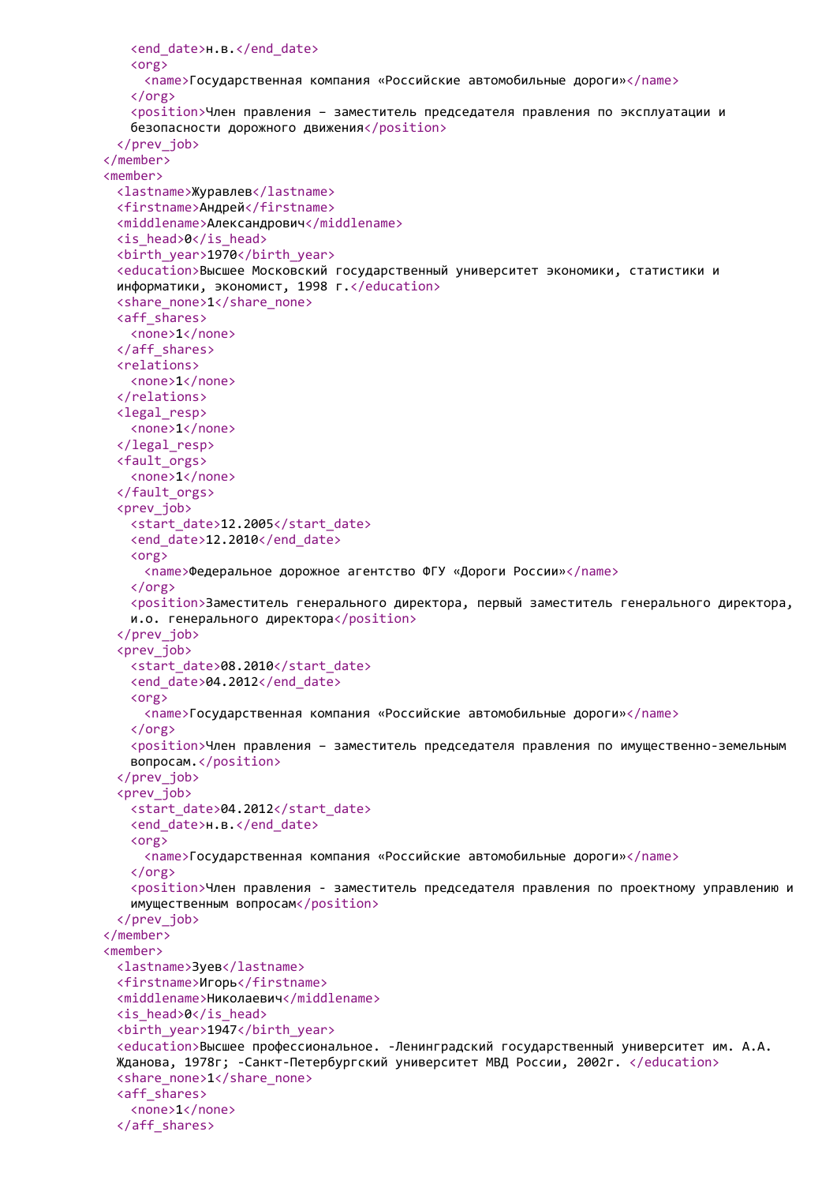```xml
      <end_date>н.в.</end_date>
      <org>
        <name>Государственная компания «Российские автомобильные дороги»</name>
      </org>
      <position>Член правления – заместитель председателя правления по эксплуатации и
      безопасности дорожного движения</position>
    </prev_job>
  </member>
  <member>
    <lastname>Журавлев</lastname>
    <firstname>Андрей</firstname>
    <middlename>Александрович</middlename>
    <is_head>0</is_head>
    <birth_year>1970</birth_year>
    <education>Высшее Московский государственный университет экономики, статистики и
    информатики, экономист, 1998 г.</education>
    <share_none>1</share_none>
    <aff_shares>
      <none>1</none>
    </aff_shares>
    <relations>
      <none>1</none>
    </relations>
    <legal_resp>
      <none>1</none>
    </legal_resp>
    <fault_orgs>
      <none>1</none>
    </fault_orgs>
    <prev_job>
      <start_date>12.2005</start_date>
      <end_date>12.2010</end_date>
      <org>
        <name>Федеральное дорожное агентство ФГУ «Дороги России»</name>
      </org>
      <position>Заместитель генерального директора, первый заместитель генерального директора,
      и.о. генерального директора</position>
    </prev_job>
    <prev_job>
      <start_date>08.2010</start_date>
      <end_date>04.2012</end_date>
      <org>
        <name>Государственная компания «Российские автомобильные дороги»</name>
      </org>
      <position>Член правления – заместитель председателя правления по имущественно-земельным
      вопросам.</position>
    </prev_job>
    <prev_job>
      <start_date>04.2012</start_date>
      <end_date>н.в.</end_date>
      <org>
        <name>Государственная компания «Российские автомобильные дороги»</name>
      </org>
      <position>Член правления - заместитель председателя правления по проектному управлению и
      имущественным вопросам</position>
    </prev_job>
  </member>
  <member>
    <lastname>Зуев</lastname>
    <firstname>Игорь</firstname>
    <middlename>Николаевич</middlename>
    <is_head>0</is_head>
    <birth_year>1947</birth_year>
    <education>Высшее профессиональное. -Ленинградский государственный университет им. А.А.
    Жданова, 1978г; -Санкт-Петербургский университет МВД России, 2002г. </education>
    <share_none>1</share_none>
    <aff_shares>
      <none>1</none>
    </aff_shares>
```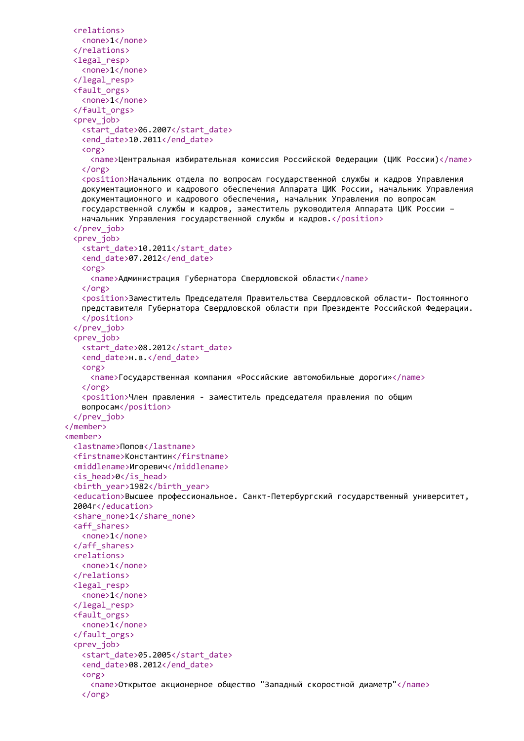```xml
    <relations>
      <none>1</none>
    </relations>
    <legal_resp>
      <none>1</none>
    </legal_resp>
    <fault_orgs>
      <none>1</none>
    </fault_orgs>
    <prev_job>
      <start_date>06.2007</start_date>
      <end_date>10.2011</end_date>
      <org>
        <name>Центральная избирательная комиссия Российской Федерации (ЦИК России)</name>
      </org>
      <position>Начальник отдела по вопросам государственной службы и кадров Управления
      документационного и кадрового обеспечения Аппарата ЦИК России, начальник Управления
      документационного и кадрового обеспечения, начальник Управления по вопросам
      государственной службы и кадров, заместитель руководителя Аппарата ЦИК России –
      начальник Управления государственной службы и кадров.</position>
    </prev_job>
    <prev_job>
      <start_date>10.2011</start_date>
      <end_date>07.2012</end_date>
      <org>
        <name>Администрация Губернатора Свердловской области</name>
      </org>
      <position>Заместитель Председателя Правительства Свердловской области- Постоянного
      представителя Губернатора Свердловской области при Президенте Российской Федерации.
      </position>
    </prev_job>
    <prev_job>
      <start_date>08.2012</start_date>
      <end_date>н.в.</end_date>
      <org>
        <name>Государственная компания «Российские автомобильные дороги»</name>
      </org>
      <position>Член правления - заместитель председателя правления по общим
      вопросам</position>
    </prev_job>
  </member>
  <member>
    <lastname>Попов</lastname>
    <firstname>Константин</firstname>
    <middlename>Игоревич</middlename>
    <is_head>0</is_head>
    <birth_year>1982</birth_year>
    <education>Высшее профессиональное. Санкт-Петербургский государственный университет,
    2004г</education>
    <share_none>1</share_none>
    <aff_shares>
      <none>1</none>
    </aff_shares>
    <relations>
      <none>1</none>
    </relations>
    <legal_resp>
      <none>1</none>
    </legal_resp>
    <fault_orgs>
      <none>1</none>
    </fault_orgs>
    <prev_job>
      <start_date>05.2005</start_date>
      <end_date>08.2012</end_date>
      <org>
        <name>Открытое акционерное общество "Западный скоростной диаметр"</name>
      </org>
```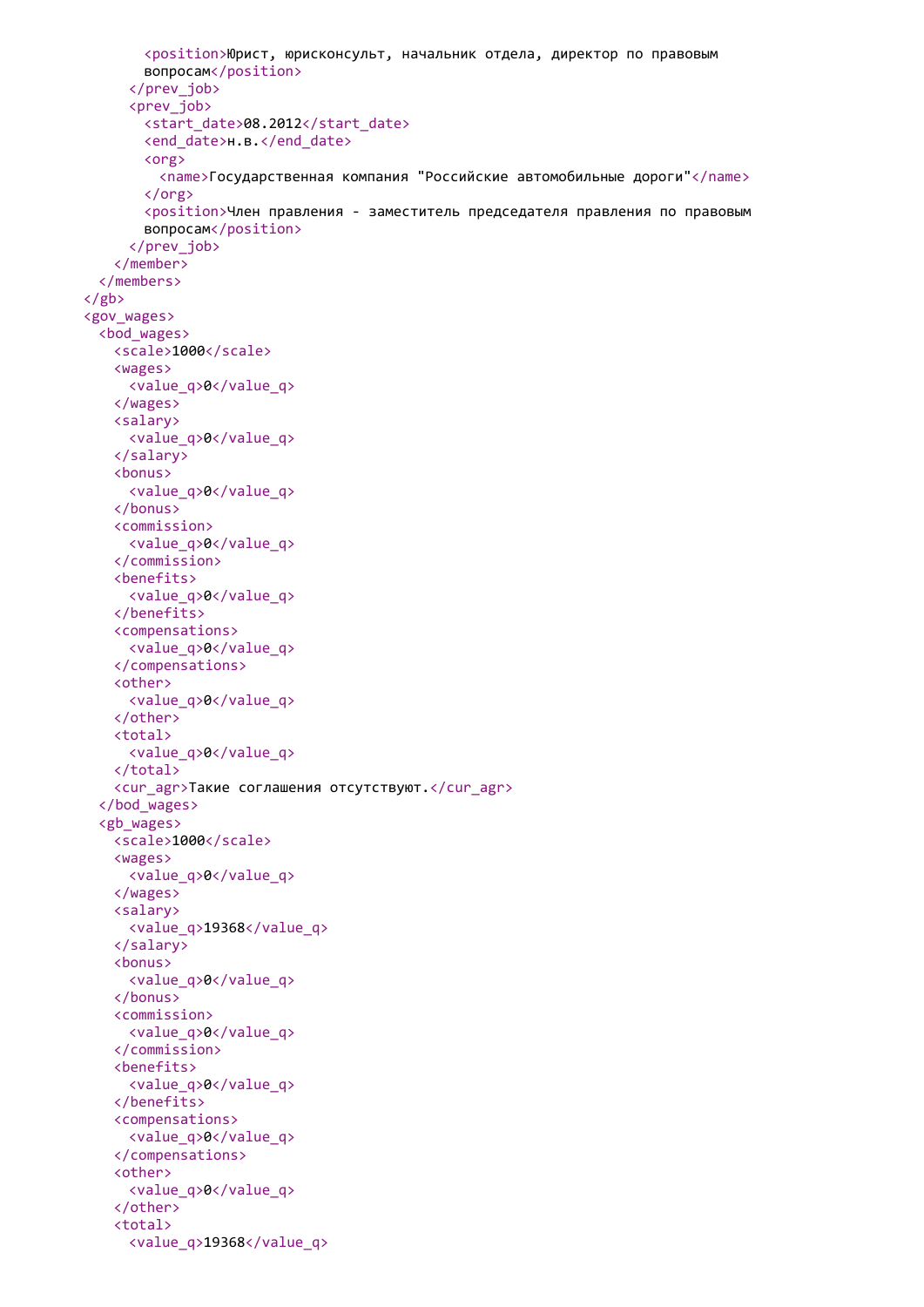```
        <position>Юрист, юрисконсульт, начальник отдела, директор по правовым
        вопросам</position>
      </prev_job>
      <prev_job>
        <start_date>08.2012</start_date>
        <end_date>н.в.</end_date>
        <org>
          <name>Государственная компания "Российские автомобильные дороги"</name>
        </org>
        <position>Член правления - заместитель председателя правления по правовым
        вопросам</position>
      </prev_job>
    </member>
  </members>
</gb>
<gov_wages>
  <bod_wages>
    <scale>1000</scale>
    <wages>
      <value_q>0</value_q>
    </wages>
    <salary>
      <value_q>0</value_q>
    </salary>
    <bonus>
      <value_q>0</value_q>
    </bonus>
    <commission>
      <value_q>0</value_q>
    </commission>
    <benefits>
      <value_q>0</value_q>
    </benefits>
    <compensations>
      <value_q>0</value_q>
    </compensations>
    <other>
      <value_q>0</value_q>
    </other>
    <total>
      <value_q>0</value_q>
    </total>
    <cur_agr>Такие соглашения отсутствуют.</cur_agr>
  </bod_wages>
  <gb_wages>
    <scale>1000</scale>
    <wages>
      <value_q>0</value_q>
    </wages>
    <salary>
      <value_q>19368</value_q>
    </salary>
    <bonus>
      <value_q>0</value_q>
    </bonus>
    <commission>
      <value_q>0</value_q>
    </commission>
    <benefits>
      <value_q>0</value_q>
    </benefits>
    <compensations>
      <value_q>0</value_q>
    </compensations>
    <other>
      <value_q>0</value_q>
    </other>
    <total>
      <value_q>19368</value_q>
```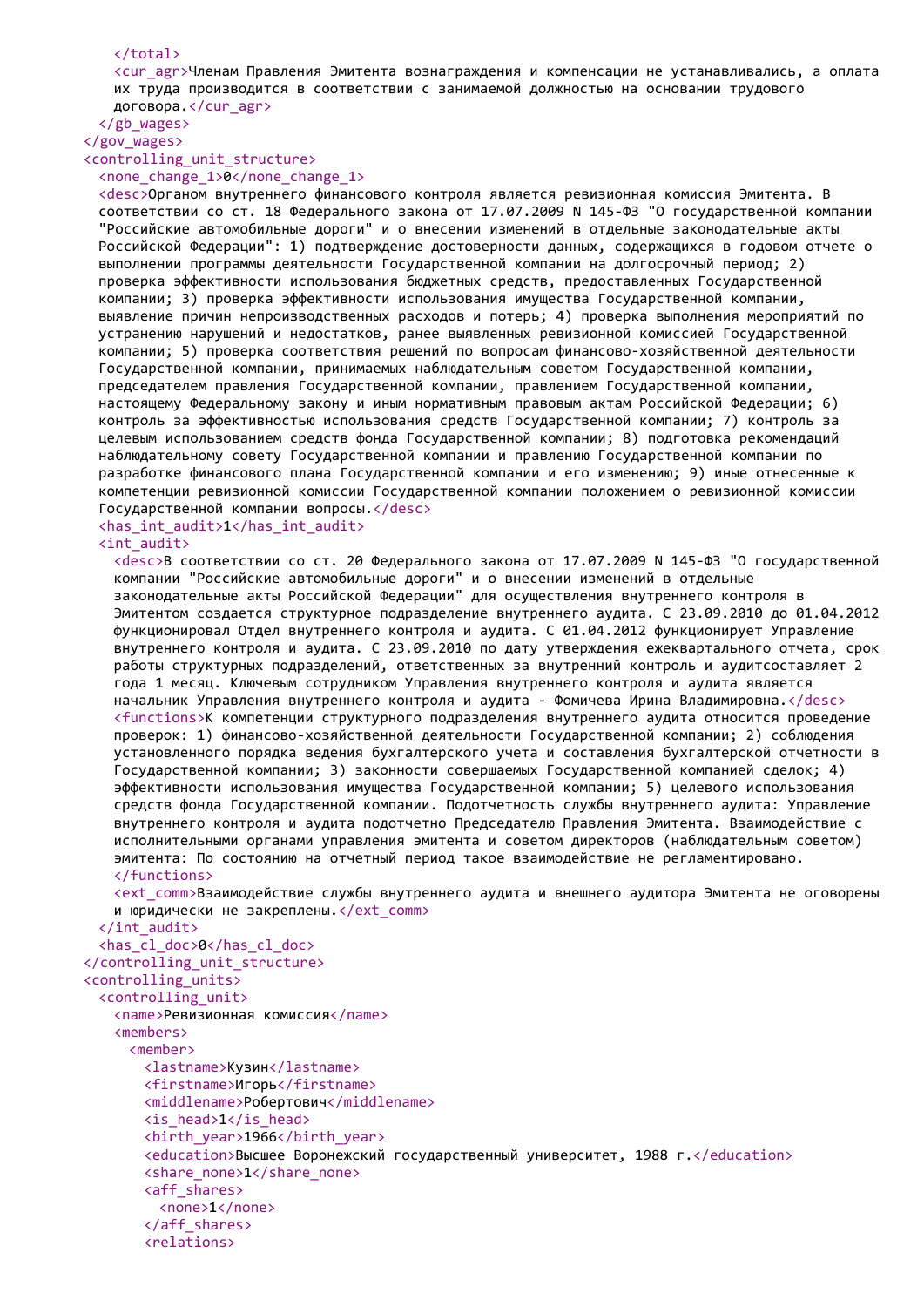```xml
      </total>
      <cur_agr>Членам Правления Эмитента вознаграждения и компенсации не устанавливались, а оплата
      их труда производится в соответствии с занимаемой должностью на основании трудового
      договора.</cur_agr>
    </gb_wages>
  </gov_wages>
  <controlling_unit_structure>
    <none_change_1>0</none_change_1>
    <desc>Органом внутреннего финансового контроля является ревизионная комиссия Эмитента. В
    соответствии со ст. 18 Федерального закона от 17.07.2009 N 145-ФЗ "О государственной компании
    "Российские автомобильные дороги" и о внесении изменений в отдельные законодательные акты
    Российской Федерации": 1) подтверждение достоверности данных, содержащихся в годовом отчете о
    выполнении программы деятельности Государственной компании на долгосрочный период; 2)
    проверка эффективности использования бюджетных средств, предоставленных Государственной
    компании; 3) проверка эффективности использования имущества Государственной компании,
    выявление причин непроизводственных расходов и потерь; 4) проверка выполнения мероприятий по
    устранению нарушений и недостатков, ранее выявленных ревизионной комиссией Государственной
    компании; 5) проверка соответствия решений по вопросам финансово-хозяйственной деятельности
    Государственной компании, принимаемых наблюдательным советом Государственной компании,
    председателем правления Государственной компании, правлением Государственной компании,
    настоящему Федеральному закону и иным нормативным правовым актам Российской Федерации; 6)
    контроль за эффективностью использования средств Государственной компании; 7) контроль за
    целевым использованием средств фонда Государственной компании; 8) подготовка рекомендаций
    наблюдательному совету Государственной компании и правлению Государственной компании по
    разработке финансового плана Государственной компании и его изменению; 9) иные отнесенные к
    компетенции ревизионной комиссии Государственной компании положением о ревизионной комиссии
    Государственной компании вопросы.</desc>
    <has_int_audit>1</has_int_audit>
    <int_audit>
      <desc>В соответствии со ст. 20 Федерального закона от 17.07.2009 N 145-ФЗ "О государственной
      компании "Российские автомобильные дороги" и о внесении изменений в отдельные
      законодательные акты Российской Федерации" для осуществления внутреннего контроля в
      Эмитентом создается структурное подразделение внутреннего аудита. С 23.09.2010 до 01.04.2012
      функционировал Отдел внутреннего контроля и аудита. С 01.04.2012 функционирует Управление
      внутреннего контроля и аудита. С 23.09.2010 по дату утверждения ежеквартального отчета, срок
      работы структурных подразделений, ответственных за внутренний контроль и аудитсоставляет 2
      года 1 месяц. Ключевым сотрудником Управления внутреннего контроля и аудита является
      начальник Управления внутреннего контроля и аудита - Фомичева Ирина Владимировна.</desc>
      <functions>К компетенции структурного подразделения внутреннего аудита относится проведение
      проверок: 1) финансово-хозяйственной деятельности Государственной компании; 2) соблюдения
      установленного порядка ведения бухгалтерского учета и составления бухгалтерской отчетности в
      Государственной компании; 3) законности совершаемых Государственной компанией сделок; 4)
      эффективности использования имущества Государственной компании; 5) целевого использования
      средств фонда Государственной компании. Подотчетность службы внутреннего аудита: Управление
      внутреннего контроля и аудита подотчетно Председателю Правления Эмитента. Взаимодействие с
      исполнительными органами управления эмитента и советом директоров (наблюдательным советом)
      эмитента: По состоянию на отчетный период такое взаимодействие не регламентировано.
      </functions>
      <ext_comm>Взаимодействие службы внутреннего аудита и внешнего аудитора Эмитента не оговорены
      и юридически не закреплены.</ext_comm>
    </int_audit>
    <has_cl_doc>0</has_cl_doc>
  </controlling_unit_structure>
  <controlling_units>
    <controlling_unit>
      <name>Ревизионная комиссия</name>
      <members>
        <member>
          <lastname>Кузин</lastname>
          <firstname>Игорь</firstname>
          <middlename>Робертович</middlename>
          <is_head>1</is_head>
          <birth_year>1966</birth_year>
          <education>Высшее Воронежский государственный университет, 1988 г.</education>
          <share_none>1</share_none>
          <aff_shares>
            <none>1</none>
          </aff_shares>
          <relations>
```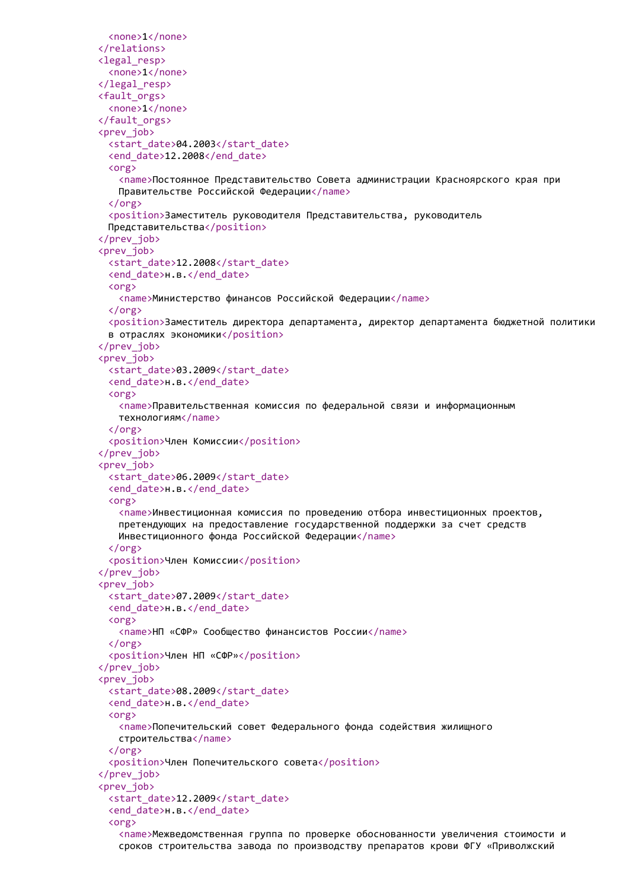```
      <none>1</none>
    </relations>
    <legal_resp>
      <none>1</none>
    </legal_resp>
    <fault_orgs>
      <none>1</none>
    </fault_orgs>
    <prev_job>
      <start_date>04.2003</start_date>
      <end_date>12.2008</end_date>
      <org>
        <name>Постоянное Представительство Совета администрации Красноярского края при
        Правительстве Российской Федерации</name>
      </org>
      <position>Заместитель руководителя Представительства, руководитель
      Представительства</position>
    </prev_job>
    <prev_job>
      <start_date>12.2008</start_date>
      <end_date>н.в.</end_date>
      <org>
        <name>Министерство финансов Российской Федерации</name>
      </org>
      <position>Заместитель директора департамента, директор департамента бюджетной политики
      в отраслях экономики</position>
    </prev_job>
    <prev_job>
      <start_date>03.2009</start_date>
      <end_date>н.в.</end_date>
      <org>
        <name>Правительственная комиссия по федеральной связи и информационным
        технологиям</name>
      </org>
      <position>Член Комиссии</position>
    </prev_job>
    <prev_job>
      <start_date>06.2009</start_date>
      <end_date>н.в.</end_date>
      <org>
        <name>Инвестиционная комиссия по проведению отбора инвестиционных проектов,
        претендующих на предоставление государственной поддержки за счет средств
        Инвестиционного фонда Российской Федерации</name>
      </org>
      <position>Член Комиссии</position>
    </prev_job>
    <prev_job>
      <start_date>07.2009</start_date>
      <end_date>н.в.</end_date>
      <org>
        <name>НП «СФР» Сообщество финансистов России</name>
      </org>
      <position>Член НП «СФР»</position>
    </prev_job>
    <prev_job>
      <start_date>08.2009</start_date>
      <end_date>н.в.</end_date>
      <org>
        <name>Попечительский совет Федерального фонда содействия жилищного
        строительства</name>
      </org>
      <position>Член Попечительского совета</position>
    </prev_job>
    <prev_job>
      <start_date>12.2009</start_date>
      <end_date>н.в.</end_date>
      <org>
        <name>Межведомственная группа по проверке обоснованности увеличения стоимости и
        сроков строительства завода по производству препаратов крови ФГУ «Приволжский
```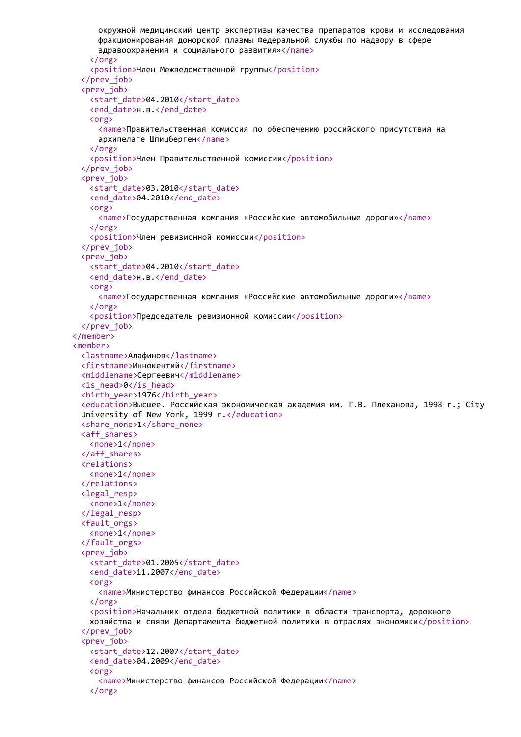```
        окружной медицинский центр экспертизы качества препаратов крови и исследования
        фракционирования донорской плазмы Федеральной службы по надзору в сфере
        здравоохранения и социального развития»</name>
      </org>
      <position>Член Межведомственной группы</position>
    </prev_job>
    <prev_job>
      <start_date>04.2010</start_date>
      <end_date>н.в.</end_date>
      <org>
        <name>Правительственная комиссия по обеспечению российского присутствия на
        архипелаге Шпицберген</name>
      </org>
      <position>Член Правительственной комиссии</position>
    </prev_job>
    <prev_job>
      <start_date>03.2010</start_date>
      <end_date>04.2010</end_date>
      <org>
        <name>Государственная компания «Российские автомобильные дороги»</name>
      </org>
      <position>Член ревизионной комиссии</position>
    </prev_job>
    <prev_job>
      <start_date>04.2010</start_date>
      <end_date>н.в.</end_date>
      <org>
        <name>Государственная компания «Российские автомобильные дороги»</name>
      </org>
      <position>Председатель ревизионной комиссии</position>
    </prev_job>
  </member>
  <member>
    <lastname>Алафинов</lastname>
    <firstname>Иннокентий</firstname>
    <middlename>Сергеевич</middlename>
    <is_head>0</is_head>
    <birth_year>1976</birth_year>
    <education>Высшее. Российская экономическая академия им. Г.В. Плеханова, 1998 г.; City
    University of New York, 1999 г.</education>
    <share_none>1</share_none>
    <aff_shares>
      <none>1</none>
    </aff_shares>
    <relations>
      <none>1</none>
    </relations>
    <legal_resp>
      <none>1</none>
    </legal_resp>
    <fault_orgs>
      <none>1</none>
    </fault_orgs>
    <prev_job>
      <start_date>01.2005</start_date>
      <end_date>11.2007</end_date>
      <org>
        <name>Министерство финансов Российской Федерации</name>
      </org>
      <position>Начальник отдела бюджетной политики в области транспорта, дорожного
      хозяйства и связи Департамента бюджетной политики в отраслях экономики</position>
    </prev_job>
    <prev_job>
      <start_date>12.2007</start_date>
      <end_date>04.2009</end_date>
      <org>
        <name>Министерство финансов Российской Федерации</name>
      </org>
```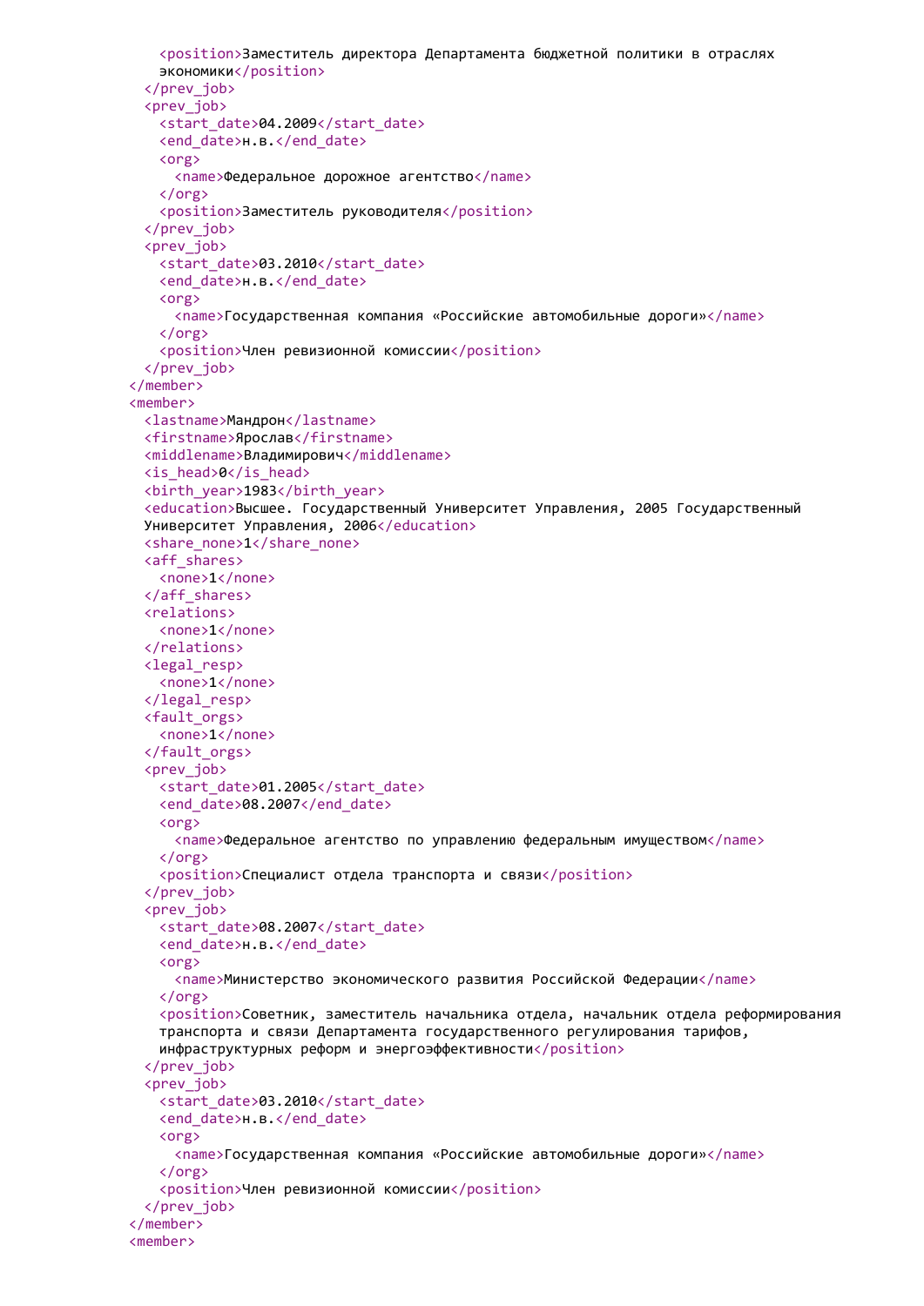```xml
        <position>Заместитель директора Департамента бюджетной политики в отраслях
        экономики</position>
      </prev_job>
      <prev_job>
        <start_date>04.2009</start_date>
        <end_date>н.в.</end_date>
        <org>
          <name>Федеральное дорожное агентство</name>
        </org>
        <position>Заместитель руководителя</position>
      </prev_job>
      <prev_job>
        <start_date>03.2010</start_date>
        <end_date>н.в.</end_date>
        <org>
          <name>Государственная компания «Российские автомобильные дороги»</name>
        </org>
        <position>Член ревизионной комиссии</position>
      </prev_job>
    </member>
    <member>
      <lastname>Мандрон</lastname>
      <firstname>Ярослав</firstname>
      <middlename>Владимирович</middlename>
      <is_head>0</is_head>
      <birth_year>1983</birth_year>
      <education>Высшее. Государственный Университет Управления, 2005 Государственный
      Университет Управления, 2006</education>
      <share_none>1</share_none>
      <aff_shares>
        <none>1</none>
      </aff_shares>
      <relations>
        <none>1</none>
      </relations>
      <legal_resp>
        <none>1</none>
      </legal_resp>
      <fault_orgs>
        <none>1</none>
      </fault_orgs>
      <prev_job>
        <start_date>01.2005</start_date>
        <end_date>08.2007</end_date>
        <org>
          <name>Федеральное агентство по управлению федеральным имуществом</name>
        </org>
        <position>Специалист отдела транспорта и связи</position>
      </prev_job>
      <prev_job>
        <start_date>08.2007</start_date>
        <end_date>н.в.</end_date>
        <org>
          <name>Министерство экономического развития Российской Федерации</name>
        </org>
        <position>Советник, заместитель начальника отдела, начальник отдела реформирования
        транспорта и связи Департамента государственного регулирования тарифов,
        инфраструктурных реформ и энергоэффективности</position>
      </prev_job>
      <prev_job>
        <start_date>03.2010</start_date>
        <end_date>н.в.</end_date>
        <org>
          <name>Государственная компания «Российские автомобильные дороги»</name>
        </org>
        <position>Член ревизионной комиссии</position>
      </prev_job>
    </member>
    <member>
```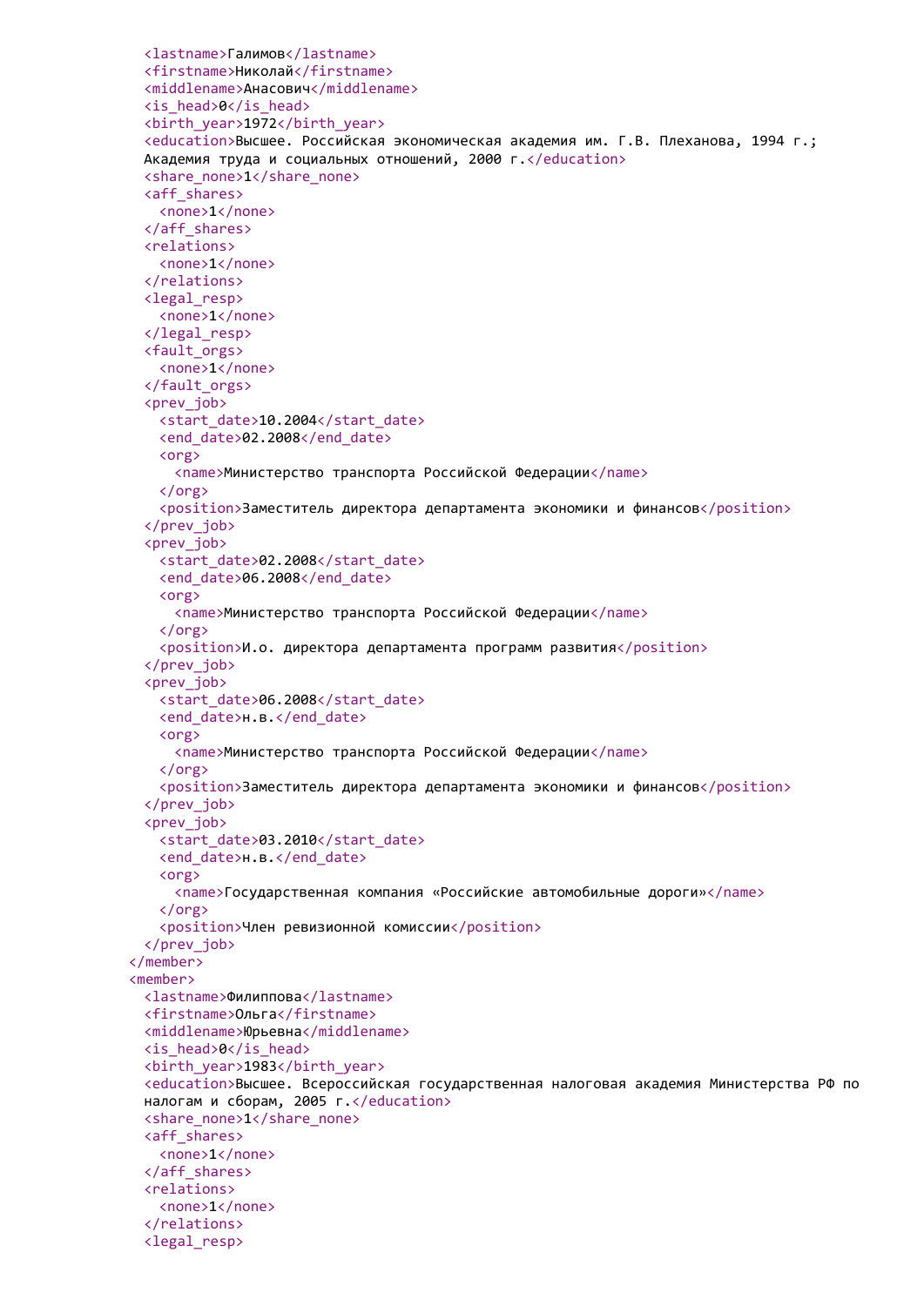```xml
      <lastname>Галимов</lastname>
      <firstname>Николай</firstname>
      <middlename>Анасович</middlename>
      <is_head>0</is_head>
      <birth_year>1972</birth_year>
      <education>Высшее. Российская экономическая академия им. Г.В. Плеханова, 1994 г.;
      Академия труда и социальных отношений, 2000 г.</education>
      <share_none>1</share_none>
      <aff_shares>
        <none>1</none>
      </aff_shares>
      <relations>
        <none>1</none>
      </relations>
      <legal_resp>
        <none>1</none>
      </legal_resp>
      <fault_orgs>
        <none>1</none>
      </fault_orgs>
      <prev_job>
        <start_date>10.2004</start_date>
        <end_date>02.2008</end_date>
        <org>
          <name>Министерство транспорта Российской Федерации</name>
        </org>
        <position>Заместитель директора департамента экономики и финансов</position>
      </prev_job>
      <prev_job>
        <start_date>02.2008</start_date>
        <end_date>06.2008</end_date>
        <org>
          <name>Министерство транспорта Российской Федерации</name>
        </org>
        <position>И.о. директора департамента программ развития</position>
      </prev_job>
      <prev_job>
        <start_date>06.2008</start_date>
        <end_date>н.в.</end_date>
        <org>
          <name>Министерство транспорта Российской Федерации</name>
        </org>
        <position>Заместитель директора департамента экономики и финансов</position>
      </prev_job>
      <prev_job>
        <start_date>03.2010</start_date>
        <end_date>н.в.</end_date>
        <org>
          <name>Государственная компания «Российские автомобильные дороги»</name>
        </org>
        <position>Член ревизионной комиссии</position>
      </prev_job>
    </member>
    <member>
      <lastname>Филиппова</lastname>
      <firstname>Ольга</firstname>
      <middlename>Юрьевна</middlename>
      <is_head>0</is_head>
      <birth_year>1983</birth_year>
      <education>Высшее. Всероссийская государственная налоговая академия Министерства РФ по
      налогам и сборам, 2005 г.</education>
      <share_none>1</share_none>
      <aff_shares>
        <none>1</none>
      </aff_shares>
      <relations>
        <none>1</none>
      </relations>
      <legal_resp>
```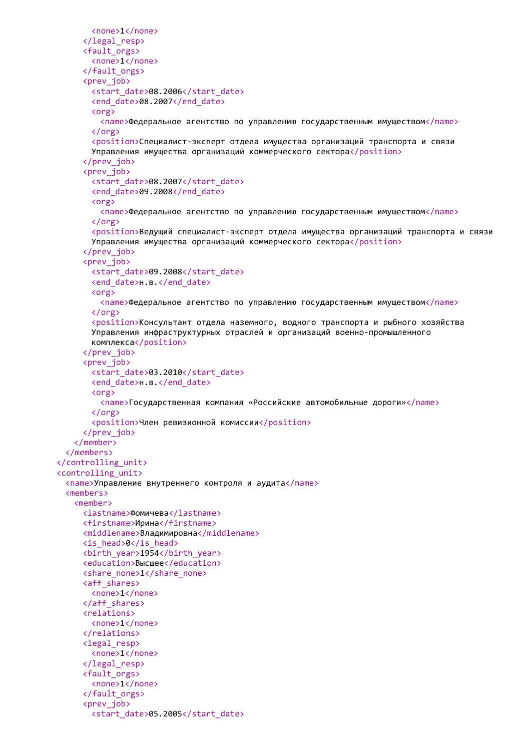```xml
          <none>1</none>
        </legal_resp>
        <fault_orgs>
          <none>1</none>
        </fault_orgs>
        <prev_job>
          <start_date>08.2006</start_date>
          <end_date>08.2007</end_date>
          <org>
            <name>Федеральное агентство по управлению государственным имуществом</name>
          </org>
          <position>Специалист-эксперт отдела имущества организаций транспорта и связи
          Управления имущества организаций коммерческого сектора</position>
        </prev_job>
        <prev_job>
          <start_date>08.2007</start_date>
          <end_date>09.2008</end_date>
          <org>
            <name>Федеральное агентство по управлению государственным имуществом</name>
          </org>
          <position>Ведущий специалист-эксперт отдела имущества организаций транспорта и связи
          Управления имущества организаций коммерческого сектора</position>
        </prev_job>
        <prev_job>
          <start_date>09.2008</start_date>
          <end_date>н.в.</end_date>
          <org>
            <name>Федеральное агентство по управлению государственным имуществом</name>
          </org>
          <position>Консультант отдела наземного, водного транспорта и рыбного хозяйства
          Управления инфраструктурных отраслей и организаций военно-промышленного
          комплекса</position>
        </prev_job>
        <prev_job>
          <start_date>03.2010</start_date>
          <end_date>н.в.</end_date>
          <org>
            <name>Государственная компания «Российские автомобильные дороги»</name>
          </org>
          <position>Член ревизионной комиссии</position>
        </prev_job>
      </member>
    </members>
  </controlling_unit>
  <controlling_unit>
    <name>Управление внутреннего контроля и аудита</name>
    <members>
      <member>
        <lastname>Фомичева</lastname>
        <firstname>Ирина</firstname>
        <middlename>Владимировна</middlename>
        <is_head>0</is_head>
        <birth_year>1954</birth_year>
        <education>Высшее</education>
        <share_none>1</share_none>
        <aff_shares>
          <none>1</none>
        </aff_shares>
        <relations>
          <none>1</none>
        </relations>
        <legal_resp>
          <none>1</none>
        </legal_resp>
        <fault_orgs>
          <none>1</none>
        </fault_orgs>
        <prev_job>
          <start_date>05.2005</start_date>
```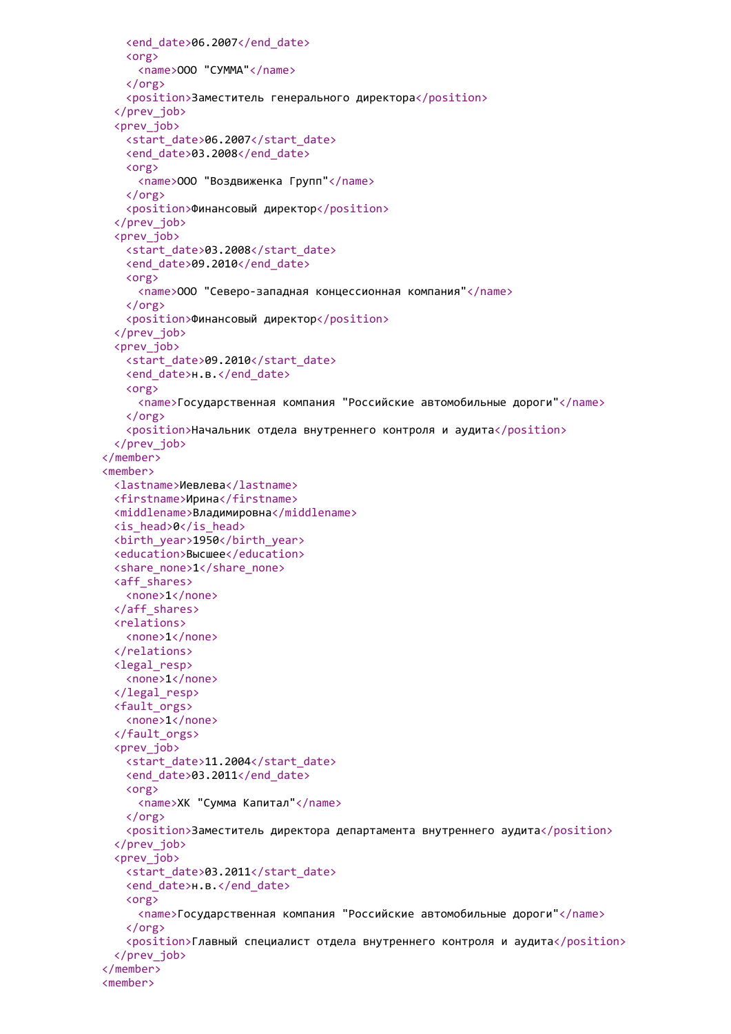```xml
      <end_date>06.2007</end_date>
      <org>
        <name>ООО "СУММА"</name>
      </org>
      <position>Заместитель генерального директора</position>
    </prev_job>
    <prev_job>
      <start_date>06.2007</start_date>
      <end_date>03.2008</end_date>
      <org>
        <name>ООО "Воздвиженка Групп"</name>
      </org>
      <position>Финансовый директор</position>
    </prev_job>
    <prev_job>
      <start_date>03.2008</start_date>
      <end_date>09.2010</end_date>
      <org>
        <name>ООО "Северо-западная концессионная компания"</name>
      </org>
      <position>Финансовый директор</position>
    </prev_job>
    <prev_job>
      <start_date>09.2010</start_date>
      <end_date>н.в.</end_date>
      <org>
        <name>Государственная компания "Российские автомобильные дороги"</name>
      </org>
      <position>Начальник отдела внутреннего контроля и аудита</position>
    </prev_job>
  </member>
  <member>
    <lastname>Иевлева</lastname>
    <firstname>Ирина</firstname>
    <middlename>Владимировна</middlename>
    <is_head>0</is_head>
    <birth_year>1950</birth_year>
    <education>Высшее</education>
    <share_none>1</share_none>
    <aff_shares>
      <none>1</none>
    </aff_shares>
    <relations>
      <none>1</none>
    </relations>
    <legal_resp>
      <none>1</none>
    </legal_resp>
    <fault_orgs>
      <none>1</none>
    </fault_orgs>
    <prev_job>
      <start_date>11.2004</start_date>
      <end_date>03.2011</end_date>
      <org>
        <name>ХК "Сумма Капитал"</name>
      </org>
      <position>Заместитель директора департамента внутреннего аудита</position>
    </prev_job>
    <prev_job>
      <start_date>03.2011</start_date>
      <end_date>н.в.</end_date>
      <org>
        <name>Государственная компания "Российские автомобильные дороги"</name>
      </org>
      <position>Главный специалист отдела внутреннего контроля и аудита</position>
    </prev_job>
  </member>
  <member>
```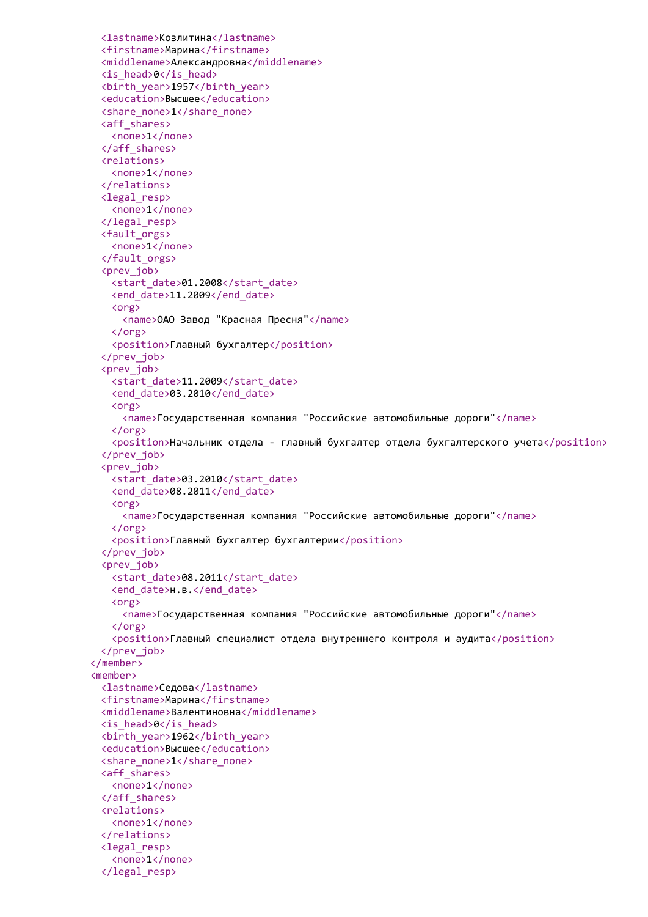```xml
      <lastname>Козлитина</lastname>
      <firstname>Марина</firstname>
      <middlename>Александровна</middlename>
      <is_head>0</is_head>
      <birth_year>1957</birth_year>
      <education>Высшее</education>
      <share_none>1</share_none>
      <aff_shares>
        <none>1</none>
      </aff_shares>
      <relations>
        <none>1</none>
      </relations>
      <legal_resp>
        <none>1</none>
      </legal_resp>
      <fault_orgs>
        <none>1</none>
      </fault_orgs>
      <prev_job>
        <start_date>01.2008</start_date>
        <end_date>11.2009</end_date>
        <org>
          <name>ОАО Завод "Красная Пресня"</name>
        </org>
        <position>Главный бухгалтер</position>
      </prev_job>
      <prev_job>
        <start_date>11.2009</start_date>
        <end_date>03.2010</end_date>
        <org>
          <name>Государственная компания "Российские автомобильные дороги"</name>
        </org>
        <position>Начальник отдела - главный бухгалтер отдела бухгалтерского учета</position>
      </prev_job>
      <prev_job>
        <start_date>03.2010</start_date>
        <end_date>08.2011</end_date>
        <org>
          <name>Государственная компания "Российские автомобильные дороги"</name>
        </org>
        <position>Главный бухгалтер бухгалтерии</position>
      </prev_job>
      <prev_job>
        <start_date>08.2011</start_date>
        <end_date>н.в.</end_date>
        <org>
          <name>Государственная компания "Российские автомобильные дороги"</name>
        </org>
        <position>Главный специалист отдела внутреннего контроля и аудита</position>
      </prev_job>
    </member>
    <member>
      <lastname>Седова</lastname>
      <firstname>Марина</firstname>
      <middlename>Валентиновна</middlename>
      <is_head>0</is_head>
      <birth_year>1962</birth_year>
      <education>Высшее</education>
      <share_none>1</share_none>
      <aff_shares>
        <none>1</none>
      </aff_shares>
      <relations>
        <none>1</none>
      </relations>
      <legal_resp>
        <none>1</none>
      </legal_resp>
```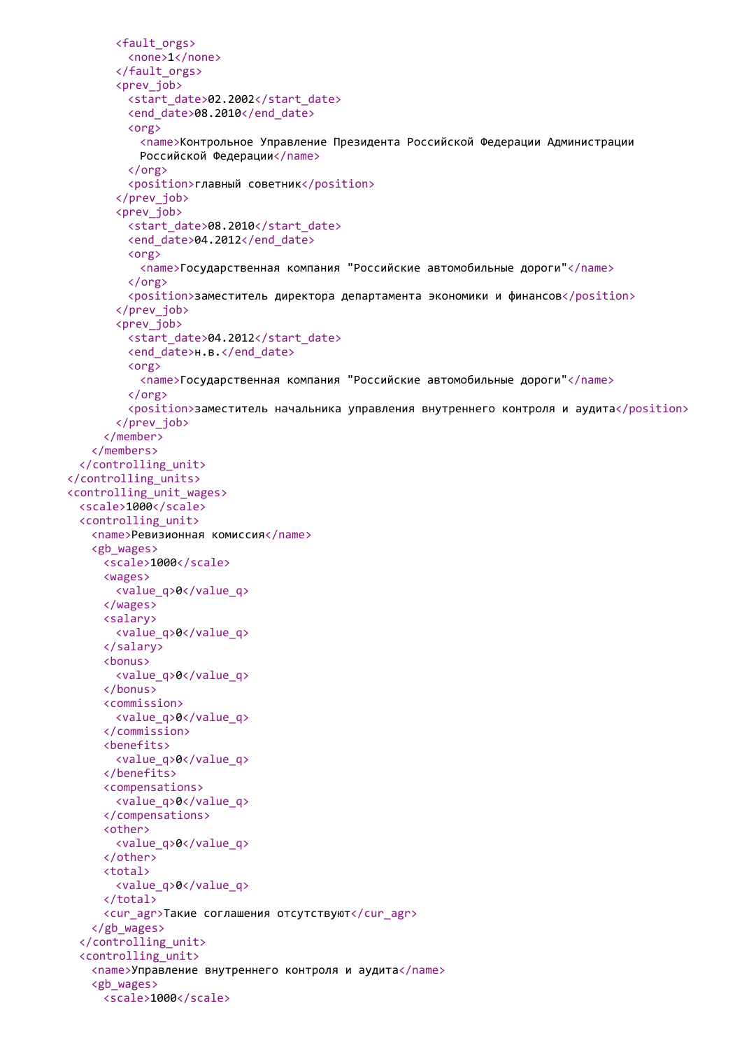```xml
        <fault_orgs>
          <none>1</none>
        </fault_orgs>
        <prev_job>
          <start_date>02.2002</start_date>
          <end_date>08.2010</end_date>
          <org>
            <name>Контрольное Управление Президента Российской Федерации Администрации
            Российской Федерации</name>
          </org>
          <position>главный советник</position>
        </prev_job>
        <prev_job>
          <start_date>08.2010</start_date>
          <end_date>04.2012</end_date>
          <org>
            <name>Государственная компания "Российские автомобильные дороги"</name>
          </org>
          <position>заместитель директора департамента экономики и финансов</position>
        </prev_job>
        <prev_job>
          <start_date>04.2012</start_date>
          <end_date>н.в.</end_date>
          <org>
            <name>Государственная компания "Российские автомобильные дороги"</name>
          </org>
          <position>заместитель начальника управления внутреннего контроля и аудита</position>
        </prev_job>
      </member>
    </members>
  </controlling_unit>
</controlling_units>
<controlling_unit_wages>
  <scale>1000</scale>
  <controlling_unit>
    <name>Ревизионная комиссия</name>
    <gb_wages>
      <scale>1000</scale>
      <wages>
        <value_q>0</value_q>
      </wages>
      <salary>
        <value_q>0</value_q>
      </salary>
      <bonus>
        <value_q>0</value_q>
      </bonus>
      <commission>
        <value_q>0</value_q>
      </commission>
      <benefits>
        <value_q>0</value_q>
      </benefits>
      <compensations>
        <value_q>0</value_q>
      </compensations>
      <other>
        <value_q>0</value_q>
      </other>
      <total>
        <value_q>0</value_q>
      </total>
      <cur_agr>Такие соглашения отсутствуют</cur_agr>
    </gb_wages>
  </controlling_unit>
  <controlling_unit>
    <name>Управление внутреннего контроля и аудита</name>
    <gb_wages>
      <scale>1000</scale>
```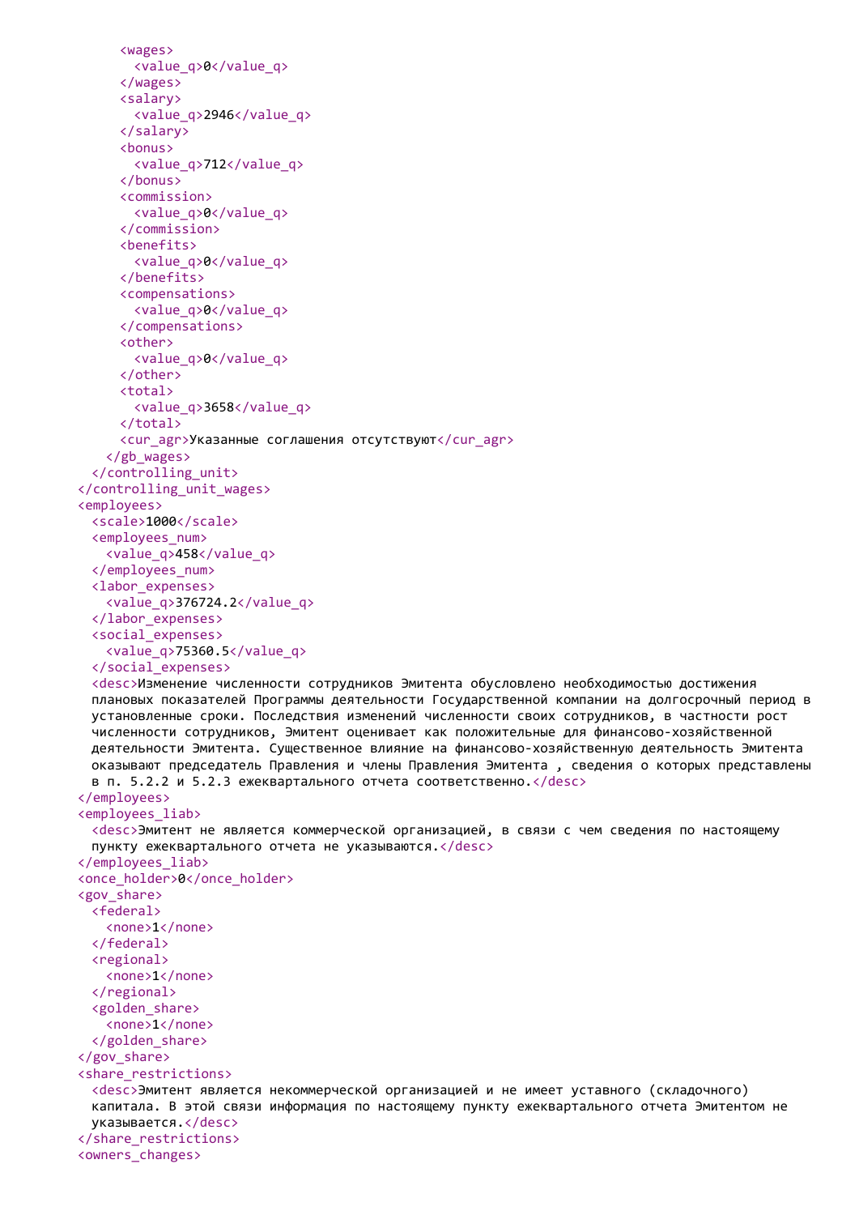```
      <wages>
        <value_q>0</value_q>
      </wages>
      <salary>
        <value_q>2946</value_q>
      </salary>
      <bonus>
        <value_q>712</value_q>
      </bonus>
      <commission>
        <value_q>0</value_q>
      </commission>
      <benefits>
        <value_q>0</value_q>
      </benefits>
      <compensations>
        <value_q>0</value_q>
      </compensations>
      <other>
        <value_q>0</value_q>
      </other>
      <total>
        <value_q>3658</value_q>
      </total>
      <cur_agr>Указанные соглашения отсутствуют</cur_agr>
    </gb_wages>
  </controlling_unit>
</controlling_unit_wages>
<employees>
  <scale>1000</scale>
  <employees_num>
    <value_q>458</value_q>
  </employees_num>
  <labor_expenses>
    <value_q>376724.2</value_q>
  </labor_expenses>
  <social_expenses>
    <value_q>75360.5</value_q>
  </social_expenses>
  <desc>Изменение численности сотрудников Эмитента обусловлено необходимостью достижения
  плановых показателей Программы деятельности Государственной компании на долгосрочный период в
  установленные сроки. Последствия изменений численности своих сотрудников, в частности рост
  численности сотрудников, Эмитент оценивает как положительные для финансово-хозяйственной
  деятельности Эмитента. Существенное влияние на финансово-хозяйственную деятельность Эмитента
  оказывают председатель Правления и члены Правления Эмитента , сведения о которых представлены
  в п. 5.2.2 и 5.2.3 ежеквартального отчета соответственно.</desc>
</employees>
<employees_liab>
  <desc>Эмитент не является коммерческой организацией, в связи с чем сведения по настоящему
  пункту ежеквартального отчета не указываются.</desc>
</employees_liab>
<once_holder>0</once_holder>
<gov_share>
  <federal>
    <none>1</none>
  </federal>
  <regional>
    <none>1</none>
  </regional>
  <golden_share>
    <none>1</none>
  </golden_share>
</gov_share>
<share_restrictions>
  <desc>Эмитент является некоммерческой организацией и не имеет уставного (складочного)
  капитала. В этой связи информация по настоящему пункту ежеквартального отчета Эмитентом не
  указывается.</desc>
</share_restrictions>
<owners_changes>
```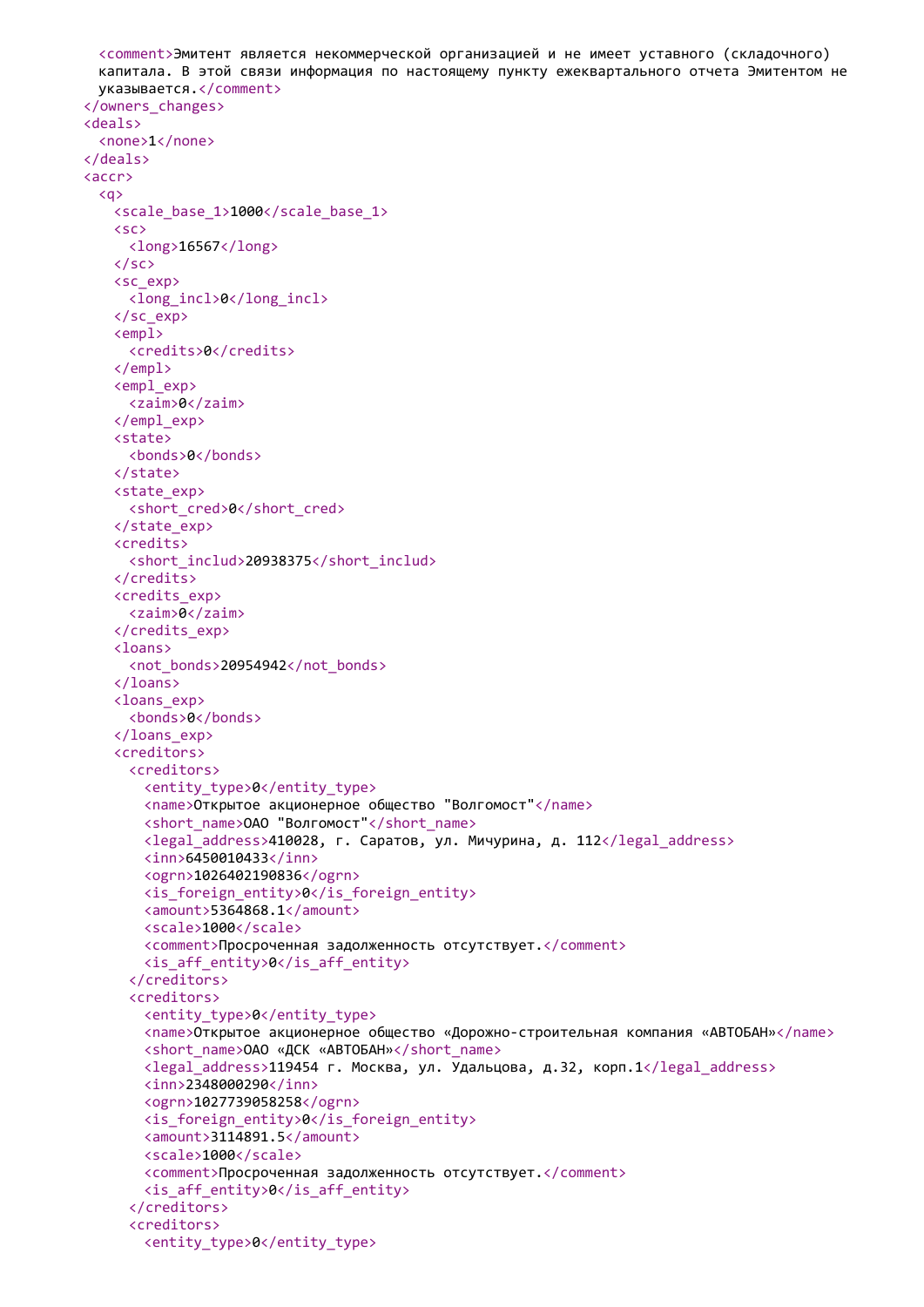```xml
      <comment>Эмитент является некоммерческой организацией и не имеет уставного (складочного)
      капитала. В этой связи информация по настоящему пункту ежеквартального отчета Эмитентом не
      указывается.</comment>
    </owners_changes>
    <deals>
      <none>1</none>
    </deals>
    <accr>
      <q>
        <scale_base_1>1000</scale_base_1>
        <sc>
          <long>16567</long>
        </sc>
        <sc_exp>
          <long_incl>0</long_incl>
        </sc_exp>
        <empl>
          <credits>0</credits>
        </empl>
        <empl_exp>
          <zaim>0</zaim>
        </empl_exp>
        <state>
          <bonds>0</bonds>
        </state>
        <state_exp>
          <short_cred>0</short_cred>
        </state_exp>
        <credits>
          <short_includ>20938375</short_includ>
        </credits>
        <credits_exp>
          <zaim>0</zaim>
        </credits_exp>
        <loans>
          <not_bonds>20954942</not_bonds>
        </loans>
        <loans_exp>
          <bonds>0</bonds>
        </loans_exp>
        <creditors>
          <creditors>
            <entity_type>0</entity_type>
            <name>Открытое акционерное общество "Волгомост"</name>
            <short_name>ОАО "Волгомост"</short_name>
            <legal_address>410028, г. Саратов, ул. Мичурина, д. 112</legal_address>
            <inn>6450010433</inn>
            <ogrn>1026402190836</ogrn>
            <is_foreign_entity>0</is_foreign_entity>
            <amount>5364868.1</amount>
            <scale>1000</scale>
            <comment>Просроченная задолженность отсутствует.</comment>
            <is_aff_entity>0</is_aff_entity>
          </creditors>
          <creditors>
            <entity_type>0</entity_type>
            <name>Открытое акционерное общество «Дорожно-строительная компания «АВТОБАН»</name>
            <short_name>ОАО «ДСК «АВТОБАН»</short_name>
            <legal_address>119454 г. Москва, ул. Удальцова, д.32, корп.1</legal_address>
            <inn>2348000290</inn>
            <ogrn>1027739058258</ogrn>
            <is_foreign_entity>0</is_foreign_entity>
            <amount>3114891.5</amount>
            <scale>1000</scale>
            <comment>Просроченная задолженность отсутствует.</comment>
            <is_aff_entity>0</is_aff_entity>
          </creditors>
          <creditors>
            <entity_type>0</entity_type>
```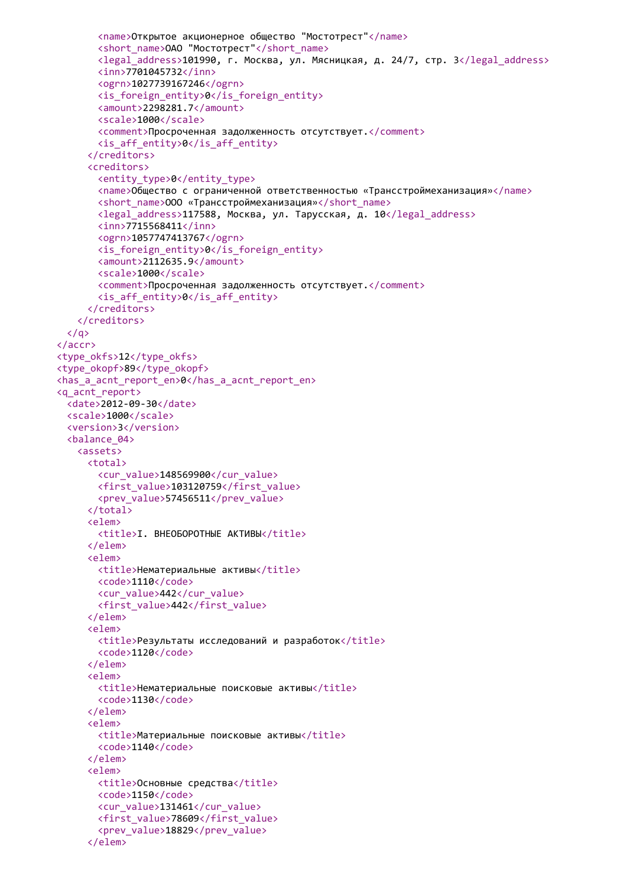```xml
          <name>Открытое акционерное общество "Мостотрест"</name>
          <short_name>ОАО "Мостотрест"</short_name>
          <legal_address>101990, г. Москва, ул. Мясницкая, д. 24/7, стр. 3</legal_address>
          <inn>7701045732</inn>
          <ogrn>1027739167246</ogrn>
          <is_foreign_entity>0</is_foreign_entity>
          <amount>2298281.7</amount>
          <scale>1000</scale>
          <comment>Просроченная задолженность отсутствует.</comment>
          <is_aff_entity>0</is_aff_entity>
        </creditors>
        <creditors>
          <entity_type>0</entity_type>
          <name>Общество с ограниченной ответственностью «Трансстроймеханизация»</name>
          <short_name>ООО «Трансстроймеханизация»</short_name>
          <legal_address>117588, Москва, ул. Тарусская, д. 10</legal_address>
          <inn>7715568411</inn>
          <ogrn>1057747413767</ogrn>
          <is_foreign_entity>0</is_foreign_entity>
          <amount>2112635.9</amount>
          <scale>1000</scale>
          <comment>Просроченная задолженность отсутствует.</comment>
          <is_aff_entity>0</is_aff_entity>
        </creditors>
      </creditors>
    </q>
  </accr>
  <type_okfs>12</type_okfs>
  <type_okopf>89</type_okopf>
  <has_a_acnt_report_en>0</has_a_acnt_report_en>
  <q_acnt_report>
    <date>2012-09-30</date>
    <scale>1000</scale>
    <version>3</version>
    <balance_04>
      <assets>
        <total>
          <cur_value>148569900</cur_value>
          <first_value>103120759</first_value>
          <prev_value>57456511</prev_value>
        </total>
        <elem>
          <title>I. ВНЕОБОРОТНЫЕ АКТИВЫ</title>
        </elem>
        <elem>
          <title>Нематериальные активы</title>
          <code>1110</code>
          <cur_value>442</cur_value>
          <first_value>442</first_value>
        </elem>
        <elem>
          <title>Результаты исследований и разработок</title>
          <code>1120</code>
        </elem>
        <elem>
          <title>Нематериальные поисковые активы</title>
          <code>1130</code>
        </elem>
        <elem>
          <title>Материальные поисковые активы</title>
          <code>1140</code>
        </elem>
        <elem>
          <title>Основные средства</title>
          <code>1150</code>
          <cur_value>131461</cur_value>
          <first_value>78609</first_value>
          <prev_value>18829</prev_value>
        </elem>
```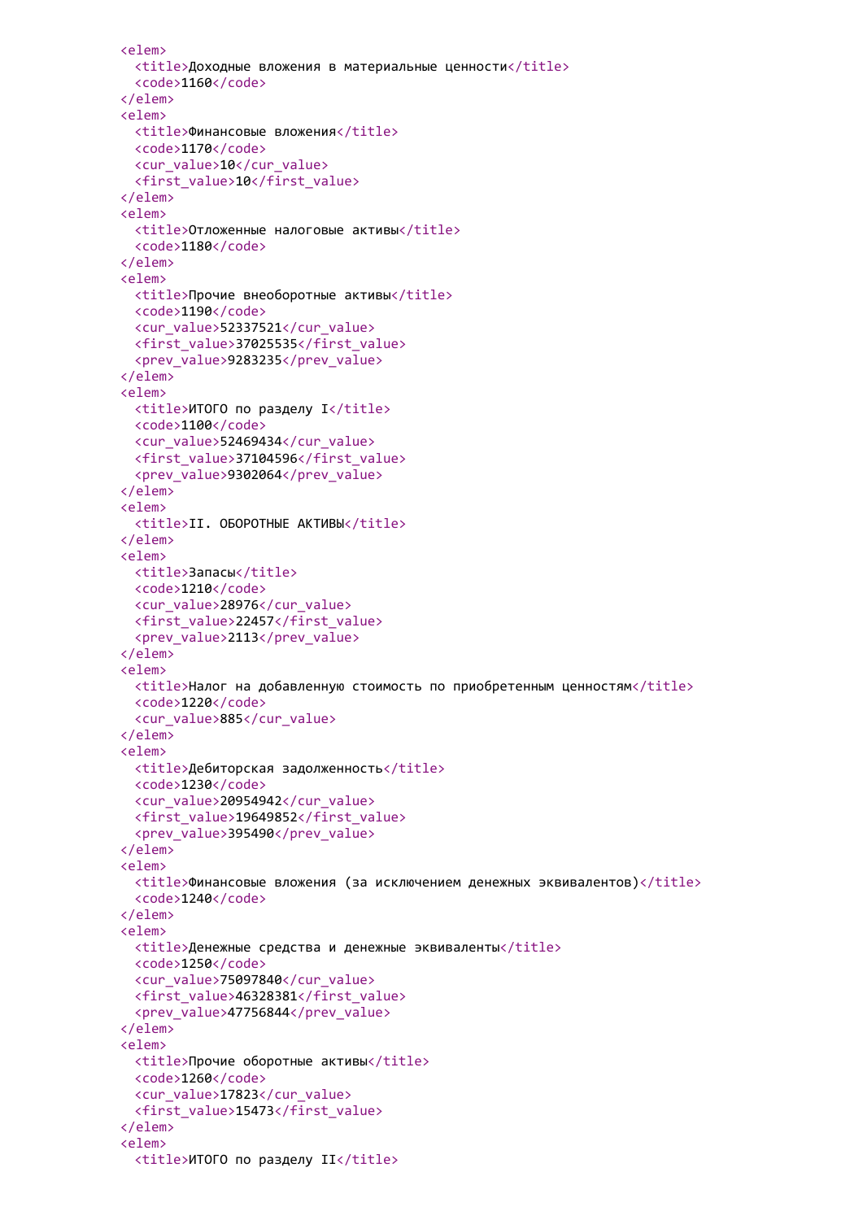```
<elem>
  <title>Доходные вложения в материальные ценности</title>
  <code>1160</code>
</elem>
<elem>
  <title>Финансовые вложения</title>
  <code>1170</code>
  <cur_value>10</cur_value>
  <first_value>10</first_value>
</elem>
<elem>
  <title>Отложенные налоговые активы</title>
  <code>1180</code>
</elem>
<elem>
  <title>Прочие внеоборотные активы</title>
  <code>1190</code>
  <cur_value>52337521</cur_value>
  <first_value>37025535</first_value>
  <prev_value>9283235</prev_value>
</elem>
<elem>
  <title>ИТОГО по разделу I</title>
  <code>1100</code>
  <cur_value>52469434</cur_value>
  <first_value>37104596</first_value>
  <prev_value>9302064</prev_value>
</elem>
<elem>
  <title>II. ОБОРОТНЫЕ АКТИВЫ</title>
</elem>
<elem>
  <title>Запасы</title>
  <code>1210</code>
  <cur_value>28976</cur_value>
  <first_value>22457</first_value>
  <prev_value>2113</prev_value>
</elem>
<elem>
  <title>Налог на добавленную стоимость по приобретенным ценностям</title>
  <code>1220</code>
  <cur_value>885</cur_value>
</elem>
<elem>
  <title>Дебиторская задолженность</title>
  <code>1230</code>
  <cur_value>20954942</cur_value>
  <first_value>19649852</first_value>
  <prev_value>395490</prev_value>
</elem>
<elem>
  <title>Финансовые вложения (за исключением денежных эквивалентов)</title>
  <code>1240</code>
</elem>
<elem>
  <title>Денежные средства и денежные эквиваленты</title>
  <code>1250</code>
  <cur_value>75097840</cur_value>
  <first_value>46328381</first_value>
  <prev_value>47756844</prev_value>
</elem>
<elem>
  <title>Прочие оборотные активы</title>
  <code>1260</code>
  <cur_value>17823</cur_value>
  <first_value>15473</first_value>
</elem>
<elem>
  <title>ИТОГО по разделу II</title>
```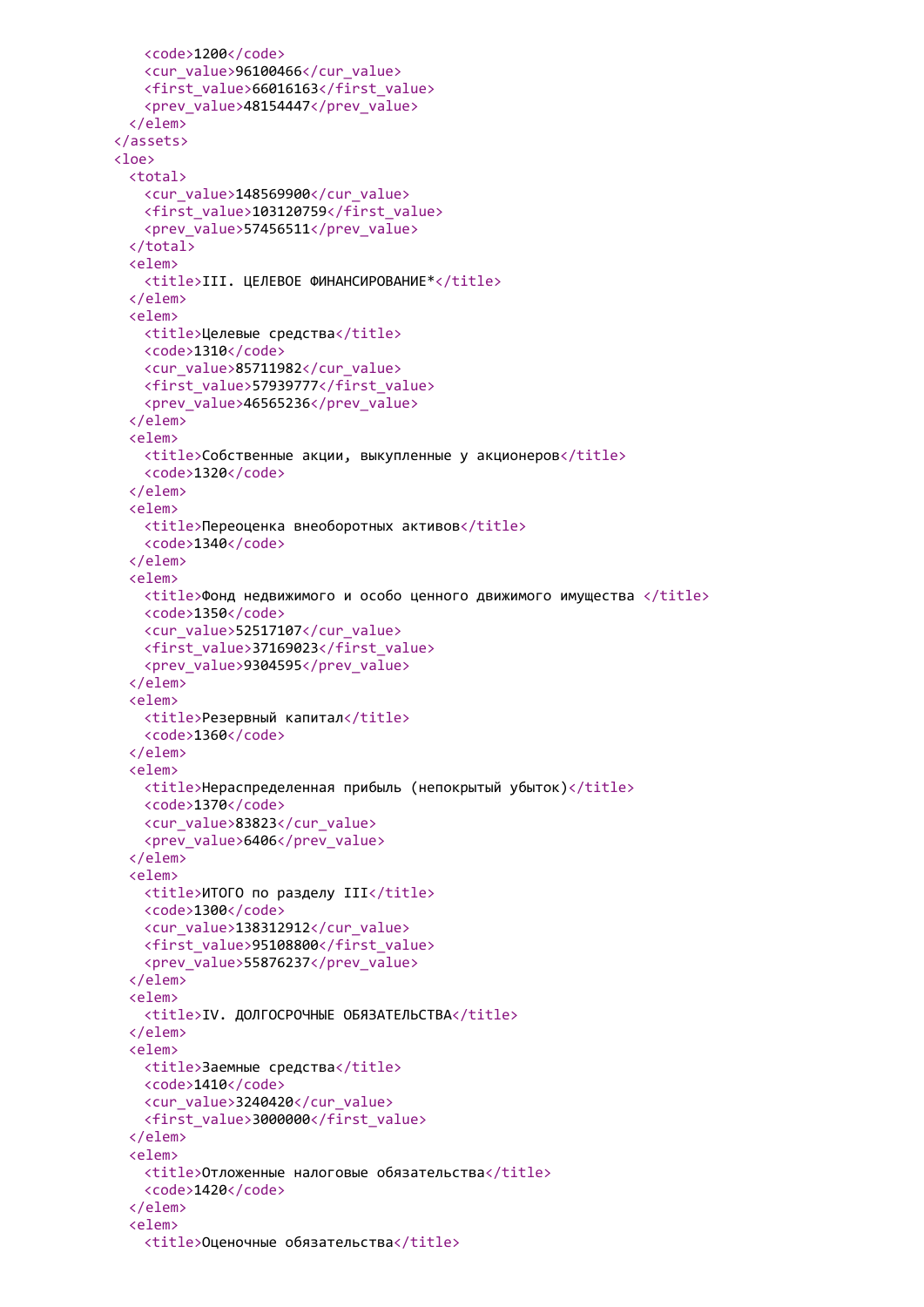```xml
      <code>1200</code>
      <cur_value>96100466</cur_value>
      <first_value>66016163</first_value>
      <prev_value>48154447</prev_value>
    </elem>
  </assets>
  <loe>
    <total>
      <cur_value>148569900</cur_value>
      <first_value>103120759</first_value>
      <prev_value>57456511</prev_value>
    </total>
    <elem>
      <title>III. ЦЕЛЕВОЕ ФИНАНСИРОВАНИЕ*</title>
    </elem>
    <elem>
      <title>Целевые средства</title>
      <code>1310</code>
      <cur_value>85711982</cur_value>
      <first_value>57939777</first_value>
      <prev_value>46565236</prev_value>
    </elem>
    <elem>
      <title>Собственные акции, выкупленные у акционеров</title>
      <code>1320</code>
    </elem>
    <elem>
      <title>Переоценка внеоборотных активов</title>
      <code>1340</code>
    </elem>
    <elem>
      <title>Фонд недвижимого и особо ценного движимого имущества </title>
      <code>1350</code>
      <cur_value>52517107</cur_value>
      <first_value>37169023</first_value>
      <prev_value>9304595</prev_value>
    </elem>
    <elem>
      <title>Резервный капитал</title>
      <code>1360</code>
    </elem>
    <elem>
      <title>Нераспределенная прибыль (непокрытый убыток)</title>
      <code>1370</code>
      <cur_value>83823</cur_value>
      <prev_value>6406</prev_value>
    </elem>
    <elem>
      <title>ИТОГО по разделу III</title>
      <code>1300</code>
      <cur_value>138312912</cur_value>
      <first_value>95108800</first_value>
      <prev_value>55876237</prev_value>
    </elem>
    <elem>
      <title>IV. ДОЛГОСРОЧНЫЕ ОБЯЗАТЕЛЬСТВА</title>
    </elem>
    <elem>
      <title>Заемные средства</title>
      <code>1410</code>
      <cur_value>3240420</cur_value>
      <first_value>3000000</first_value>
    </elem>
    <elem>
      <title>Отложенные налоговые обязательства</title>
      <code>1420</code>
    </elem>
    <elem>
      <title>Оценочные обязательства</title>
```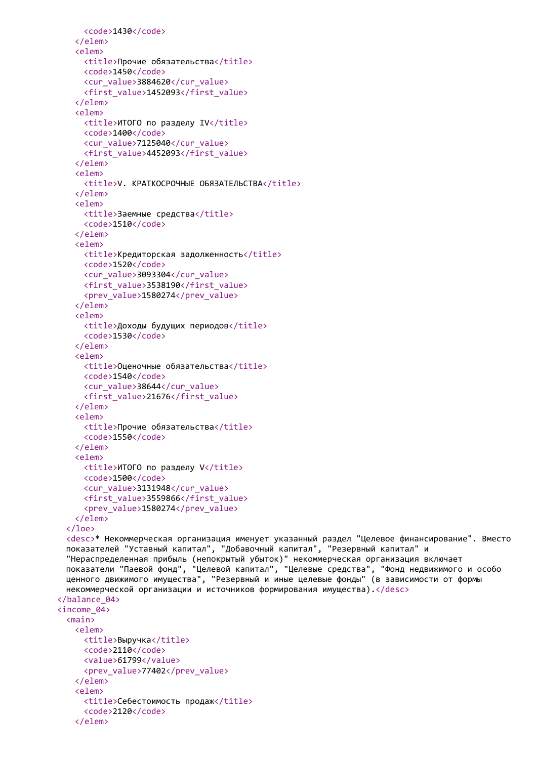```
        <code>1430</code>
      </elem>
      <elem>
        <title>Прочие обязательства</title>
        <code>1450</code>
        <cur_value>3884620</cur_value>
        <first_value>1452093</first_value>
      </elem>
      <elem>
        <title>ИТОГО по разделу IV</title>
        <code>1400</code>
        <cur_value>7125040</cur_value>
        <first_value>4452093</first_value>
      </elem>
      <elem>
        <title>V. КРАТКОСРОЧНЫЕ ОБЯЗАТЕЛЬСТВА</title>
      </elem>
      <elem>
        <title>Заемные средства</title>
        <code>1510</code>
      </elem>
      <elem>
        <title>Кредиторская задолженность</title>
        <code>1520</code>
        <cur_value>3093304</cur_value>
        <first_value>3538190</first_value>
        <prev_value>1580274</prev_value>
      </elem>
      <elem>
        <title>Доходы будущих периодов</title>
        <code>1530</code>
      </elem>
      <elem>
        <title>Оценочные обязательства</title>
        <code>1540</code>
        <cur_value>38644</cur_value>
        <first_value>21676</first_value>
      </elem>
      <elem>
        <title>Прочие обязательства</title>
        <code>1550</code>
      </elem>
      <elem>
        <title>ИТОГО по разделу V</title>
        <code>1500</code>
        <cur_value>3131948</cur_value>
        <first_value>3559866</first_value>
        <prev_value>1580274</prev_value>
      </elem>
    </loe>
    <desc>* Некоммерческая организация именует указанный раздел "Целевое финансирование". Вместо
    показателей "Уставный капитал", "Добавочный капитал", "Резервный капитал" и
    "Нераспределенная прибыль (непокрытый убыток)" некоммерческая организация включает
    показатели "Паевой фонд", "Целевой капитал", "Целевые средства", "Фонд недвижимого и особо
    ценного движимого имущества", "Резервный и иные целевые фонды" (в зависимости от формы
    некоммерческой организации и источников формирования имущества).</desc>
  </balance_04>
  <income_04>
    <main>
      <elem>
        <title>Выручка</title>
        <code>2110</code>
        <value>61799</value>
        <prev_value>77402</prev_value>
      </elem>
      <elem>
        <title>Себестоимость продаж</title>
        <code>2120</code>
      </elem>
```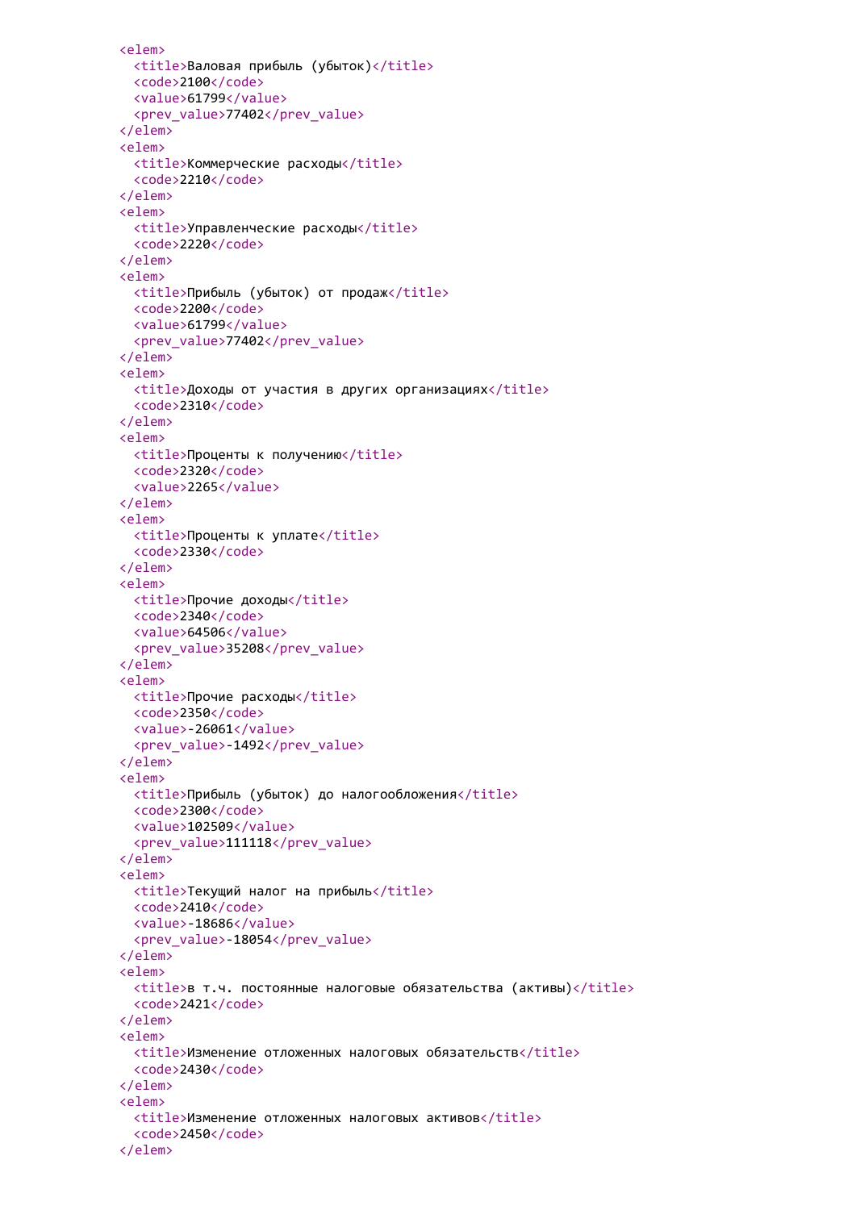```xml
<elem>
  <title>Валовая прибыль (убыток)</title>
  <code>2100</code>
  <value>61799</value>
  <prev_value>77402</prev_value>
</elem>
<elem>
  <title>Коммерческие расходы</title>
  <code>2210</code>
</elem>
<elem>
  <title>Управленческие расходы</title>
  <code>2220</code>
</elem>
<elem>
  <title>Прибыль (убыток) от продаж</title>
  <code>2200</code>
  <value>61799</value>
  <prev_value>77402</prev_value>
</elem>
<elem>
  <title>Доходы от участия в других организациях</title>
  <code>2310</code>
</elem>
<elem>
  <title>Проценты к получению</title>
  <code>2320</code>
  <value>2265</value>
</elem>
<elem>
  <title>Проценты к уплате</title>
  <code>2330</code>
</elem>
<elem>
  <title>Прочие доходы</title>
  <code>2340</code>
  <value>64506</value>
  <prev_value>35208</prev_value>
</elem>
<elem>
  <title>Прочие расходы</title>
  <code>2350</code>
  <value>-26061</value>
  <prev_value>-1492</prev_value>
</elem>
<elem>
  <title>Прибыль (убыток) до налогообложения</title>
  <code>2300</code>
  <value>102509</value>
  <prev_value>111118</prev_value>
</elem>
<elem>
  <title>Текущий налог на прибыль</title>
  <code>2410</code>
  <value>-18686</value>
  <prev_value>-18054</prev_value>
</elem>
<elem>
  <title>в т.ч. постоянные налоговые обязательства (активы)</title>
  <code>2421</code>
</elem>
<elem>
  <title>Изменение отложенных налоговых обязательств</title>
  <code>2430</code>
</elem>
<elem>
  <title>Изменение отложенных налоговых активов</title>
  <code>2450</code>
</elem>
```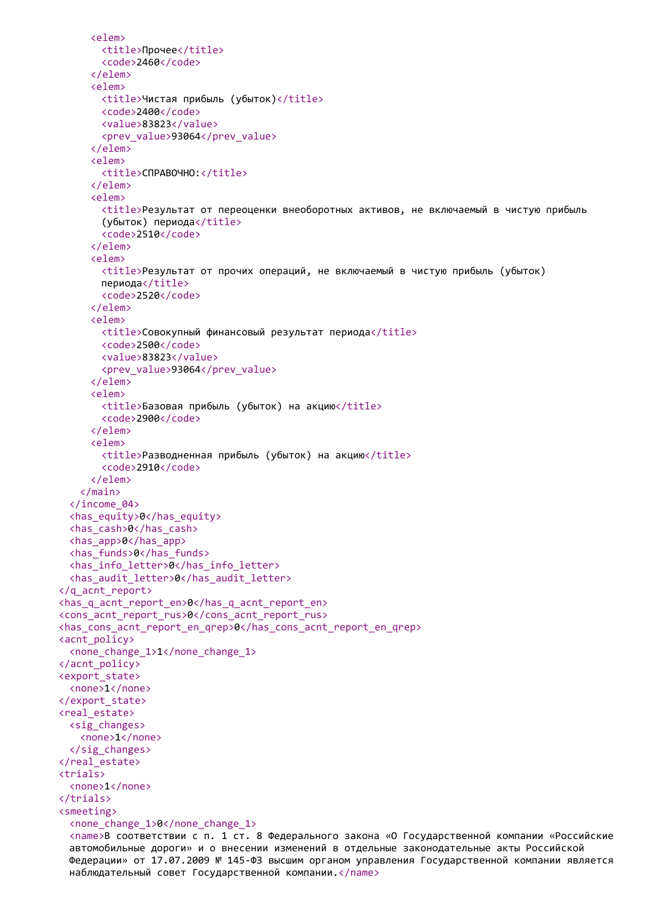```
      <elem>
        <title>Прочее</title>
        <code>2460</code>
      </elem>
      <elem>
        <title>Чистая прибыль (убыток)</title>
        <code>2400</code>
        <value>83823</value>
        <prev_value>93064</prev_value>
      </elem>
      <elem>
        <title>СПРАВОЧНО:</title>
      </elem>
      <elem>
        <title>Результат от переоценки внеоборотных активов, не включаемый в чистую прибыль
        (убыток) периода</title>
        <code>2510</code>
      </elem>
      <elem>
        <title>Результат от прочих операций, не включаемый в чистую прибыль (убыток)
        периода</title>
        <code>2520</code>
      </elem>
      <elem>
        <title>Совокупный финансовый результат периода</title>
        <code>2500</code>
        <value>83823</value>
        <prev_value>93064</prev_value>
      </elem>
      <elem>
        <title>Базовая прибыль (убыток) на акцию</title>
        <code>2900</code>
      </elem>
      <elem>
        <title>Разводненная прибыль (убыток) на акцию</title>
        <code>2910</code>
      </elem>
    </main>
  </income_04>
  <has_equity>0</has_equity>
  <has_cash>0</has_cash>
  <has_app>0</has_app>
  <has_funds>0</has_funds>
  <has_info_letter>0</has_info_letter>
  <has_audit_letter>0</has_audit_letter>
</q_acnt_report>
<has_q_acnt_report_en>0</has_q_acnt_report_en>
<cons_acnt_report_rus>0</cons_acnt_report_rus>
<has_cons_acnt_report_en_qrep>0</has_cons_acnt_report_en_qrep>
<acnt_policy>
  <none_change_1>1</none_change_1>
</acnt_policy>
<export_state>
  <none>1</none>
</export_state>
<real_estate>
  <sig_changes>
    <none>1</none>
  </sig_changes>
</real_estate>
<trials>
  <none>1</none>
</trials>
<smeeting>
  <none_change_1>0</none_change_1>
  <name>В соответствии с п. 1 ст. 8 Федерального закона «О Государственной компании «Российские
  автомобильные дороги» и о внесении изменений в отдельные законодательные акты Российской
  Федерации» от 17.07.2009 № 145-ФЗ высшим органом управления Государственной компании является
  наблюдательный совет Государственной компании.</name>
```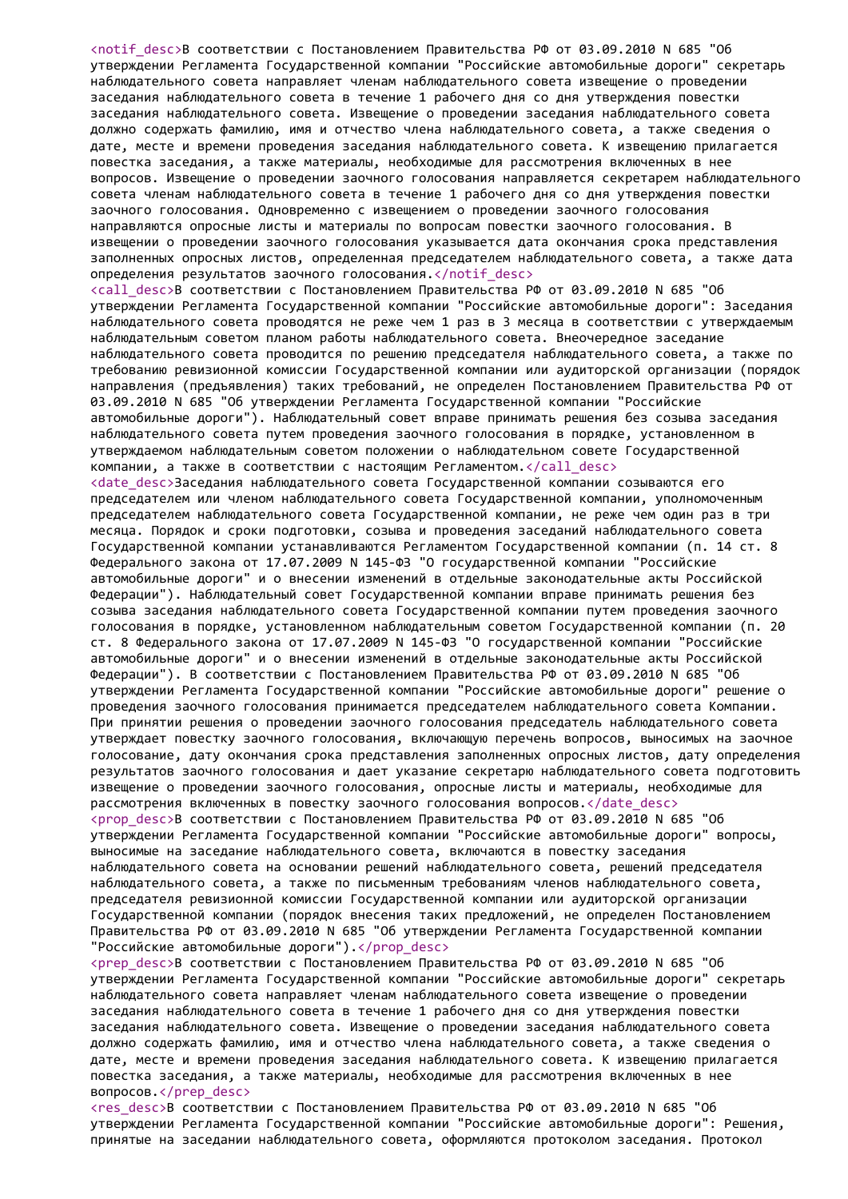<notif_desc>В соответствии с Постановлением Правительства РФ от 03.09.2010 N 685 "Об утверждении Регламента Государственной компании "Российские автомобильные дороги" секретарь наблюдательного совета направляет членам наблюдательного совета извещение о проведении заседания наблюдательного совета в течение 1 рабочего дня со дня утверждения повестки заседания наблюдательного совета. Извещение о проведении заседания наблюдательного совета должно содержать фамилию, имя и отчество члена наблюдательного совета, а также сведения о дате, месте и времени проведения заседания наблюдательного совета. К извещению прилагается повестка заседания, а также материалы, необходимые для рассмотрения включенных в нее вопросов. Извещение о проведении заочного голосования направляется секретарем наблюдательного совета членам наблюдательного совета в течение 1 рабочего дня со дня утверждения повестки заочного голосования. Одновременно с извещением о проведении заочного голосования направляются опросные листы и материалы по вопросам повестки заочного голосования. В извещении о проведении заочного голосования указывается дата окончания срока представления заполненных опросных листов, определенная председателем наблюдательного совета, а также дата определения результатов заочного голосования.</notif_desc>
<call_desc>В соответствии с Постановлением Правительства РФ от 03.09.2010 N 685 "Об утверждении Регламента Государственной компании "Российские автомобильные дороги": Заседания наблюдательного совета проводятся не реже чем 1 раз в 3 месяца в соответствии с утверждаемым наблюдательным советом планом работы наблюдательного совета. Внеочередное заседание наблюдательного совета проводится по решению председателя наблюдательного совета, а также по требованию ревизионной комиссии Государственной компании или аудиторской организации (порядок направления (предъявления) таких требований, не определен Постановлением Правительства РФ от 03.09.2010 N 685 "Об утверждении Регламента Государственной компании "Российские автомобильные дороги"). Наблюдательный совет вправе принимать решения без созыва заседания наблюдательного совета путем проведения заочного голосования в порядке, установленном в утверждаемом наблюдательным советом положении о наблюдательном совете Государственной компании, а также в соответствии с настоящим Регламентом.</call_desc>
<date_desc>Заседания наблюдательного совета Государственной компании созываются его председателем или членом наблюдательного совета Государственной компании, уполномоченным председателем наблюдательного совета Государственной компании, не реже чем один раз в три месяца. Порядок и сроки подготовки, созыва и проведения заседаний наблюдательного совета Государственной компании устанавливаются Регламентом Государственной компании (п. 14 ст. 8 Федерального закона от 17.07.2009 N 145-ФЗ "О государственной компании "Российские автомобильные дороги" и о внесении изменений в отдельные законодательные акты Российской Федерации"). Наблюдательный совет Государственной компании вправе принимать решения без созыва заседания наблюдательного совета Государственной компании путем проведения заочного голосования в порядке, установленном наблюдательным советом Государственной компании (п. 20 ст. 8 Федерального закона от 17.07.2009 N 145-ФЗ "О государственной компании "Российские автомобильные дороги" и о внесении изменений в отдельные законодательные акты Российской Федерации"). В соответствии с Постановлением Правительства РФ от 03.09.2010 N 685 "Об утверждении Регламента Государственной компании "Российские автомобильные дороги" решение о проведения заочного голосования принимается председателем наблюдательного совета Компании. При принятии решения о проведении заочного голосования председатель наблюдательного совета утверждает повестку заочного голосования, включающую перечень вопросов, выносимых на заочное голосование, дату окончания срока представления заполненных опросных листов, дату определения результатов заочного голосования и дает указание секретарю наблюдательного совета подготовить извещение о проведении заочного голосования, опросные листы и материалы, необходимые для рассмотрения включенных в повестку заочного голосования вопросов.</date_desc>
<prop_desc>В соответствии с Постановлением Правительства РФ от 03.09.2010 N 685 "Об утверждении Регламента Государственной компании "Российские автомобильные дороги" вопросы, выносимые на заседание наблюдательного совета, включаются в повестку заседания наблюдательного совета на основании решений наблюдательного совета, решений председателя наблюдательного совета, а также по письменным требованиям членов наблюдательного совета, председателя ревизионной комиссии Государственной компании или аудиторской организации Государственной компании (порядок внесения таких предложений, не определен Постановлением Правительства РФ от 03.09.2010 N 685 "Об утверждении Регламента Государственной компании "Российские автомобильные дороги").</prop_desc>
<prep_desc>В соответствии с Постановлением Правительства РФ от 03.09.2010 N 685 "Об утверждении Регламента Государственной компании "Российские автомобильные дороги" секретарь наблюдательного совета направляет членам наблюдательного совета извещение о проведении заседания наблюдательного совета в течение 1 рабочего дня со дня утверждения повестки заседания наблюдательного совета. Извещение о проведении заседания наблюдательного совета должно содержать фамилию, имя и отчество члена наблюдательного совета, а также сведения о дате, месте и времени проведения заседания наблюдательного совета. К извещению прилагается повестка заседания, а также материалы, необходимые для рассмотрения включенных в нее вопросов.</prep_desc>
<res_desc>В соответствии с Постановлением Правительства РФ от 03.09.2010 N 685 "Об утверждении Регламента Государственной компании "Российские автомобильные дороги": Решения, принятые на заседании наблюдательного совета, оформляются протоколом заседания. Протокол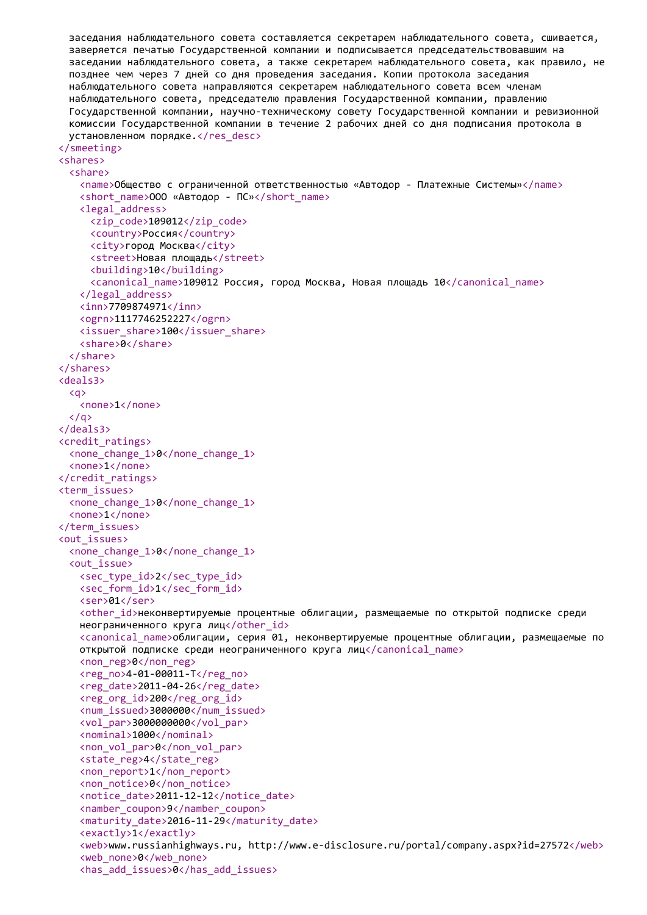```
заседания наблюдательного совета составляется секретарем наблюдательного совета, сшивается, заверяется печатью Государственной компании и подписывается председательствовавшим на заседании наблюдательного совета, а также секретарем наблюдательного совета, как правило, не позднее чем через 7 дней со дня проведения заседания. Копии протокола заседания наблюдательного совета направляются секретарем наблюдательного совета всем членам наблюдательного совета, председателю правления Государственной компании, правлению Государственной компании, научно-техническому совету Государственной компании и ревизионной комиссии Государственной компании в течение 2 рабочих дней со дня подписания протокола в установленном порядке.</res_desc>
</smeeting>
<shares>
  <share>
    <name>Общество с ограниченной ответственностью «Автодор - Платежные Системы»</name>
    <short_name>ООО «Автодор - ПС»</short_name>
    <legal_address>
      <zip_code>109012</zip_code>
      <country>Россия</country>
      <city>город Москва</city>
      <street>Новая площадь</street>
      <building>10</building>
      <canonical_name>109012 Россия, город Москва, Новая площадь 10</canonical_name>
    </legal_address>
    <inn>7709874971</inn>
    <ogrn>1117746252227</ogrn>
    <issuer_share>100</issuer_share>
    <share>0</share>
  </share>
</shares>
<deals3>
  <q>
    <none>1</none>
  </q>
</deals3>
<credit_ratings>
  <none_change_1>0</none_change_1>
  <none>1</none>
</credit_ratings>
<term_issues>
  <none_change_1>0</none_change_1>
  <none>1</none>
</term_issues>
<out_issues>
  <none_change_1>0</none_change_1>
  <out_issue>
    <sec_type_id>2</sec_type_id>
    <sec_form_id>1</sec_form_id>
    <ser>01</ser>
    <other_id>неконвертируемые процентные облигации, размещаемые по открытой подписке среди неограниченного круга лиц</other_id>
    <canonical_name>облигации, серия 01, неконвертируемые процентные облигации, размещаемые по открытой подписке среди неограниченного круга лиц</canonical_name>
    <non_reg>0</non_reg>
    <reg_no>4-01-00011-T</reg_no>
    <reg_date>2011-04-26</reg_date>
    <reg_org_id>200</reg_org_id>
    <num_issued>3000000</num_issued>
    <vol_par>3000000000</vol_par>
    <nominal>1000</nominal>
    <non_vol_par>0</non_vol_par>
    <state_reg>4</state_reg>
    <non_report>1</non_report>
    <non_notice>0</non_notice>
    <notice_date>2011-12-12</notice_date>
    <namber_coupon>9</namber_coupon>
    <maturity_date>2016-11-29</maturity_date>
    <exactly>1</exactly>
    <web>www.russianhighways.ru, http://www.e-disclosure.ru/portal/company.aspx?id=27572</web>
    <web_none>0</web_none>
    <has_add_issues>0</has_add_issues>
```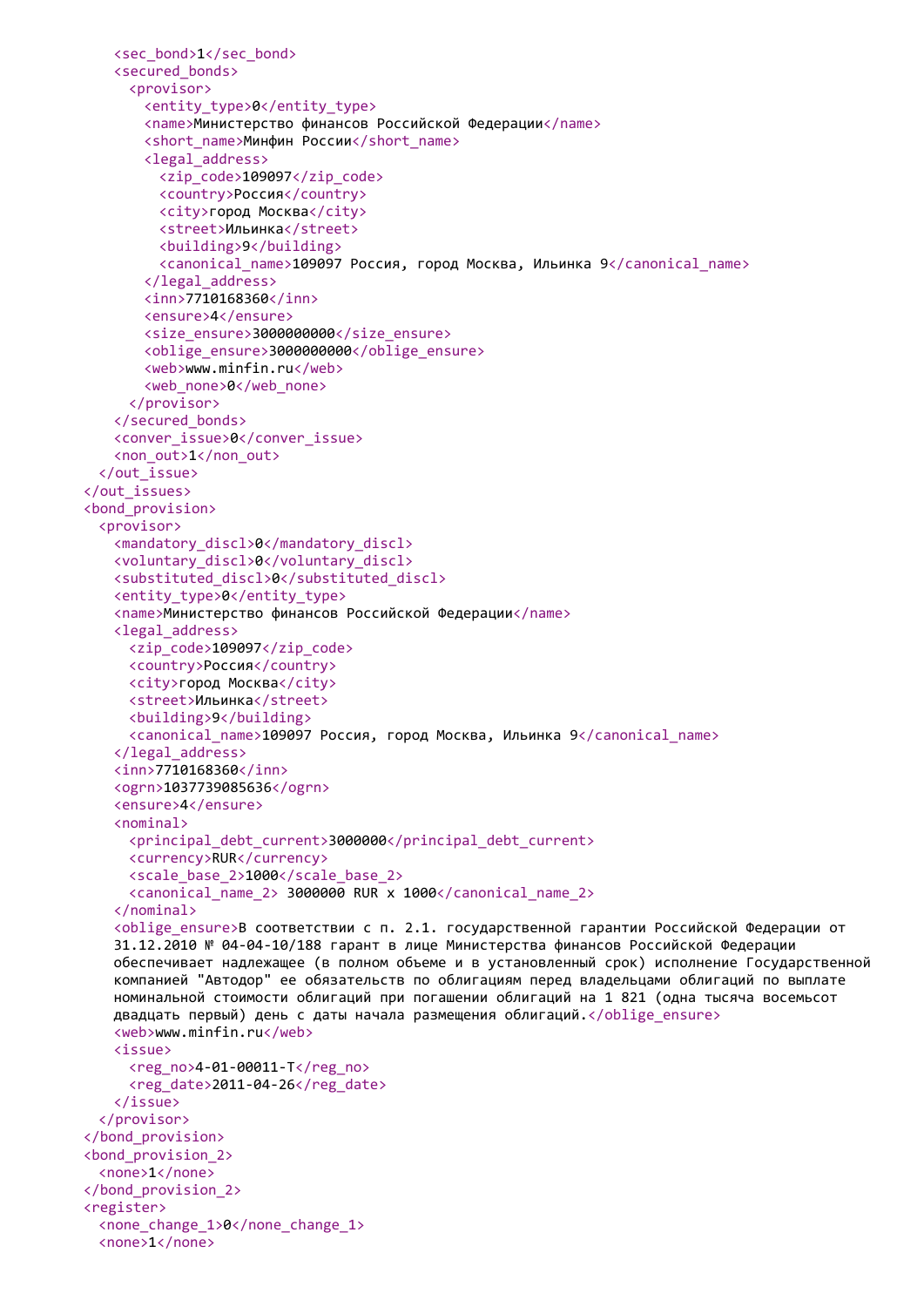```xml
      <sec_bond>1</sec_bond>
      <secured_bonds>
        <provisor>
          <entity_type>0</entity_type>
          <name>Министерство финансов Российской Федерации</name>
          <short_name>Минфин России</short_name>
          <legal_address>
            <zip_code>109097</zip_code>
            <country>Россия</country>
            <city>город Москва</city>
            <street>Ильинка</street>
            <building>9</building>
            <canonical_name>109097 Россия, город Москва, Ильинка 9</canonical_name>
          </legal_address>
          <inn>7710168360</inn>
          <ensure>4</ensure>
          <size_ensure>3000000000</size_ensure>
          <oblige_ensure>3000000000</oblige_ensure>
          <web>www.minfin.ru</web>
          <web_none>0</web_none>
        </provisor>
      </secured_bonds>
      <conver_issue>0</conver_issue>
      <non_out>1</non_out>
    </out_issue>
  </out_issues>
  <bond_provision>
    <provisor>
      <mandatory_discl>0</mandatory_discl>
      <voluntary_discl>0</voluntary_discl>
      <substituted_discl>0</substituted_discl>
      <entity_type>0</entity_type>
      <name>Министерство финансов Российской Федерации</name>
      <legal_address>
        <zip_code>109097</zip_code>
        <country>Россия</country>
        <city>город Москва</city>
        <street>Ильинка</street>
        <building>9</building>
        <canonical_name>109097 Россия, город Москва, Ильинка 9</canonical_name>
      </legal_address>
      <inn>7710168360</inn>
      <ogrn>1037739085636</ogrn>
      <ensure>4</ensure>
      <nominal>
        <principal_debt_current>3000000</principal_debt_current>
        <currency>RUR</currency>
        <scale_base_2>1000</scale_base_2>
        <canonical_name_2> 3000000 RUR x 1000</canonical_name_2>
      </nominal>
      <oblige_ensure>В соответствии с п. 2.1. государственной гарантии Российской Федерации от
      31.12.2010 № 04-04-10/188 гарант в лице Министерства финансов Российской Федерации
      обеспечивает надлежащее (в полном объеме и в установленный срок) исполнение Государственной
      компанией "Автодор" ее обязательств по облигациям перед владельцами облигаций по выплате
      номинальной стоимости облигаций при погашении облигаций на 1 821 (одна тысяча восемьсот
      двадцать первый) день с даты начала размещения облигаций.</oblige_ensure>
      <web>www.minfin.ru</web>
      <issue>
        <reg_no>4-01-00011-T</reg_no>
        <reg_date>2011-04-26</reg_date>
      </issue>
    </provisor>
  </bond_provision>
  <bond_provision_2>
    <none>1</none>
  </bond_provision_2>
  <register>
    <none_change_1>0</none_change_1>
    <none>1</none>
```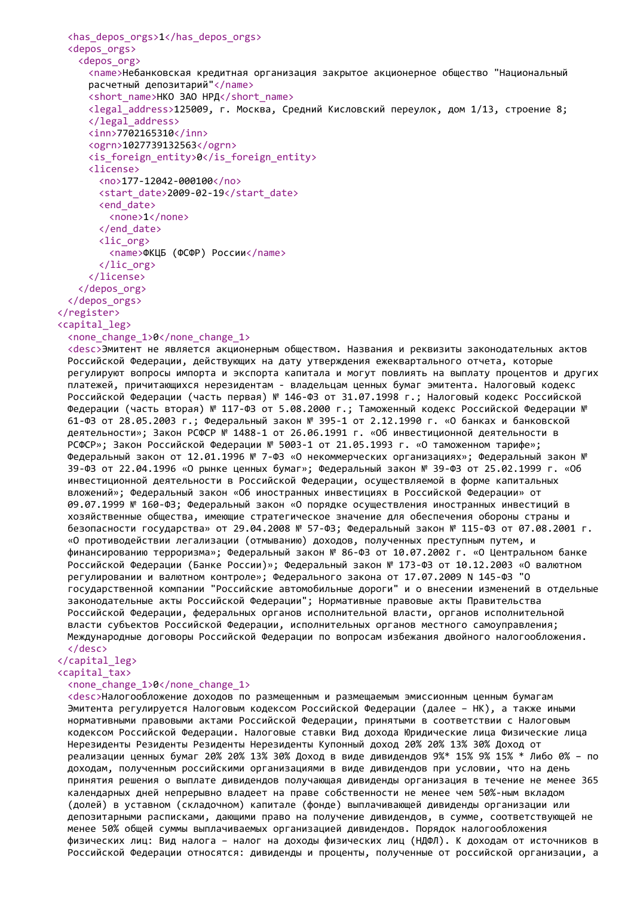```
    <has_depos_orgs>1</has_depos_orgs>
    <depos_orgs>
      <depos_org>
        <name>Небанковская кредитная организация закрытое акционерное общество "Национальный
        расчетный депозитарий"</name>
        <short_name>НКО ЗАО НРД</short_name>
        <legal_address>125009, г. Москва, Средний Кисловский переулок, дом 1/13, строение 8;
        </legal_address>
        <inn>7702165310</inn>
        <ogrn>1027739132563</ogrn>
        <is_foreign_entity>0</is_foreign_entity>
        <license>
          <no>177-12042-000100</no>
          <start_date>2009-02-19</start_date>
          <end_date>
            <none>1</none>
          </end_date>
          <lic_org>
            <name>ФКЦБ (ФСФР) России</name>
          </lic_org>
        </license>
      </depos_org>
    </depos_orgs>
  </register>
  <capital_leg>
    <none_change_1>0</none_change_1>
    <desc>Эмитент не является акционерным обществом. Названия и реквизиты законодательных актов
    Российской Федерации, действующих на дату утверждения ежеквартального отчета, которые
    регулируют вопросы импорта и экспорта капитала и могут повлиять на выплату процентов и других
    платежей, причитающихся нерезидентам - владельцам ценных бумаг эмитента. Налоговый кодекс
    Российской Федерации (часть первая) № 146-ФЗ от 31.07.1998 г.; Налоговый кодекс Российской
    Федерации (часть вторая) № 117-ФЗ от 5.08.2000 г.; Таможенный кодекс Российской Федерации №
    61-ФЗ от 28.05.2003 г.; Федеральный закон № 395-1 от 2.12.1990 г. «О банках и банковской
    деятельности»; Закон РСФСР № 1488-1 от 26.06.1991 г. «Об инвестиционной деятельности в
    РСФСР»; Закон Российской Федерации № 5003-1 от 21.05.1993 г. «О таможенном тарифе»;
    Федеральный закон от 12.01.1996 № 7-ФЗ «О некоммерческих организациях»; Федеральный закон №
    39-ФЗ от 22.04.1996 «О рынке ценных бумаг»; Федеральный закон № 39-ФЗ от 25.02.1999 г. «Об
    инвестиционной деятельности в Российской Федерации, осуществляемой в форме капитальных
    вложений»; Федеральный закон «Об иностранных инвестициях в Российской Федерации» от
    09.07.1999 № 160-ФЗ; Федеральный закон «О порядке осуществления иностранных инвестиций в
    хозяйственные общества, имеющие стратегическое значение для обеспечения обороны страны и
    безопасности государства» от 29.04.2008 № 57-ФЗ; Федеральный закон № 115-ФЗ от 07.08.2001 г.
    «О противодействии легализации (отмыванию) доходов, полученных преступным путем, и
    финансированию терроризма»; Федеральный закон № 86-ФЗ от 10.07.2002 г. «О Центральном банке
    Российской Федерации (Банке России)»; Федеральный закон № 173-ФЗ от 10.12.2003 «О валютном
    регулировании и валютном контроле»; Федерального закона от 17.07.2009 N 145-ФЗ "О
    государственной компании "Российские автомобильные дороги" и о внесении изменений в отдельные
    законодательные акты Российской Федерации"; Нормативные правовые акты Правительства
    Российской Федерации, федеральных органов исполнительной власти, органов исполнительной
    власти субъектов Российской Федерации, исполнительных органов местного самоуправления;
    Международные договоры Российской Федерации по вопросам избежания двойного налогообложения.
    </desc>
  </capital_leg>
  <capital_tax>
    <none_change_1>0</none_change_1>
    <desc>Налогообложение доходов по размещенным и размещаемым эмиссионным ценным бумагам
    Эмитента регулируется Налоговым кодексом Российской Федерации (далее – НК), а также иными
    нормативными правовыми актами Российской Федерации, принятыми в соответствии с Налоговым
    кодексом Российской Федерации. Налоговые ставки Вид дохода Юридические лица Физические лица
    Нерезиденты Резиденты Резиденты Нерезиденты Купонный доход 20% 20% 13% 30% Доход от
    реализации ценных бумаг 20% 20% 13% 30% Доход в виде дивидендов 9%* 15% 9% 15% * Либо 0% – по
    доходам, полученным российскими организациями в виде дивидендов при условии, что на день
    принятия решения о выплате дивидендов получающая дивиденды организация в течение не менее 365
    календарных дней непрерывно владеет на праве собственности не менее чем 50%-ным вкладом
    (долей) в уставном (складочном) капитале (фонде) выплачивающей дивиденды организации или
    депозитарными расписками, дающими право на получение дивидендов, в сумме, соответствующей не
    менее 50% общей суммы выплачиваемых организацией дивидендов. Порядок налогообложения
    физических лиц: Вид налога – налог на доходы физических лиц (НДФЛ). К доходам от источников в
    Российской Федерации относятся: дивиденды и проценты, полученные от российской организации, а
```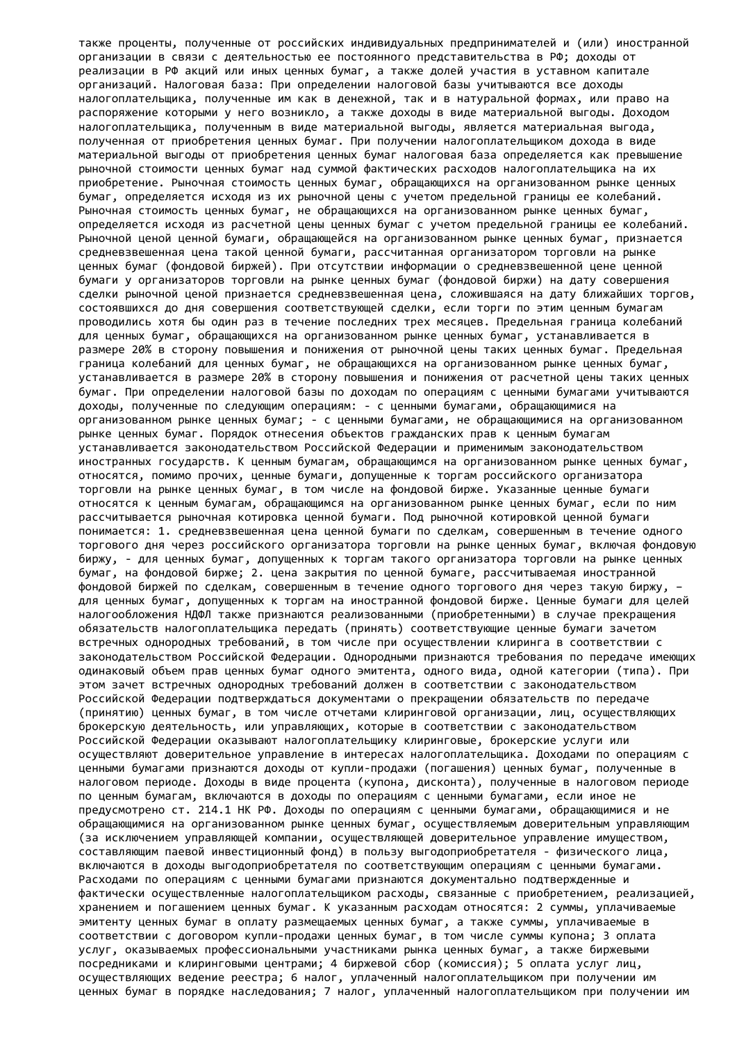также проценты, полученные от российских индивидуальных предпринимателей и (или) иностранной организации в связи с деятельностью ее постоянного представительства в РФ; доходы от реализации в РФ акций или иных ценных бумаг, а также долей участия в уставном капитале организаций. Налоговая база: При определении налоговой базы учитываются все доходы налогоплательщика, полученные им как в денежной, так и в натуральной формах, или право на распоряжение которыми у него возникло, а также доходы в виде материальной выгоды. Доходом налогоплательщика, полученным в виде материальной выгоды, является материальная выгода, полученная от приобретения ценных бумаг. При получении налогоплательщиком дохода в виде материальной выгоды от приобретения ценных бумаг налоговая база определяется как превышение рыночной стоимости ценных бумаг над суммой фактических расходов налогоплательщика на их приобретение. Рыночная стоимость ценных бумаг, обращающихся на организованном рынке ценных бумаг, определяется исходя из их рыночной цены с учетом предельной границы ее колебаний. Рыночная стоимость ценных бумаг, не обращающихся на организованном рынке ценных бумаг, определяется исходя из расчетной цены ценных бумаг с учетом предельной границы ее колебаний. Рыночной ценой ценной бумаги, обращающейся на организованном рынке ценных бумаг, признается средневзвешенная цена такой ценной бумаги, рассчитанная организатором торговли на рынке ценных бумаг (фондовой биржей). При отсутствии информации о средневзвешенной цене ценной бумаги у организаторов торговли на рынке ценных бумаг (фондовой биржи) на дату совершения сделки рыночной ценой признается средневзвешенная цена, сложившаяся на дату ближайших торгов, состоявшихся до дня совершения соответствующей сделки, если торги по этим ценным бумагам проводились хотя бы один раз в течение последних трех месяцев. Предельная граница колебаний для ценных бумаг, обращающихся на организованном рынке ценных бумаг, устанавливается в размере 20% в сторону повышения и понижения от рыночной цены таких ценных бумаг. Предельная граница колебаний для ценных бумаг, не обращающихся на организованном рынке ценных бумаг, устанавливается в размере 20% в сторону повышения и понижения от расчетной цены таких ценных бумаг. При определении налоговой базы по доходам по операциям с ценными бумагами учитываются доходы, полученные по следующим операциям: - с ценными бумагами, обращающимися на организованном рынке ценных бумаг; - с ценными бумагами, не обращающимися на организованном рынке ценных бумаг. Порядок отнесения объектов гражданских прав к ценным бумагам устанавливается законодательством Российской Федерации и применимым законодательством иностранных государств. К ценным бумагам, обращающимся на организованном рынке ценных бумаг, относятся, помимо прочих, ценные бумаги, допущенные к торгам российского организатора торговли на рынке ценных бумаг, в том числе на фондовой бирже. Указанные ценные бумаги относятся к ценным бумагам, обращающимся на организованном рынке ценных бумаг, если по ним рассчитывается рыночная котировка ценной бумаги. Под рыночной котировкой ценной бумаги понимается: 1. средневзвешенная цена ценной бумаги по сделкам, совершенным в течение одного торгового дня через российского организатора торговли на рынке ценных бумаг, включая фондовую биржу, - для ценных бумаг, допущенных к торгам такого организатора торговли на рынке ценных бумаг, на фондовой бирже; 2. цена закрытия по ценной бумаге, рассчитываемая иностранной фондовой биржей по сделкам, совершенным в течение одного торгового дня через такую биржу, – для ценных бумаг, допущенных к торгам на иностранной фондовой бирже. Ценные бумаги для целей налогообложения НДФЛ также признаются реализованными (приобретенными) в случае прекращения обязательств налогоплательщика передать (принять) соответствующие ценные бумаги зачетом встречных однородных требований, в том числе при осуществлении клиринга в соответствии с законодательством Российской Федерации. Однородными признаются требования по передаче имеющих одинаковый объем прав ценных бумаг одного эмитента, одного вида, одной категории (типа). При этом зачет встречных однородных требований должен в соответствии с законодательством Российской Федерации подтверждаться документами о прекращении обязательств по передаче (принятию) ценных бумаг, в том числе отчетами клиринговой организации, лиц, осуществляющих брокерскую деятельность, или управляющих, которые в соответствии с законодательством Российской Федерации оказывают налогоплательщику клиринговые, брокерские услуги или осуществляют доверительное управление в интересах налогоплательщика. Доходами по операциям с ценными бумагами признаются доходы от купли-продажи (погашения) ценных бумаг, полученные в налоговом периоде. Доходы в виде процента (купона, дисконта), полученные в налоговом периоде по ценным бумагам, включаются в доходы по операциям с ценными бумагами, если иное не предусмотрено ст. 214.1 НК РФ. Доходы по операциям с ценными бумагами, обращающимися и не обращающимися на организованном рынке ценных бумаг, осуществляемым доверительным управляющим (за исключением управляющей компании, осуществляющей доверительное управление имуществом, составляющим паевой инвестиционный фонд) в пользу выгодоприобретателя - физического лица, включаются в доходы выгодоприобретателя по соответствующим операциям с ценными бумагами. Расходами по операциям с ценными бумагами признаются документально подтвержденные и фактически осуществленные налогоплательщиком расходы, связанные с приобретением, реализацией, хранением и погашением ценных бумаг. К указанным расходам относятся: 2 суммы, уплачиваемые эмитенту ценных бумаг в оплату размещаемых ценных бумаг, а также суммы, уплачиваемые в соответствии с договором купли-продажи ценных бумаг, в том числе суммы купона; 3 оплата услуг, оказываемых профессиональными участниками рынка ценных бумаг, а также биржевыми посредниками и клиринговыми центрами; 4 биржевой сбор (комиссия); 5 оплата услуг лиц, осуществляющих ведение реестра; 6 налог, уплаченный налогоплательщиком при получении им ценных бумаг в порядке наследования; 7 налог, уплаченный налогоплательщиком при получении им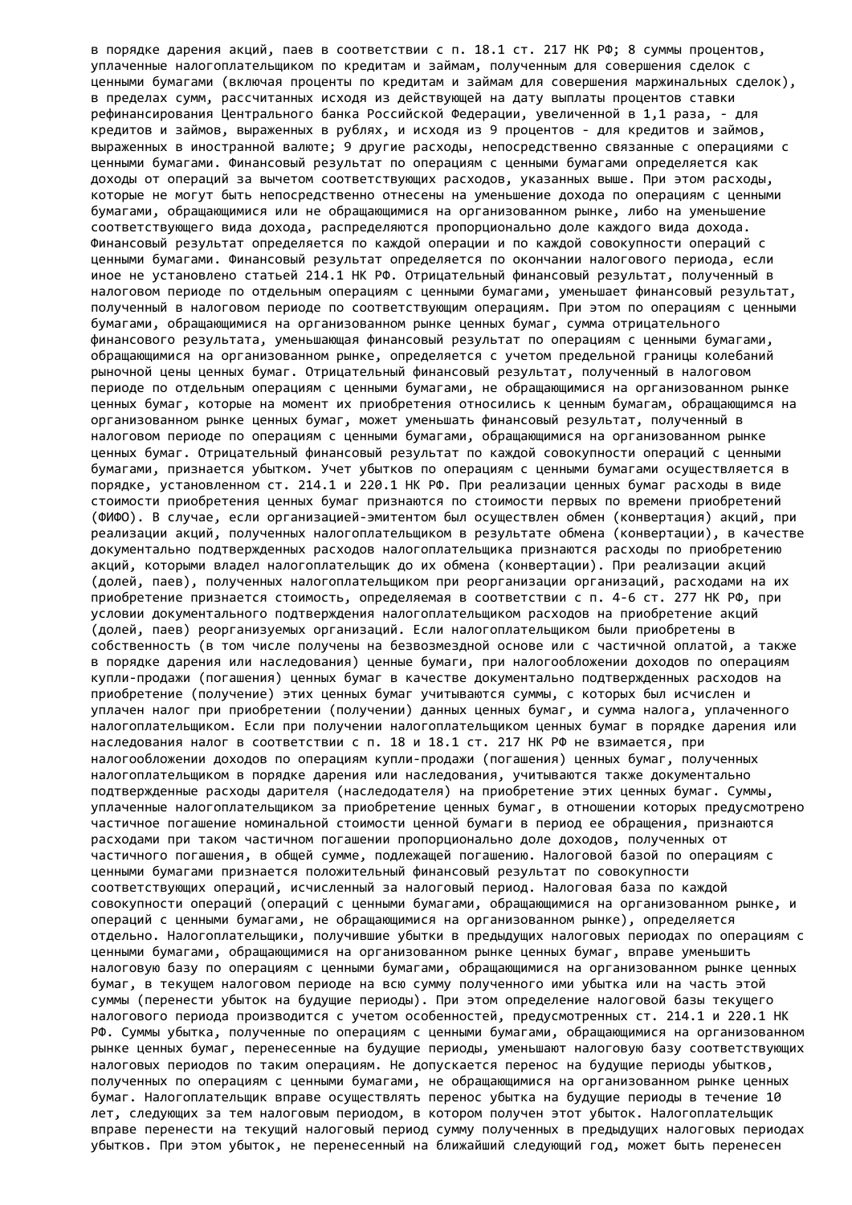в порядке дарения акций, паев в соответствии с п. 18.1 ст. 217 НК РФ; 8 суммы процентов, уплаченные налогоплательщиком по кредитам и займам, полученным для совершения сделок с ценными бумагами (включая проценты по кредитам и займам для совершения маржинальных сделок), в пределах сумм, рассчитанных исходя из действующей на дату выплаты процентов ставки рефинансирования Центрального банка Российской Федерации, увеличенной в 1,1 раза, - для кредитов и займов, выраженных в рублях, и исходя из 9 процентов - для кредитов и займов, выраженных в иностранной валюте; 9 другие расходы, непосредственно связанные с операциями с ценными бумагами. Финансовый результат по операциям с ценными бумагами определяется как доходы от операций за вычетом соответствующих расходов, указанных выше. При этом расходы, которые не могут быть непосредственно отнесены на уменьшение дохода по операциям с ценными бумагами, обращающимися или не обращающимися на организованном рынке, либо на уменьшение соответствующего вида дохода, распределяются пропорционально доле каждого вида дохода. Финансовый результат определяется по каждой операции и по каждой совокупности операций с ценными бумагами. Финансовый результат определяется по окончании налогового периода, если иное не установлено статьей 214.1 НК РФ. Отрицательный финансовый результат, полученный в налоговом периоде по отдельным операциям с ценными бумагами, уменьшает финансовый результат, полученный в налоговом периоде по соответствующим операциям. При этом по операциям с ценными бумагами, обращающимися на организованном рынке ценных бумаг, сумма отрицательного финансового результата, уменьшающая финансовый результат по операциям с ценными бумагами, обращающимися на организованном рынке, определяется с учетом предельной границы колебаний рыночной цены ценных бумаг. Отрицательный финансовый результат, полученный в налоговом периоде по отдельным операциям с ценными бумагами, не обращающимися на организованном рынке ценных бумаг, которые на момент их приобретения относились к ценным бумагам, обращающимся на организованном рынке ценных бумаг, может уменьшать финансовый результат, полученный в налоговом периоде по операциям с ценными бумагами, обращающимися на организованном рынке ценных бумаг. Отрицательный финансовый результат по каждой совокупности операций с ценными бумагами, признается убытком. Учет убытков по операциям с ценными бумагами осуществляется в порядке, установленном ст. 214.1 и 220.1 НК РФ. При реализации ценных бумаг расходы в виде стоимости приобретения ценных бумаг признаются по стоимости первых по времени приобретений (ФИФО). В случае, если организацией-эмитентом был осуществлен обмен (конвертация) акций, при реализации акций, полученных налогоплательщиком в результате обмена (конвертации), в качестве документально подтвержденных расходов налогоплательщика признаются расходы по приобретению акций, которыми владел налогоплательщик до их обмена (конвертации). При реализации акций (долей, паев), полученных налогоплательщиком при реорганизации организаций, расходами на их приобретение признается стоимость, определяемая в соответствии с п. 4-6 ст. 277 НК РФ, при условии документального подтверждения налогоплательщиком расходов на приобретение акций (долей, паев) реорганизуемых организаций. Если налогоплательщиком были приобретены в собственность (в том числе получены на безвозмездной основе или с частичной оплатой, а также в порядке дарения или наследования) ценные бумаги, при налогообложении доходов по операциям купли-продажи (погашения) ценных бумаг в качестве документально подтвержденных расходов на приобретение (получение) этих ценных бумаг учитываются суммы, с которых был исчислен и уплачен налог при приобретении (получении) данных ценных бумаг, и сумма налога, уплаченного налогоплательщиком. Если при получении налогоплательщиком ценных бумаг в порядке дарения или наследования налог в соответствии с п. 18 и 18.1 ст. 217 НК РФ не взимается, при налогообложении доходов по операциям купли-продажи (погашения) ценных бумаг, полученных налогоплательщиком в порядке дарения или наследования, учитываются также документально подтвержденные расходы дарителя (наследодателя) на приобретение этих ценных бумаг. Суммы, уплаченные налогоплательщиком за приобретение ценных бумаг, в отношении которых предусмотрено частичное погашение номинальной стоимости ценной бумаги в период ее обращения, признаются расходами при таком частичном погашении пропорционально доле доходов, полученных от частичного погашения, в общей сумме, подлежащей погашению. Налоговой базой по операциям с ценными бумагами признается положительный финансовый результат по совокупности соответствующих операций, исчисленный за налоговый период. Налоговая база по каждой совокупности операций (операций с ценными бумагами, обращающимися на организованном рынке, и операций с ценными бумагами, не обращающимися на организованном рынке), определяется отдельно. Налогоплательщики, получившие убытки в предыдущих налоговых периодах по операциям с ценными бумагами, обращающимися на организованном рынке ценных бумаг, вправе уменьшить налоговую базу по операциям с ценными бумагами, обращающимися на организованном рынке ценных бумаг, в текущем налоговом периоде на всю сумму полученного ими убытка или на часть этой суммы (перенести убыток на будущие периоды). При этом определение налоговой базы текущего налогового периода производится с учетом особенностей, предусмотренных ст. 214.1 и 220.1 НК РФ. Суммы убытка, полученные по операциям с ценными бумагами, обращающимися на организованном рынке ценных бумаг, перенесенные на будущие периоды, уменьшают налоговую базу соответствующих налоговых периодов по таким операциям. Не допускается перенос на будущие периоды убытков, полученных по операциям с ценными бумагами, не обращающимися на организованном рынке ценных бумаг. Налогоплательщик вправе осуществлять перенос убытка на будущие периоды в течение 10 лет, следующих за тем налоговым периодом, в котором получен этот убыток. Налогоплательщик вправе перенести на текущий налоговый период сумму полученных в предыдущих налоговых периодах убытков. При этом убыток, не перенесенный на ближайший следующий год, может быть перенесен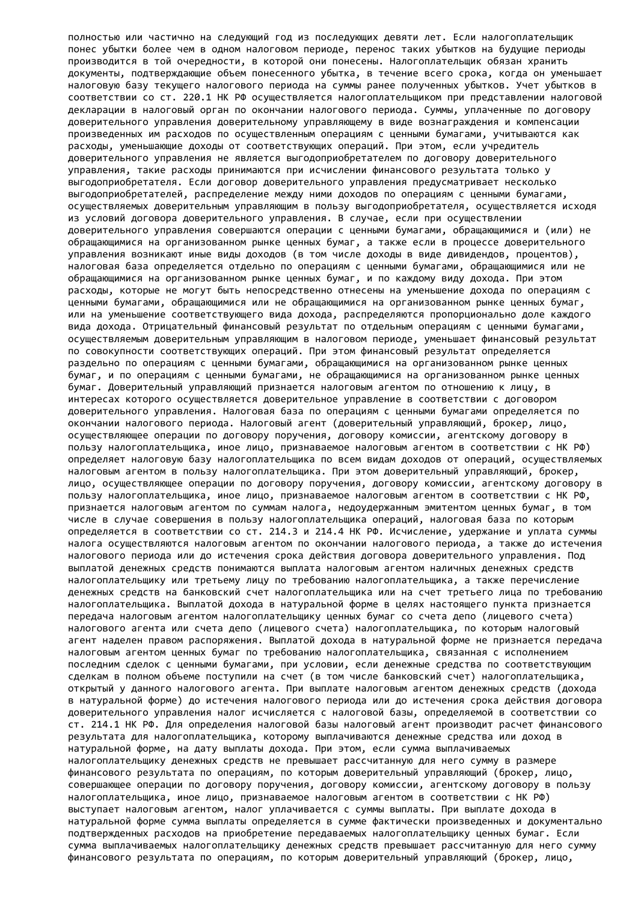полностью или частично на следующий год из последующих девяти лет. Если налогоплательщик понес убытки более чем в одном налоговом периоде, перенос таких убытков на будущие периоды производится в той очередности, в которой они понесены. Налогоплательщик обязан хранить документы, подтверждающие объем понесенного убытка, в течение всего срока, когда он уменьшает налоговую базу текущего налогового периода на суммы ранее полученных убытков. Учет убытков в соответствии со ст. 220.1 НК РФ осуществляется налогоплательщиком при представлении налоговой декларации в налоговый орган по окончании налогового периода. Суммы, уплаченные по договору доверительного управления доверительному управляющему в виде вознаграждения и компенсации произведенных им расходов по осуществленным операциям с ценными бумагами, учитываются как расходы, уменьшающие доходы от соответствующих операций. При этом, если учредитель доверительного управления не является выгодоприобретателем по договору доверительного управления, такие расходы принимаются при исчислении финансового результата только у выгодоприобретателя. Если договор доверительного управления предусматривает несколько выгодоприобретателей, распределение между ними доходов по операциям с ценными бумагами, осуществляемых доверительным управляющим в пользу выгодоприобретателя, осуществляется исходя из условий договора доверительного управления. В случае, если при осуществлении доверительного управления совершаются операции с ценными бумагами, обращающимися и (или) не обращающимися на организованном рынке ценных бумаг, а также если в процессе доверительного управления возникают иные виды доходов (в том числе доходы в виде дивидендов, процентов), налоговая база определяется отдельно по операциям с ценными бумагами, обращающимися или не обращающимися на организованном рынке ценных бумаг, и по каждому виду дохода. При этом расходы, которые не могут быть непосредственно отнесены на уменьшение дохода по операциям с ценными бумагами, обращающимися или не обращающимися на организованном рынке ценных бумаг, или на уменьшение соответствующего вида дохода, распределяются пропорционально доле каждого вида дохода. Отрицательный финансовый результат по отдельным операциям с ценными бумагами, осуществляемым доверительным управляющим в налоговом периоде, уменьшает финансовый результат по совокупности соответствующих операций. При этом финансовый результат определяется раздельно по операциям с ценными бумагами, обращающимися на организованном рынке ценных бумаг, и по операциям с ценными бумагами, не обращающимися на организованном рынке ценных бумаг. Доверительный управляющий признается налоговым агентом по отношению к лицу, в интересах которого осуществляется доверительное управление в соответствии с договором доверительного управления. Налоговая база по операциям с ценными бумагами определяется по окончании налогового периода. Налоговый агент (доверительный управляющий, брокер, лицо, осуществляющее операции по договору поручения, договору комиссии, агентскому договору в пользу налогоплательщика, иное лицо, признаваемое налоговым агентом в соответствии с НК РФ) определяет налоговую базу налогоплательщика по всем видам доходов от операций, осуществляемых налоговым агентом в пользу налогоплательщика. При этом доверительный управляющий, брокер, лицо, осуществляющее операции по договору поручения, договору комиссии, агентскому договору в пользу налогоплательщика, иное лицо, признаваемое налоговым агентом в соответствии с НК РФ, признается налоговым агентом по суммам налога, недоудержанным эмитентом ценных бумаг, в том числе в случае совершения в пользу налогоплательщика операций, налоговая база по которым определяется в соответствии со ст. 214.3 и 214.4 НК РФ. Исчисление, удержание и уплата суммы налога осуществляются налоговым агентом по окончании налогового периода, а также до истечения налогового периода или до истечения срока действия договора доверительного управления. Под выплатой денежных средств понимаются выплата налоговым агентом наличных денежных средств налогоплательщику или третьему лицу по требованию налогоплательщика, а также перечисление денежных средств на банковский счет налогоплательщика или на счет третьего лица по требованию налогоплательщика. Выплатой дохода в натуральной форме в целях настоящего пункта признается передача налоговым агентом налогоплательщику ценных бумаг со счета депо (лицевого счета) налогового агента или счета депо (лицевого счета) налогоплательщика, по которым налоговый агент наделен правом распоряжения. Выплатой дохода в натуральной форме не признается передача налоговым агентом ценных бумаг по требованию налогоплательщика, связанная с исполнением последним сделок с ценными бумагами, при условии, если денежные средства по соответствующим сделкам в полном объеме поступили на счет (в том числе банковский счет) налогоплательщика, открытый у данного налогового агента. При выплате налоговым агентом денежных средств (дохода в натуральной форме) до истечения налогового периода или до истечения срока действия договора доверительного управления налог исчисляется с налоговой базы, определяемой в соответствии со ст. 214.1 НК РФ. Для определения налоговой базы налоговый агент производит расчет финансового результата для налогоплательщика, которому выплачиваются денежные средства или доход в натуральной форме, на дату выплаты дохода. При этом, если сумма выплачиваемых налогоплательщику денежных средств не превышает рассчитанную для него сумму в размере финансового результата по операциям, по которым доверительный управляющий (брокер, лицо, совершающее операции по договору поручения, договору комиссии, агентскому договору в пользу налогоплательщика, иное лицо, признаваемое налоговым агентом в соответствии с НК РФ) выступает налоговым агентом, налог уплачивается с суммы выплаты. При выплате дохода в натуральной форме сумма выплаты определяется в сумме фактически произведенных и документально подтвержденных расходов на приобретение передаваемых налогоплательщику ценных бумаг. Если сумма выплачиваемых налогоплательщику денежных средств превышает рассчитанную для него сумму финансового результата по операциям, по которым доверительный управляющий (брокер, лицо,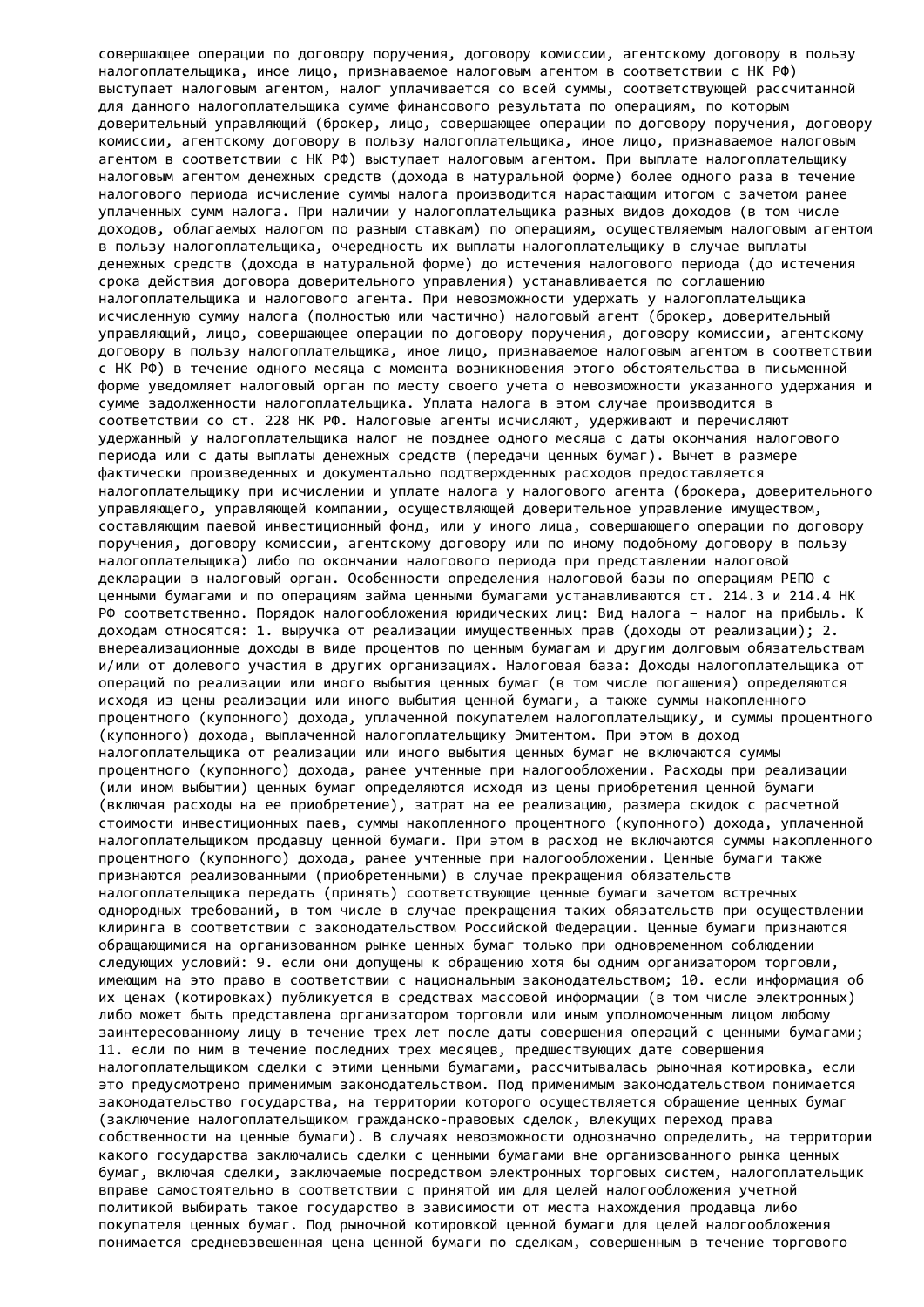совершающее операции по договору поручения, договору комиссии, агентскому договору в пользу налогоплательщика, иное лицо, признаваемое налоговым агентом в соответствии с НК РФ) выступает налоговым агентом, налог уплачивается со всей суммы, соответствующей рассчитанной для данного налогоплательщика сумме финансового результата по операциям, по которым доверительный управляющий (брокер, лицо, совершающее операции по договору поручения, договору комиссии, агентскому договору в пользу налогоплательщика, иное лицо, признаваемое налоговым агентом в соответствии с НК РФ) выступает налоговым агентом. При выплате налогоплательщику налоговым агентом денежных средств (дохода в натуральной форме) более одного раза в течение налогового периода исчисление суммы налога производится нарастающим итогом с зачетом ранее уплаченных сумм налога. При наличии у налогоплательщика разных видов доходов (в том числе доходов, облагаемых налогом по разным ставкам) по операциям, осуществляемым налоговым агентом в пользу налогоплательщика, очередность их выплаты налогоплательщику в случае выплаты денежных средств (дохода в натуральной форме) до истечения налогового периода (до истечения срока действия договора доверительного управления) устанавливается по соглашению налогоплательщика и налогового агента. При невозможности удержать у налогоплательщика исчисленную сумму налога (полностью или частично) налоговый агент (брокер, доверительный управляющий, лицо, совершающее операции по договору поручения, договору комиссии, агентскому договору в пользу налогоплательщика, иное лицо, признаваемое налоговым агентом в соответствии с НК РФ) в течение одного месяца с момента возникновения этого обстоятельства в письменной форме уведомляет налоговый орган по месту своего учета о невозможности указанного удержания и сумме задолженности налогоплательщика. Уплата налога в этом случае производится в соответствии со ст. 228 НК РФ. Налоговые агенты исчисляют, удерживают и перечисляют удержанный у налогоплательщика налог не позднее одного месяца с даты окончания налогового периода или с даты выплаты денежных средств (передачи ценных бумаг). Вычет в размере фактически произведенных и документально подтвержденных расходов предоставляется налогоплательщику при исчислении и уплате налога у налогового агента (брокера, доверительного управляющего, управляющей компании, осуществляющей доверительное управление имуществом, составляющим паевой инвестиционный фонд, или у иного лица, совершающего операции по договору поручения, договору комиссии, агентскому договору или по иному подобному договору в пользу налогоплательщика) либо по окончании налогового периода при представлении налоговой декларации в налоговый орган. Особенности определения налоговой базы по операциям РЕПО с ценными бумагами и по операциям займа ценными бумагами устанавливаются ст. 214.3 и 214.4 НК РФ соответственно. Порядок налогообложения юридических лиц: Вид налога – налог на прибыль. К доходам относятся: 1. выручка от реализации имущественных прав (доходы от реализации); 2. внереализационные доходы в виде процентов по ценным бумагам и другим долговым обязательствам и/или от долевого участия в других организациях. Налоговая база: Доходы налогоплательщика от операций по реализации или иного выбытия ценных бумаг (в том числе погашения) определяются исходя из цены реализации или иного выбытия ценной бумаги, а также суммы накопленного процентного (купонного) дохода, уплаченной покупателем налогоплательщику, и суммы процентного (купонного) дохода, выплаченной налогоплательщику Эмитентом. При этом в доход налогоплательщика от реализации или иного выбытия ценных бумаг не включаются суммы процентного (купонного) дохода, ранее учтенные при налогообложении. Расходы при реализации (или ином выбытии) ценных бумаг определяются исходя из цены приобретения ценной бумаги (включая расходы на ее приобретение), затрат на ее реализацию, размера скидок с расчетной стоимости инвестиционных паев, суммы накопленного процентного (купонного) дохода, уплаченной налогоплательщиком продавцу ценной бумаги. При этом в расход не включаются суммы накопленного процентного (купонного) дохода, ранее учтенные при налогообложении. Ценные бумаги также признаются реализованными (приобретенными) в случае прекращения обязательств налогоплательщика передать (принять) соответствующие ценные бумаги зачетом встречных однородных требований, в том числе в случае прекращения таких обязательств при осуществлении клиринга в соответствии с законодательством Российской Федерации. Ценные бумаги признаются обращающимися на организованном рынке ценных бумаг только при одновременном соблюдении следующих условий: 9. если они допущены к обращению хотя бы одним организатором торговли, имеющим на это право в соответствии с национальным законодательством; 10. если информация об их ценах (котировках) публикуется в средствах массовой информации (в том числе электронных) либо может быть представлена организатором торговли или иным уполномоченным лицом любому заинтересованному лицу в течение трех лет после даты совершения операций с ценными бумагами; 11. если по ним в течение последних трех месяцев, предшествующих дате совершения налогоплательщиком сделки с этими ценными бумагами, рассчитывалась рыночная котировка, если это предусмотрено применимым законодательством. Под применимым законодательством понимается законодательство государства, на территории которого осуществляется обращение ценных бумаг (заключение налогоплательщиком гражданско-правовых сделок, влекущих переход права собственности на ценные бумаги). В случаях невозможности однозначно определить, на территории какого государства заключались сделки с ценными бумагами вне организованного рынка ценных бумаг, включая сделки, заключаемые посредством электронных торговых систем, налогоплательщик вправе самостоятельно в соответствии с принятой им для целей налогообложения учетной политикой выбирать такое государство в зависимости от места нахождения продавца либо покупателя ценных бумаг. Под рыночной котировкой ценной бумаги для целей налогообложения понимается средневзвешенная цена ценной бумаги по сделкам, совершенным в течение торгового